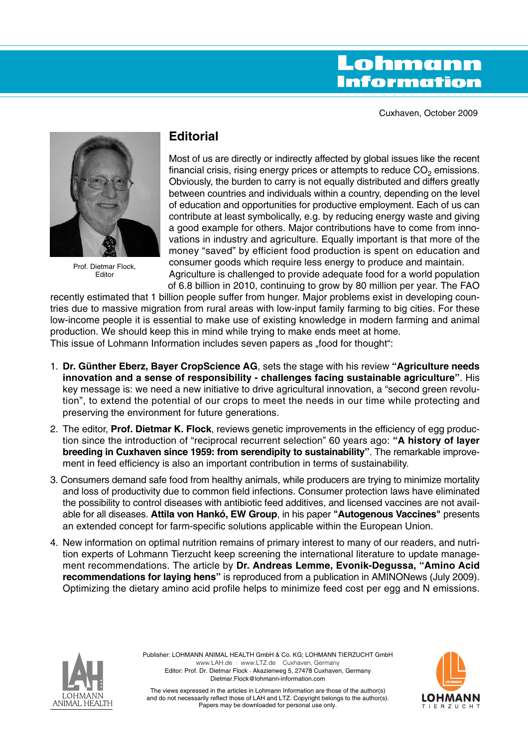# Lohmann Information

Cuxhaven, October 2009

Prof. Dietmar Flock, Editor

## Editorial

Most of us are directly or indirectly affected by global issues like the recent financial crisis, rising energy prices or attempts to reduce $CO_2$ emissions. Obviously, the burden to carry is not equally distributed and differs greatly between countries and individuals within a country, depending on the level of education and opportunities for productive employment. Each of us can contribute at least symbolically, e.g. by reducing energy waste and giving a good example for others. Major contributions have to come from innovations in industry and agriculture. Equally important is that more of the money "saved" by efficient food production is spent on education and consumer goods which require less energy to produce and maintain.

Agriculture is challenged to provide adequate food for a world population of 6.8 billion in 2010, continuing to grow by 80 million per year. The FAO recently estimated that 1 billion people suffer from hunger. Major problems exist in developing countries due to massive migration from rural areas with low-input family farming to big cities. For these low-income people it is essential to make use of existing knowledge in modern farming and animal production. We should keep this in mind while trying to make ends meet at home.

This issue of Lohmann Information includes seven papers as „food for thought":

1. **Dr. Günther Eberz, Bayer CropScience AG**, sets the stage with his review **"Agriculture needs innovation and a sense of responsibility - challenges facing sustainable agriculture"**. His key message is: we need a new initiative to drive agricultural innovation, a "second green revolution", to extend the potential of our crops to meet the needs in our time while protecting and preserving the environment for future generations.
2. The editor, **Prof. Dietmar K. Flock**, reviews genetic improvements in the efficiency of egg production since the introduction of "reciprocal recurrent selection" 60 years ago: **"A history of layer breeding in Cuxhaven since 1959: from serendipity to sustainability"**. The remarkable improvement in feed efficiency is also an important contribution in terms of sustainability.
3. Consumers demand safe food from healthy animals, while producers are trying to minimize mortality and loss of productivity due to common field infections. Consumer protection laws have eliminated the possibility to control diseases with antibiotic feed additives, and licensed vaccines are not available for all diseases. **Attila von Hankó, EW Group**, in his paper **"Autogenous Vaccines"** presents an extended concept for farm-specific solutions applicable within the European Union.
4. New information on optimal nutrition remains of primary interest to many of our readers, and nutrition experts of Lohmann Tierzucht keep screening the international literature to update management recommendations. The article by **Dr. Andreas Lemme, Evonik-Degussa, "Amino Acid recommendations for laying hens"** is reproduced from a publication in AMINONews (July 2009). Optimizing the dietary amino acid profile helps to minimize feed cost per egg and N emissions.

LOHMANN ANIMAL HEALTH

Publisher: LOHMANN ANIMAL HEALTH GmbH & Co. KG; LOHMANN TIERZUCHT GmbH
www.LAH.de · www.LTZ.de Cuxhaven, Germany
Editor: Prof. Dr. Dietmar Flock · Akazienweg 5, 27478 Cuxhaven, Germany
Dietmar.Flock@lohmann-information.com

The views expressed in the articles in Lohmann Information are those of the author(s) and do not necessarily reflect those of LAH and LTZ. Copyright belongs to the author(s). Papers may be downloaded for personal use only.

LOHMANN TIERZUCHT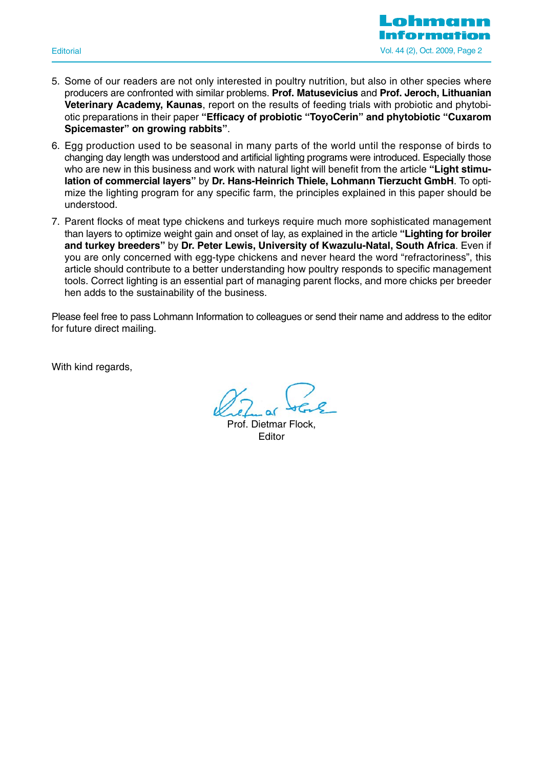5. Some of our readers are not only interested in poultry nutrition, but also in other species where producers are confronted with similar problems. **Prof. Matusevicius** and **Prof. Jeroch, Lithuanian Veterinary Academy, Kaunas**, report on the results of feeding trials with probiotic and phytobiotic preparations in their paper **"Efficacy of probiotic "ToyoCerin" and phytobiotic "Cuxarom Spicemaster" on growing rabbits"**.

6. Egg production used to be seasonal in many parts of the world until the response of birds to changing day length was understood and artificial lighting programs were introduced. Especially those who are new in this business and work with natural light will benefit from the article **"Light stimulation of commercial layers"** by **Dr. Hans-Heinrich Thiele, Lohmann Tierzucht GmbH**. To optimize the lighting program for any specific farm, the principles explained in this paper should be understood.

7. Parent flocks of meat type chickens and turkeys require much more sophisticated management than layers to optimize weight gain and onset of lay, as explained in the article **"Lighting for broiler and turkey breeders"** by **Dr. Peter Lewis, University of Kwazulu-Natal, South Africa**. Even if you are only concerned with egg-type chickens and never heard the word "refractoriness", this article should contribute to a better understanding how poultry responds to specific management tools. Correct lighting is an essential part of managing parent flocks, and more chicks per breeder hen adds to the sustainability of the business.

Please feel free to pass Lohmann Information to colleagues or send their name and address to the editor for future direct mailing.

With kind regards,

Prof. Dietmar Flock,
Editor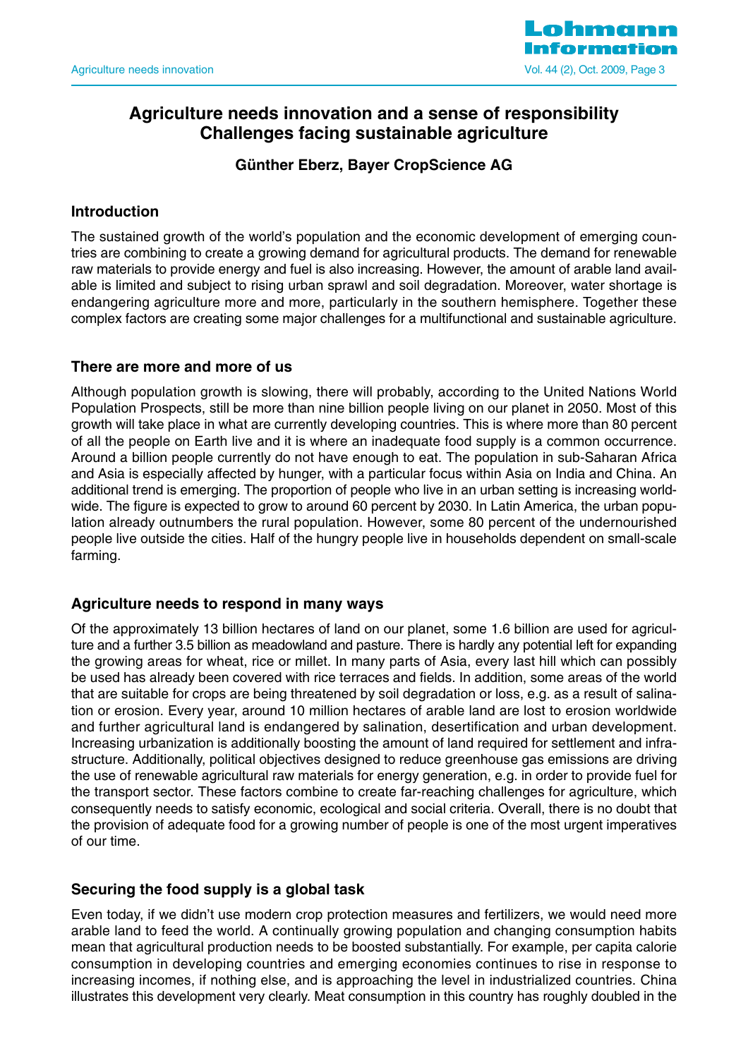# Agriculture needs innovation and a sense of responsibility
# Challenges facing sustainable agriculture

**Günther Eberz, Bayer CropScience AG**

## Introduction

The sustained growth of the world's population and the economic development of emerging countries are combining to create a growing demand for agricultural products. The demand for renewable raw materials to provide energy and fuel is also increasing. However, the amount of arable land available is limited and subject to rising urban sprawl and soil degradation. Moreover, water shortage is endangering agriculture more and more, particularly in the southern hemisphere. Together these complex factors are creating some major challenges for a multifunctional and sustainable agriculture.

## There are more and more of us

Although population growth is slowing, there will probably, according to the United Nations World Population Prospects, still be more than nine billion people living on our planet in 2050. Most of this growth will take place in what are currently developing countries. This is where more than 80 percent of all the people on Earth live and it is where an inadequate food supply is a common occurrence. Around a billion people currently do not have enough to eat. The population in sub-Saharan Africa and Asia is especially affected by hunger, with a particular focus within Asia on India and China. An additional trend is emerging. The proportion of people who live in an urban setting is increasing worldwide. The figure is expected to grow to around 60 percent by 2030. In Latin America, the urban population already outnumbers the rural population. However, some 80 percent of the undernourished people live outside the cities. Half of the hungry people live in households dependent on small-scale farming.

## Agriculture needs to respond in many ways

Of the approximately 13 billion hectares of land on our planet, some 1.6 billion are used for agriculture and a further 3.5 billion as meadowland and pasture. There is hardly any potential left for expanding the growing areas for wheat, rice or millet. In many parts of Asia, every last hill which can possibly be used has already been covered with rice terraces and fields. In addition, some areas of the world that are suitable for crops are being threatened by soil degradation or loss, e.g. as a result of salination or erosion. Every year, around 10 million hectares of arable land are lost to erosion worldwide and further agricultural land is endangered by salination, desertification and urban development. Increasing urbanization is additionally boosting the amount of land required for settlement and infrastructure. Additionally, political objectives designed to reduce greenhouse gas emissions are driving the use of renewable agricultural raw materials for energy generation, e.g. in order to provide fuel for the transport sector. These factors combine to create far-reaching challenges for agriculture, which consequently needs to satisfy economic, ecological and social criteria. Overall, there is no doubt that the provision of adequate food for a growing number of people is one of the most urgent imperatives of our time.

## Securing the food supply is a global task

Even today, if we didn't use modern crop protection measures and fertilizers, we would need more arable land to feed the world. A continually growing population and changing consumption habits mean that agricultural production needs to be boosted substantially. For example, per capita calorie consumption in developing countries and emerging economies continues to rise in response to increasing incomes, if nothing else, and is approaching the level in industrialized countries. China illustrates this development very clearly. Meat consumption in this country has roughly doubled in the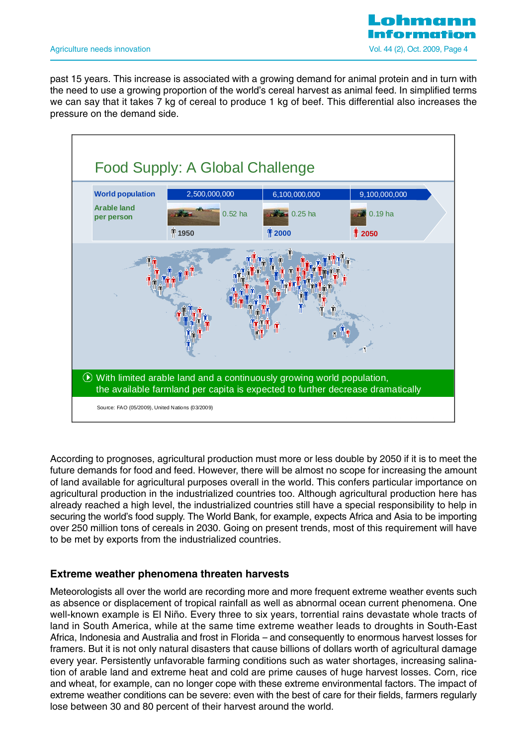past 15 years. This increase is associated with a growing demand for animal protein and in turn with the need to use a growing proportion of the world's cereal harvest as animal feed. In simplified terms we can say that it takes 7 kg of cereal to produce 1 kg of beef. This differential also increases the pressure on the demand side.

## Food Supply: A Global Challenge

| | 1950 | 2000 | 2050 |
|---|---|---|---|
| World population | 2,500,000,000 | 6,100,000,000 | 9,100,000,000 |
| Arable land per person | 0.52 ha | 0.25 ha | 0.19 ha |

With limited arable land and a continuously growing world population, the available farmland per capita is expected to further decrease dramatically

Source: FAO (05/2009), United Nations (03/2009)

According to prognoses, agricultural production must more or less double by 2050 if it is to meet the future demands for food and feed. However, there will be almost no scope for increasing the amount of land available for agricultural purposes overall in the world. This confers particular importance on agricultural production in the industrialized countries too. Although agricultural production here has already reached a high level, the industrialized countries still have a special responsibility to help in securing the world's food supply. The World Bank, for example, expects Africa and Asia to be importing over 250 million tons of cereals in 2030. Going on present trends, most of this requirement will have to be met by exports from the industrialized countries.

### Extreme weather phenomena threaten harvests

Meteorologists all over the world are recording more and more frequent extreme weather events such as absence or displacement of tropical rainfall as well as abnormal ocean current phenomena. One well-known example is El Niño. Every three to six years, torrential rains devastate whole tracts of land in South America, while at the same time extreme weather leads to droughts in South-East Africa, Indonesia and Australia and frost in Florida – and consequently to enormous harvest losses for framers. But it is not only natural disasters that cause billions of dollars worth of agricultural damage every year. Persistently unfavorable farming conditions such as water shortages, increasing salination of arable land and extreme heat and cold are prime causes of huge harvest losses. Corn, rice and wheat, for example, can no longer cope with these extreme environmental factors. The impact of extreme weather conditions can be severe: even with the best of care for their fields, farmers regularly lose between 30 and 80 percent of their harvest around the world.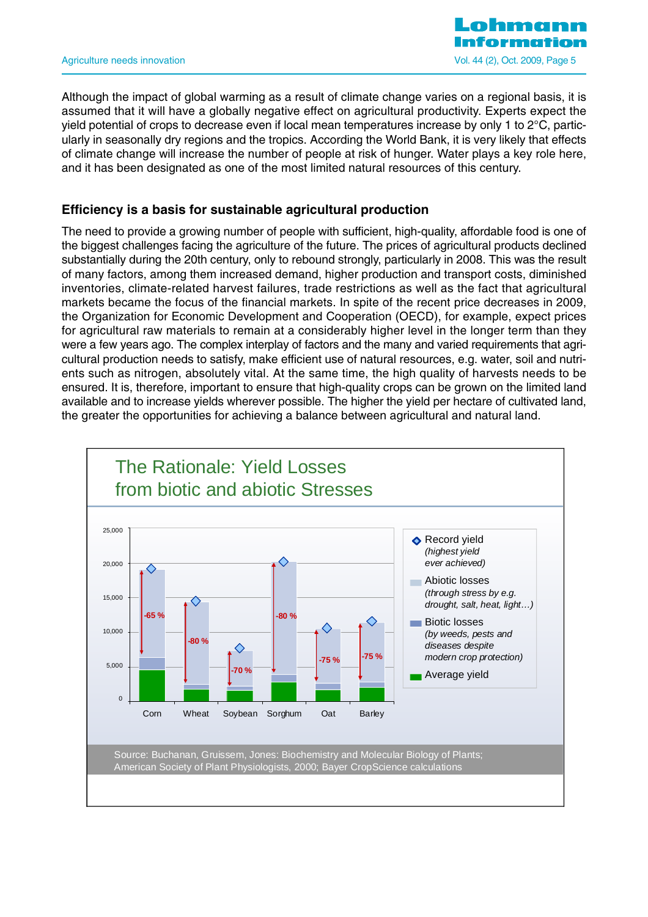Although the impact of global warming as a result of climate change varies on a regional basis, it is assumed that it will have a globally negative effect on agricultural productivity. Experts expect the yield potential of crops to decrease even if local mean temperatures increase by only 1 to 2°C, particularly in seasonally dry regions and the tropics. According the World Bank, it is very likely that effects of climate change will increase the number of people at risk of hunger. Water plays a key role here, and it has been designated as one of the most limited natural resources of this century.

## Efficiency is a basis for sustainable agricultural production

The need to provide a growing number of people with sufficient, high-quality, affordable food is one of the biggest challenges facing the agriculture of the future. The prices of agricultural products declined substantially during the 20th century, only to rebound strongly, particularly in 2008. This was the result of many factors, among them increased demand, higher production and transport costs, diminished inventories, climate-related harvest failures, trade restrictions as well as the fact that agricultural markets became the focus of the financial markets. In spite of the recent price decreases in 2009, the Organization for Economic Development and Cooperation (OECD), for example, expect prices for agricultural raw materials to remain at a considerably higher level in the longer term than they were a few years ago. The complex interplay of factors and the many and varied requirements that agricultural production needs to satisfy, make efficient use of natural resources, e.g. water, soil and nutrients such as nitrogen, absolutely vital. At the same time, the high quality of harvests needs to be ensured. It is, therefore, important to ensure that high-quality crops can be grown on the limited land available and to increase yields wherever possible. The higher the yield per hectare of cultivated land, the greater the opportunities for achieving a balance between agricultural and natural land.

**The Rationale: Yield Losses from biotic and abiotic Stresses**

| Crop | Yield loss |
|---|---|
| Corn | -65 % |
| Wheat | -80 % |
| Soybean | -70 % |
| Sorghum | -80 % |
| Oat | -75 % |
| Barley | -75 % |

Legend: Record yield (highest yield ever achieved); Abiotic losses (through stress by e.g. drought, salt, heat, light…); Biotic losses (by weeds, pests and diseases despite modern crop protection); Average yield

Source: Buchanan, Gruissem, Jones: Biochemistry and Molecular Biology of Plants; American Society of Plant Physiologists, 2000; Bayer CropScience calculations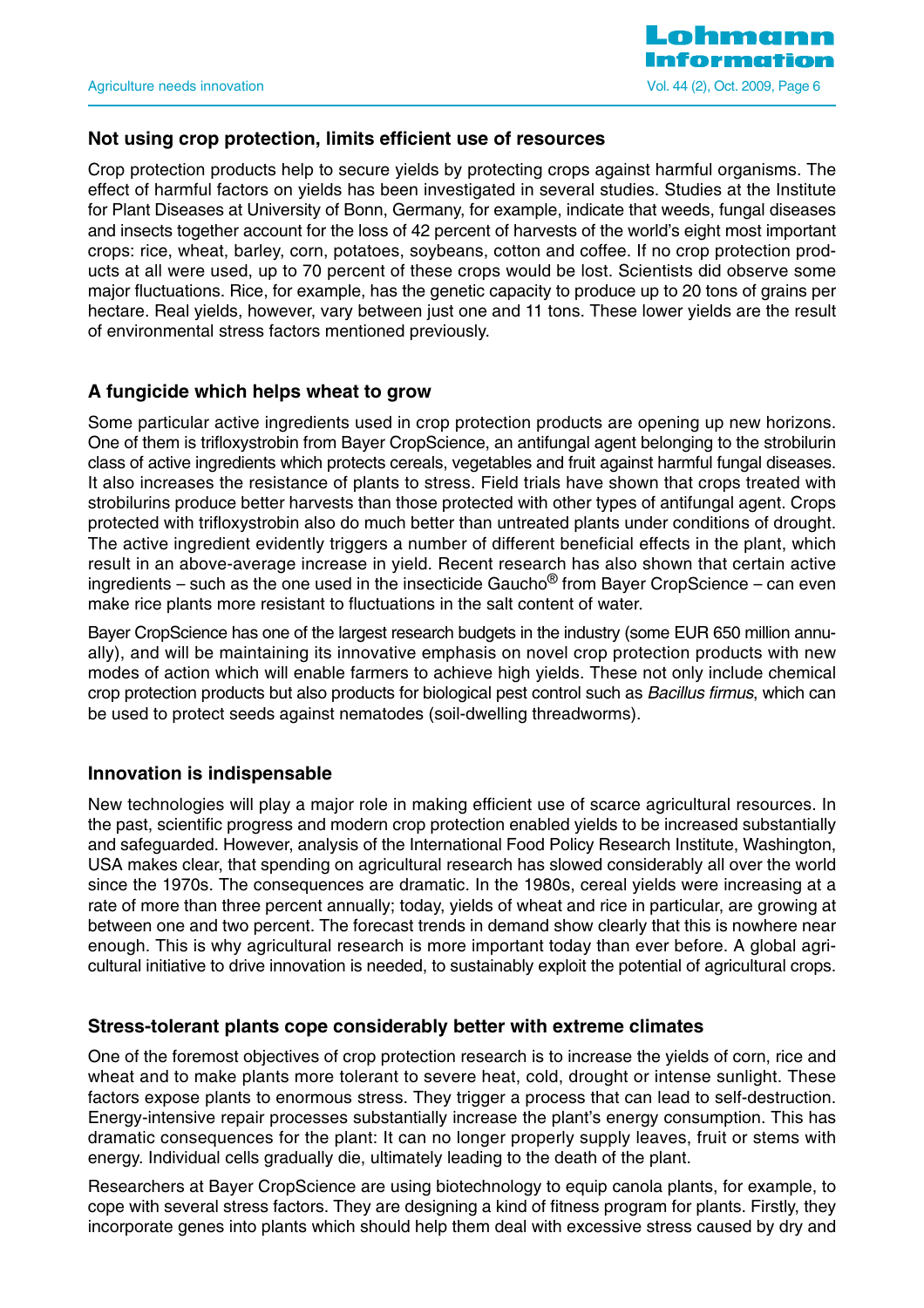## Not using crop protection, limits efficient use of resources

Crop protection products help to secure yields by protecting crops against harmful organisms. The effect of harmful factors on yields has been investigated in several studies. Studies at the Institute for Plant Diseases at University of Bonn, Germany, for example, indicate that weeds, fungal diseases and insects together account for the loss of 42 percent of harvests of the world's eight most important crops: rice, wheat, barley, corn, potatoes, soybeans, cotton and coffee. If no crop protection products at all were used, up to 70 percent of these crops would be lost. Scientists did observe some major fluctuations. Rice, for example, has the genetic capacity to produce up to 20 tons of grains per hectare. Real yields, however, vary between just one and 11 tons. These lower yields are the result of environmental stress factors mentioned previously.

## A fungicide which helps wheat to grow

Some particular active ingredients used in crop protection products are opening up new horizons. One of them is trifloxystrobin from Bayer CropScience, an antifungal agent belonging to the strobilurin class of active ingredients which protects cereals, vegetables and fruit against harmful fungal diseases. It also increases the resistance of plants to stress. Field trials have shown that crops treated with strobilurins produce better harvests than those protected with other types of antifungal agent. Crops protected with trifloxystrobin also do much better than untreated plants under conditions of drought. The active ingredient evidently triggers a number of different beneficial effects in the plant, which result in an above-average increase in yield. Recent research has also shown that certain active ingredients – such as the one used in the insecticide Gaucho® from Bayer CropScience – can even make rice plants more resistant to fluctuations in the salt content of water.

Bayer CropScience has one of the largest research budgets in the industry (some EUR 650 million annually), and will be maintaining its innovative emphasis on novel crop protection products with new modes of action which will enable farmers to achieve high yields. These not only include chemical crop protection products but also products for biological pest control such as *Bacillus firmus*, which can be used to protect seeds against nematodes (soil-dwelling threadworms).

## Innovation is indispensable

New technologies will play a major role in making efficient use of scarce agricultural resources. In the past, scientific progress and modern crop protection enabled yields to be increased substantially and safeguarded. However, analysis of the International Food Policy Research Institute, Washington, USA makes clear, that spending on agricultural research has slowed considerably all over the world since the 1970s. The consequences are dramatic. In the 1980s, cereal yields were increasing at a rate of more than three percent annually; today, yields of wheat and rice in particular, are growing at between one and two percent. The forecast trends in demand show clearly that this is nowhere near enough. This is why agricultural research is more important today than ever before. A global agricultural initiative to drive innovation is needed, to sustainably exploit the potential of agricultural crops.

## Stress-tolerant plants cope considerably better with extreme climates

One of the foremost objectives of crop protection research is to increase the yields of corn, rice and wheat and to make plants more tolerant to severe heat, cold, drought or intense sunlight. These factors expose plants to enormous stress. They trigger a process that can lead to self-destruction. Energy-intensive repair processes substantially increase the plant's energy consumption. This has dramatic consequences for the plant: It can no longer properly supply leaves, fruit or stems with energy. Individual cells gradually die, ultimately leading to the death of the plant.

Researchers at Bayer CropScience are using biotechnology to equip canola plants, for example, to cope with several stress factors. They are designing a kind of fitness program for plants. Firstly, they incorporate genes into plants which should help them deal with excessive stress caused by dry and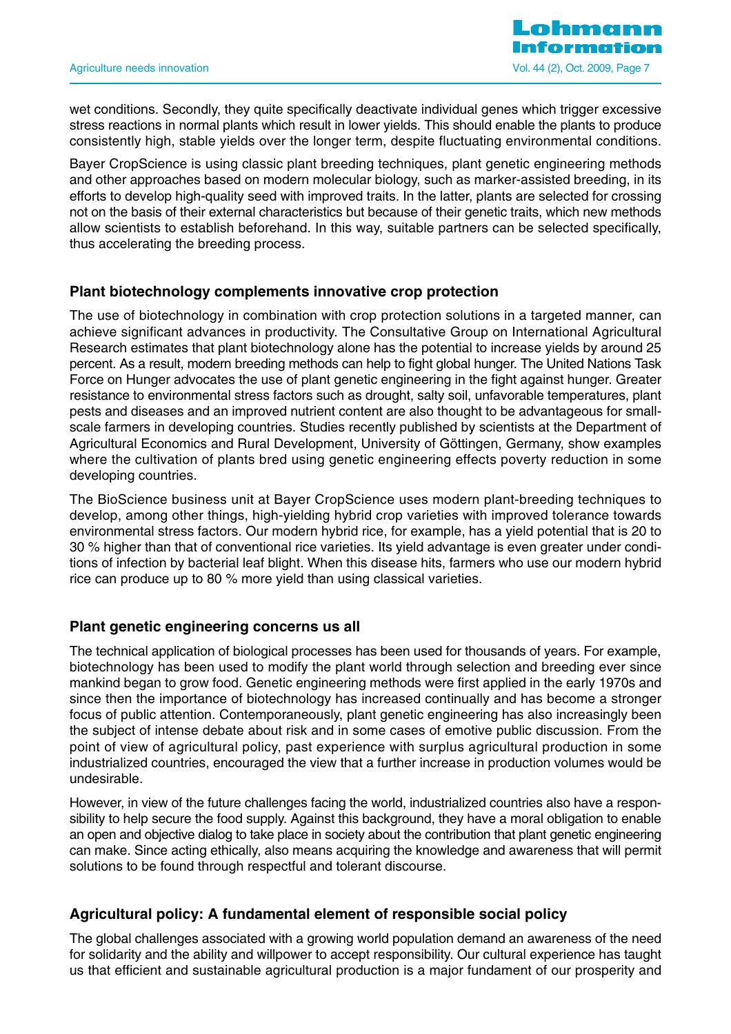wet conditions. Secondly, they quite specifically deactivate individual genes which trigger excessive stress reactions in normal plants which result in lower yields. This should enable the plants to produce consistently high, stable yields over the longer term, despite fluctuating environmental conditions.

Bayer CropScience is using classic plant breeding techniques, plant genetic engineering methods and other approaches based on modern molecular biology, such as marker-assisted breeding, in its efforts to develop high-quality seed with improved traits. In the latter, plants are selected for crossing not on the basis of their external characteristics but because of their genetic traits, which new methods allow scientists to establish beforehand. In this way, suitable partners can be selected specifically, thus accelerating the breeding process.

## Plant biotechnology complements innovative crop protection

The use of biotechnology in combination with crop protection solutions in a targeted manner, can achieve significant advances in productivity. The Consultative Group on International Agricultural Research estimates that plant biotechnology alone has the potential to increase yields by around 25 percent. As a result, modern breeding methods can help to fight global hunger. The United Nations Task Force on Hunger advocates the use of plant genetic engineering in the fight against hunger. Greater resistance to environmental stress factors such as drought, salty soil, unfavorable temperatures, plant pests and diseases and an improved nutrient content are also thought to be advantageous for small-scale farmers in developing countries. Studies recently published by scientists at the Department of Agricultural Economics and Rural Development, University of Göttingen, Germany, show examples where the cultivation of plants bred using genetic engineering effects poverty reduction in some developing countries.

The BioScience business unit at Bayer CropScience uses modern plant-breeding techniques to develop, among other things, high-yielding hybrid crop varieties with improved tolerance towards environmental stress factors. Our modern hybrid rice, for example, has a yield potential that is 20 to 30 % higher than that of conventional rice varieties. Its yield advantage is even greater under conditions of infection by bacterial leaf blight. When this disease hits, farmers who use our modern hybrid rice can produce up to 80 % more yield than using classical varieties.

## Plant genetic engineering concerns us all

The technical application of biological processes has been used for thousands of years. For example, biotechnology has been used to modify the plant world through selection and breeding ever since mankind began to grow food. Genetic engineering methods were first applied in the early 1970s and since then the importance of biotechnology has increased continually and has become a stronger focus of public attention. Contemporaneously, plant genetic engineering has also increasingly been the subject of intense debate about risk and in some cases of emotive public discussion. From the point of view of agricultural policy, past experience with surplus agricultural production in some industrialized countries, encouraged the view that a further increase in production volumes would be undesirable.

However, in view of the future challenges facing the world, industrialized countries also have a responsibility to help secure the food supply. Against this background, they have a moral obligation to enable an open and objective dialog to take place in society about the contribution that plant genetic engineering can make. Since acting ethically, also means acquiring the knowledge and awareness that will permit solutions to be found through respectful and tolerant discourse.

## Agricultural policy: A fundamental element of responsible social policy

The global challenges associated with a growing world population demand an awareness of the need for solidarity and the ability and willpower to accept responsibility. Our cultural experience has taught us that efficient and sustainable agricultural production is a major fundament of our prosperity and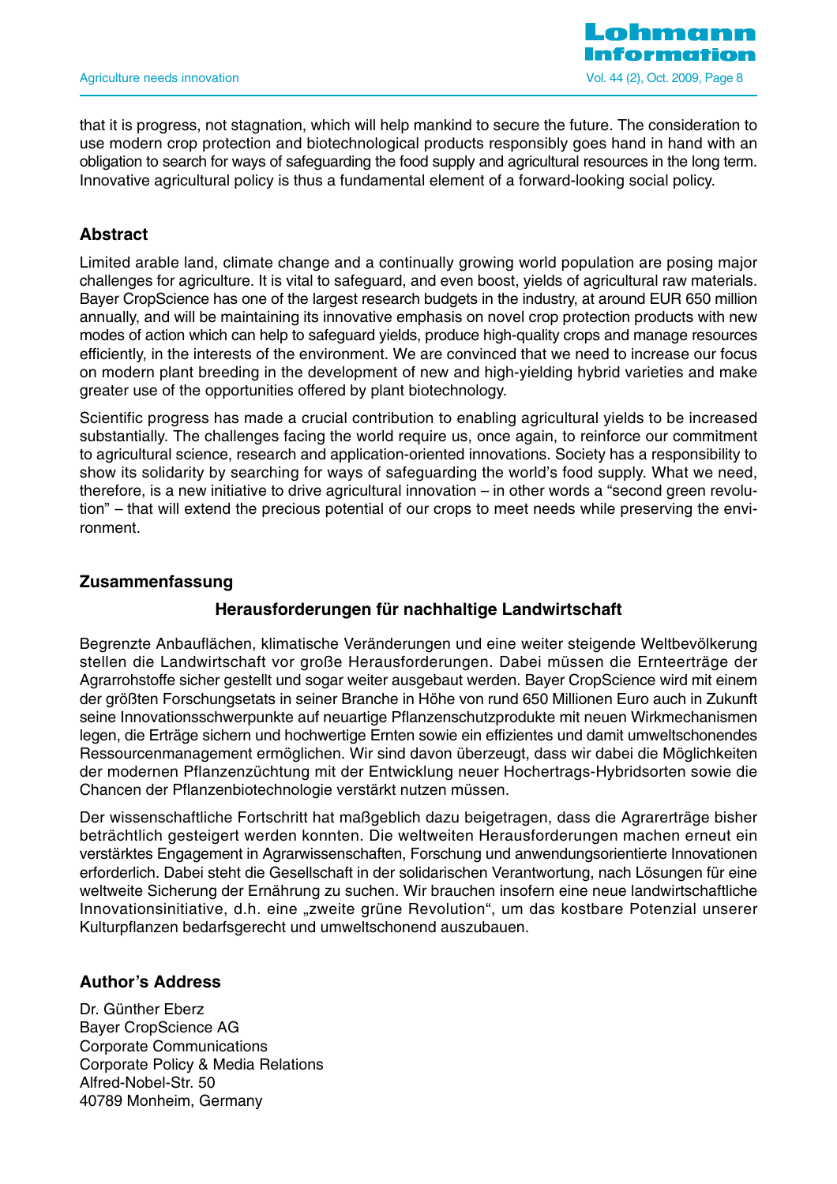that it is progress, not stagnation, which will help mankind to secure the future. The consideration to use modern crop protection and biotechnological products responsibly goes hand in hand with an obligation to search for ways of safeguarding the food supply and agricultural resources in the long term. Innovative agricultural policy is thus a fundamental element of a forward-looking social policy.

## Abstract

Limited arable land, climate change and a continually growing world population are posing major challenges for agriculture. It is vital to safeguard, and even boost, yields of agricultural raw materials. Bayer CropScience has one of the largest research budgets in the industry, at around EUR 650 million annually, and will be maintaining its innovative emphasis on novel crop protection products with new modes of action which can help to safeguard yields, produce high-quality crops and manage resources efficiently, in the interests of the environment. We are convinced that we need to increase our focus on modern plant breeding in the development of new and high-yielding hybrid varieties and make greater use of the opportunities offered by plant biotechnology.

Scientific progress has made a crucial contribution to enabling agricultural yields to be increased substantially. The challenges facing the world require us, once again, to reinforce our commitment to agricultural science, research and application-oriented innovations. Society has a responsibility to show its solidarity by searching for ways of safeguarding the world's food supply. What we need, therefore, is a new initiative to drive agricultural innovation – in other words a "second green revolution" – that will extend the precious potential of our crops to meet needs while preserving the environment.

## Zusammenfassung

### Herausforderungen für nachhaltige Landwirtschaft

Begrenzte Anbauflächen, klimatische Veränderungen und eine weiter steigende Weltbevölkerung stellen die Landwirtschaft vor große Herausforderungen. Dabei müssen die Ernteerträge der Agrarrohstoffe sicher gestellt und sogar weiter ausgebaut werden. Bayer CropScience wird mit einem der größten Forschungsetats in seiner Branche in Höhe von rund 650 Millionen Euro auch in Zukunft seine Innovationsschwerpunkte auf neuartige Pflanzenschutzprodukte mit neuen Wirkmechanismen legen, die Erträge sichern und hochwertige Ernten sowie ein effizientes und damit umweltschonendes Ressourcenmanagement ermöglichen. Wir sind davon überzeugt, dass wir dabei die Möglichkeiten der modernen Pflanzenzüchtung mit der Entwicklung neuer Hochertrags-Hybridsorten sowie die Chancen der Pflanzenbiotechnologie verstärkt nutzen müssen.

Der wissenschaftliche Fortschritt hat maßgeblich dazu beigetragen, dass die Agrarerträge bisher beträchtlich gesteigert werden konnten. Die weltweiten Herausforderungen machen erneut ein verstärktes Engagement in Agrarwissenschaften, Forschung und anwendungsorientierte Innovationen erforderlich. Dabei steht die Gesellschaft in der solidarischen Verantwortung, nach Lösungen für eine weltweite Sicherung der Ernährung zu suchen. Wir brauchen insofern eine neue landwirtschaftliche Innovationsinitiative, d.h. eine „zweite grüne Revolution", um das kostbare Potenzial unserer Kulturpflanzen bedarfsgerecht und umweltschonend auszubauen.

## Author's Address

Dr. Günther Eberz
Bayer CropScience AG
Corporate Communications
Corporate Policy & Media Relations
Alfred-Nobel-Str. 50
40789 Monheim, Germany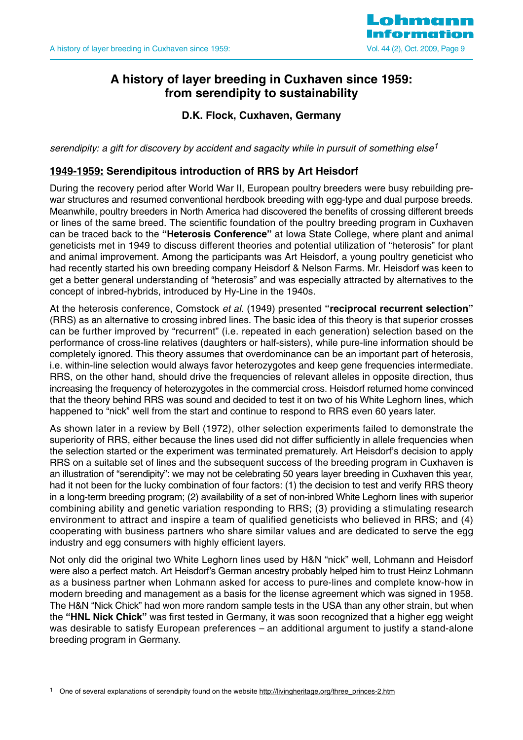# A history of layer breeding in Cuxhaven since 1959: from serendipity to sustainability

**D.K. Flock, Cuxhaven, Germany**

*serendipity: a gift for discovery by accident and sagacity while in pursuit of something else*[1]

## 1949-1959: Serendipitous introduction of RRS by Art Heisdorf

During the recovery period after World War II, European poultry breeders were busy rebuilding pre-war structures and resumed conventional herdbook breeding with egg-type and dual purpose breeds. Meanwhile, poultry breeders in North America had discovered the benefits of crossing different breeds or lines of the same breed. The scientific foundation of the poultry breeding program in Cuxhaven can be traced back to the **"Heterosis Conference"** at Iowa State College, where plant and animal geneticists met in 1949 to discuss different theories and potential utilization of "heterosis" for plant and animal improvement. Among the participants was Art Heisdorf, a young poultry geneticist who had recently started his own breeding company Heisdorf & Nelson Farms. Mr. Heisdorf was keen to get a better general understanding of "heterosis" and was especially attracted by alternatives to the concept of inbred-hybrids, introduced by Hy-Line in the 1940s.

At the heterosis conference, Comstock *et al.* (1949) presented **"reciprocal recurrent selection"** (RRS) as an alternative to crossing inbred lines. The basic idea of this theory is that superior crosses can be further improved by "recurrent" (i.e. repeated in each generation) selection based on the performance of cross-line relatives (daughters or half-sisters), while pure-line information should be completely ignored. This theory assumes that overdominance can be an important part of heterosis, i.e. within-line selection would always favor heterozygotes and keep gene frequencies intermediate. RRS, on the other hand, should drive the frequencies of relevant alleles in opposite direction, thus increasing the frequency of heterozygotes in the commercial cross. Heisdorf returned home convinced that the theory behind RRS was sound and decided to test it on two of his White Leghorn lines, which happened to "nick" well from the start and continue to respond to RRS even 60 years later.

As shown later in a review by Bell (1972), other selection experiments failed to demonstrate the superiority of RRS, either because the lines used did not differ sufficiently in allele frequencies when the selection started or the experiment was terminated prematurely. Art Heisdorf's decision to apply RRS on a suitable set of lines and the subsequent success of the breeding program in Cuxhaven is an illustration of "serendipity": we may not be celebrating 50 years layer breeding in Cuxhaven this year, had it not been for the lucky combination of four factors: (1) the decision to test and verify RRS theory in a long-term breeding program; (2) availability of a set of non-inbred White Leghorn lines with superior combining ability and genetic variation responding to RRS; (3) providing a stimulating research environment to attract and inspire a team of qualified geneticists who believed in RRS; and (4) cooperating with business partners who share similar values and are dedicated to serve the egg industry and egg consumers with highly efficient layers.

Not only did the original two White Leghorn lines used by H&N "nick" well, Lohmann and Heisdorf were also a perfect match. Art Heisdorf's German ancestry probably helped him to trust Heinz Lohmann as a business partner when Lohmann asked for access to pure-lines and complete know-how in modern breeding and management as a basis for the license agreement which was signed in 1958. The H&N "Nick Chick" had won more random sample tests in the USA than any other strain, but when the **"HNL Nick Chick"** was first tested in Germany, it was soon recognized that a higher egg weight was desirable to satisfy European preferences – an additional argument to justify a stand-alone breeding program in Germany.

---

[1] One of several explanations of serendipity found on the website http://livingheritage.org/three_princes-2.htm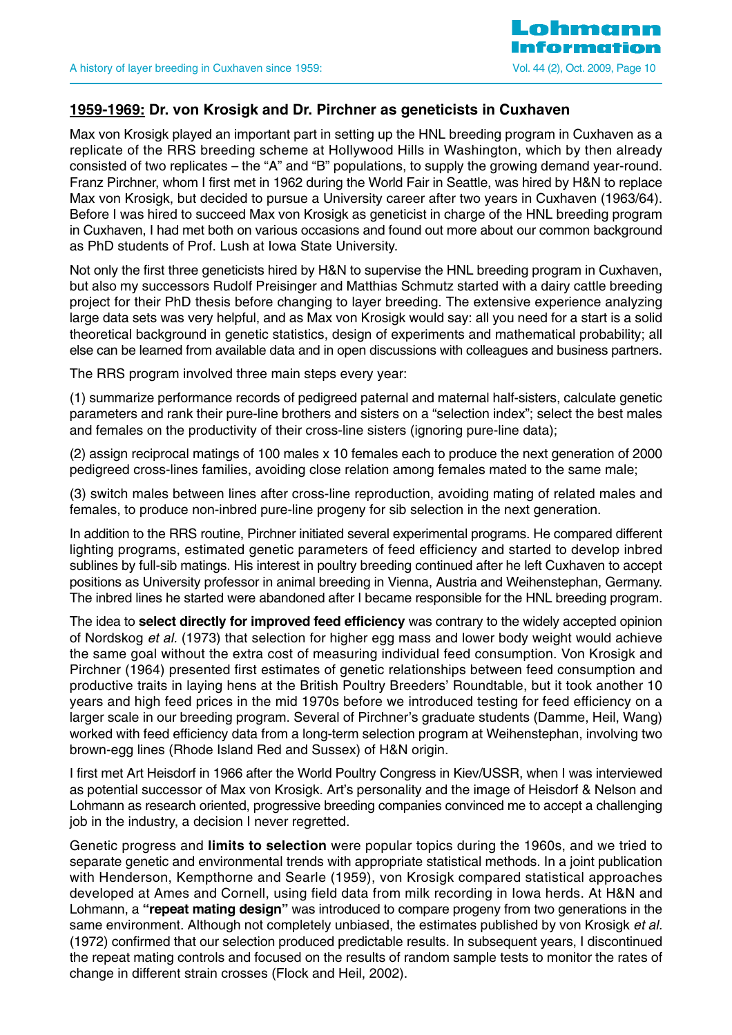## <u>1959-1969:</u> Dr. von Krosigk and Dr. Pirchner as geneticists in Cuxhaven

Max von Krosigk played an important part in setting up the HNL breeding program in Cuxhaven as a replicate of the RRS breeding scheme at Hollywood Hills in Washington, which by then already consisted of two replicates – the "A" and "B" populations, to supply the growing demand year-round. Franz Pirchner, whom I first met in 1962 during the World Fair in Seattle, was hired by H&N to replace Max von Krosigk, but decided to pursue a University career after two years in Cuxhaven (1963/64). Before I was hired to succeed Max von Krosigk as geneticist in charge of the HNL breeding program in Cuxhaven, I had met both on various occasions and found out more about our common background as PhD students of Prof. Lush at Iowa State University.

Not only the first three geneticists hired by H&N to supervise the HNL breeding program in Cuxhaven, but also my successors Rudolf Preisinger and Matthias Schmutz started with a dairy cattle breeding project for their PhD thesis before changing to layer breeding. The extensive experience analyzing large data sets was very helpful, and as Max von Krosigk would say: all you need for a start is a solid theoretical background in genetic statistics, design of experiments and mathematical probability; all else can be learned from available data and in open discussions with colleagues and business partners.

The RRS program involved three main steps every year:

(1) summarize performance records of pedigreed paternal and maternal half-sisters, calculate genetic parameters and rank their pure-line brothers and sisters on a "selection index"; select the best males and females on the productivity of their cross-line sisters (ignoring pure-line data);

(2) assign reciprocal matings of 100 males x 10 females each to produce the next generation of 2000 pedigreed cross-lines families, avoiding close relation among females mated to the same male;

(3) switch males between lines after cross-line reproduction, avoiding mating of related males and females, to produce non-inbred pure-line progeny for sib selection in the next generation.

In addition to the RRS routine, Pirchner initiated several experimental programs. He compared different lighting programs, estimated genetic parameters of feed efficiency and started to develop inbred sublines by full-sib matings. His interest in poultry breeding continued after he left Cuxhaven to accept positions as University professor in animal breeding in Vienna, Austria and Weihenstephan, Germany. The inbred lines he started were abandoned after I became responsible for the HNL breeding program.

The idea to **select directly for improved feed efficiency** was contrary to the widely accepted opinion of Nordskog *et al.* (1973) that selection for higher egg mass and lower body weight would achieve the same goal without the extra cost of measuring individual feed consumption. Von Krosigk and Pirchner (1964) presented first estimates of genetic relationships between feed consumption and productive traits in laying hens at the British Poultry Breeders' Roundtable, but it took another 10 years and high feed prices in the mid 1970s before we introduced testing for feed efficiency on a larger scale in our breeding program. Several of Pirchner's graduate students (Damme, Heil, Wang) worked with feed efficiency data from a long-term selection program at Weihenstephan, involving two brown-egg lines (Rhode Island Red and Sussex) of H&N origin.

I first met Art Heisdorf in 1966 after the World Poultry Congress in Kiev/USSR, when I was interviewed as potential successor of Max von Krosigk. Art's personality and the image of Heisdorf & Nelson and Lohmann as research oriented, progressive breeding companies convinced me to accept a challenging job in the industry, a decision I never regretted.

Genetic progress and **limits to selection** were popular topics during the 1960s, and we tried to separate genetic and environmental trends with appropriate statistical methods. In a joint publication with Henderson, Kempthorne and Searle (1959), von Krosigk compared statistical approaches developed at Ames and Cornell, using field data from milk recording in Iowa herds. At H&N and Lohmann, a **"repeat mating design"** was introduced to compare progeny from two generations in the same environment. Although not completely unbiased, the estimates published by von Krosigk *et al.* (1972) confirmed that our selection produced predictable results. In subsequent years, I discontinued the repeat mating controls and focused on the results of random sample tests to monitor the rates of change in different strain crosses (Flock and Heil, 2002).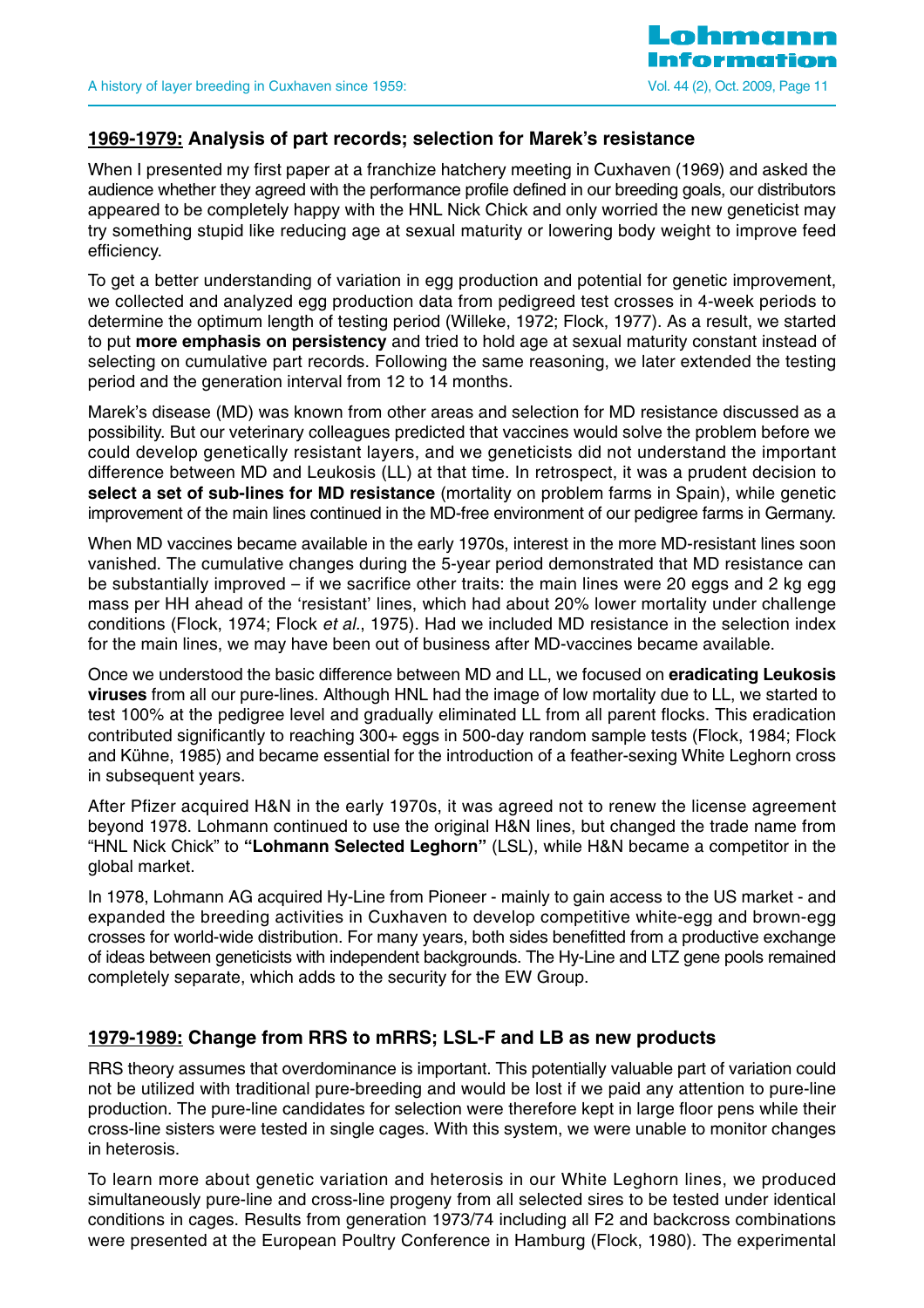## 1969-1979: Analysis of part records; selection for Marek's resistance

When I presented my first paper at a franchize hatchery meeting in Cuxhaven (1969) and asked the audience whether they agreed with the performance profile defined in our breeding goals, our distributors appeared to be completely happy with the HNL Nick Chick and only worried the new geneticist may try something stupid like reducing age at sexual maturity or lowering body weight to improve feed efficiency.

To get a better understanding of variation in egg production and potential for genetic improvement, we collected and analyzed egg production data from pedigreed test crosses in 4-week periods to determine the optimum length of testing period (Willeke, 1972; Flock, 1977). As a result, we started to put **more emphasis on persistency** and tried to hold age at sexual maturity constant instead of selecting on cumulative part records. Following the same reasoning, we later extended the testing period and the generation interval from 12 to 14 months.

Marek's disease (MD) was known from other areas and selection for MD resistance discussed as a possibility. But our veterinary colleagues predicted that vaccines would solve the problem before we could develop genetically resistant layers, and we geneticists did not understand the important difference between MD and Leukosis (LL) at that time. In retrospect, it was a prudent decision to **select a set of sub-lines for MD resistance** (mortality on problem farms in Spain), while genetic improvement of the main lines continued in the MD-free environment of our pedigree farms in Germany.

When MD vaccines became available in the early 1970s, interest in the more MD-resistant lines soon vanished. The cumulative changes during the 5-year period demonstrated that MD resistance can be substantially improved – if we sacrifice other traits: the main lines were 20 eggs and 2 kg egg mass per HH ahead of the 'resistant' lines, which had about 20% lower mortality under challenge conditions (Flock, 1974; Flock *et al*., 1975). Had we included MD resistance in the selection index for the main lines, we may have been out of business after MD-vaccines became available.

Once we understood the basic difference between MD and LL, we focused on **eradicating Leukosis viruses** from all our pure-lines. Although HNL had the image of low mortality due to LL, we started to test 100% at the pedigree level and gradually eliminated LL from all parent flocks. This eradication contributed significantly to reaching 300+ eggs in 500-day random sample tests (Flock, 1984; Flock and Kühne, 1985) and became essential for the introduction of a feather-sexing White Leghorn cross in subsequent years.

After Pfizer acquired H&N in the early 1970s, it was agreed not to renew the license agreement beyond 1978. Lohmann continued to use the original H&N lines, but changed the trade name from "HNL Nick Chick" to **"Lohmann Selected Leghorn"** (LSL), while H&N became a competitor in the global market.

In 1978, Lohmann AG acquired Hy-Line from Pioneer - mainly to gain access to the US market - and expanded the breeding activities in Cuxhaven to develop competitive white-egg and brown-egg crosses for world-wide distribution. For many years, both sides benefitted from a productive exchange of ideas between geneticists with independent backgrounds. The Hy-Line and LTZ gene pools remained completely separate, which adds to the security for the EW Group.

## 1979-1989: Change from RRS to mRRS; LSL-F and LB as new products

RRS theory assumes that overdominance is important. This potentially valuable part of variation could not be utilized with traditional pure-breeding and would be lost if we paid any attention to pure-line production. The pure-line candidates for selection were therefore kept in large floor pens while their cross-line sisters were tested in single cages. With this system, we were unable to monitor changes in heterosis.

To learn more about genetic variation and heterosis in our White Leghorn lines, we produced simultaneously pure-line and cross-line progeny from all selected sires to be tested under identical conditions in cages. Results from generation 1973/74 including all F2 and backcross combinations were presented at the European Poultry Conference in Hamburg (Flock, 1980). The experimental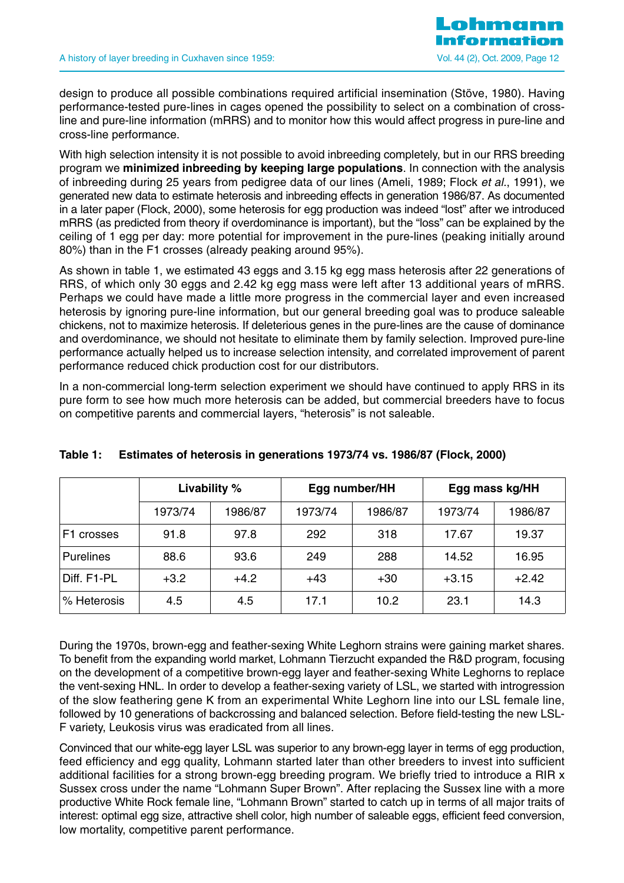design to produce all possible combinations required artificial insemination (Stöve, 1980). Having performance-tested pure-lines in cages opened the possibility to select on a combination of cross-line and pure-line information (mRRS) and to monitor how this would affect progress in pure-line and cross-line performance.

With high selection intensity it is not possible to avoid inbreeding completely, but in our RRS breeding program we **minimized inbreeding by keeping large populations**. In connection with the analysis of inbreeding during 25 years from pedigree data of our lines (Ameli, 1989; Flock *et al.*, 1991), we generated new data to estimate heterosis and inbreeding effects in generation 1986/87. As documented in a later paper (Flock, 2000), some heterosis for egg production was indeed "lost" after we introduced mRRS (as predicted from theory if overdominance is important), but the "loss" can be explained by the ceiling of 1 egg per day: more potential for improvement in the pure-lines (peaking initially around 80%) than in the F1 crosses (already peaking around 95%).

As shown in table 1, we estimated 43 eggs and 3.15 kg egg mass heterosis after 22 generations of RRS, of which only 30 eggs and 2.42 kg egg mass were left after 13 additional years of mRRS. Perhaps we could have made a little more progress in the commercial layer and even increased heterosis by ignoring pure-line information, but our general breeding goal was to produce saleable chickens, not to maximize heterosis. If deleterious genes in the pure-lines are the cause of dominance and overdominance, we should not hesitate to eliminate them by family selection. Improved pure-line performance actually helped us to increase selection intensity, and correlated improvement of parent performance reduced chick production cost for our distributors.

In a non-commercial long-term selection experiment we should have continued to apply RRS in its pure form to see how much more heterosis can be added, but commercial breeders have to focus on competitive parents and commercial layers, "heterosis" is not saleable.

**Table 1: Estimates of heterosis in generations 1973/74 vs. 1986/87 (Flock, 2000)**

| | Livability % | | Egg number/HH | | Egg mass kg/HH | |
|---|---|---|---|---|---|---|
| | 1973/74 | 1986/87 | 1973/74 | 1986/87 | 1973/74 | 1986/87 |
| F1 crosses | 91.8 | 97.8 | 292 | 318 | 17.67 | 19.37 |
| Purelines | 88.6 | 93.6 | 249 | 288 | 14.52 | 16.95 |
| Diff. F1-PL | +3.2 | +4.2 | +43 | +30 | +3.15 | +2.42 |
| % Heterosis | 4.5 | 4.5 | 17.1 | 10.2 | 23.1 | 14.3 |

During the 1970s, brown-egg and feather-sexing White Leghorn strains were gaining market shares. To benefit from the expanding world market, Lohmann Tierzucht expanded the R&D program, focusing on the development of a competitive brown-egg layer and feather-sexing White Leghorns to replace the vent-sexing HNL. In order to develop a feather-sexing variety of LSL, we started with introgression of the slow feathering gene K from an experimental White Leghorn line into our LSL female line, followed by 10 generations of backcrossing and balanced selection. Before field-testing the new LSL-F variety, Leukosis virus was eradicated from all lines.

Convinced that our white-egg layer LSL was superior to any brown-egg layer in terms of egg production, feed efficiency and egg quality, Lohmann started later than other breeders to invest into sufficient additional facilities for a strong brown-egg breeding program. We briefly tried to introduce a RIR x Sussex cross under the name "Lohmann Super Brown". After replacing the Sussex line with a more productive White Rock female line, "Lohmann Brown" started to catch up in terms of all major traits of interest: optimal egg size, attractive shell color, high number of saleable eggs, efficient feed conversion, low mortality, competitive parent performance.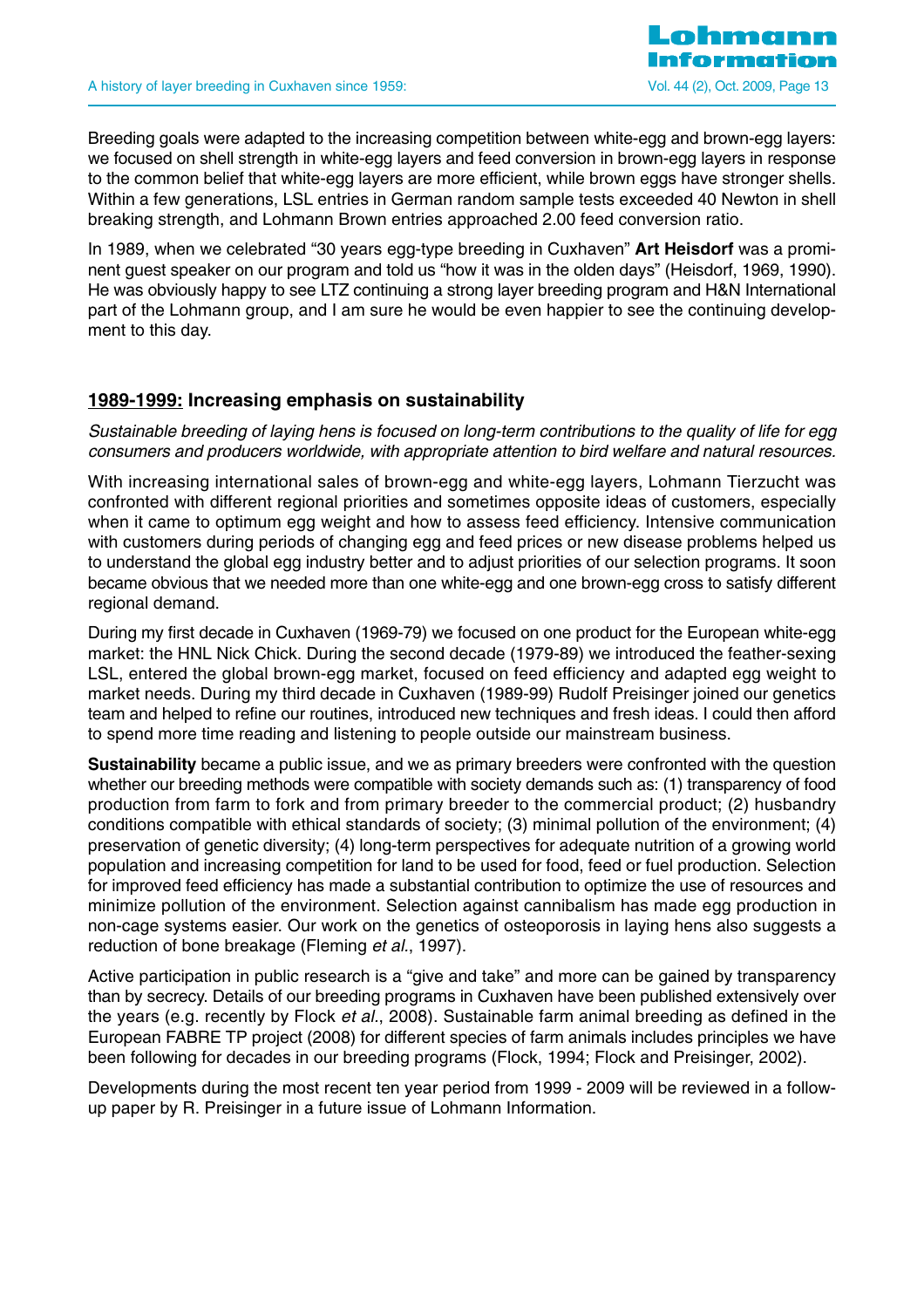Breeding goals were adapted to the increasing competition between white-egg and brown-egg layers: we focused on shell strength in white-egg layers and feed conversion in brown-egg layers in response to the common belief that white-egg layers are more efficient, while brown eggs have stronger shells. Within a few generations, LSL entries in German random sample tests exceeded 40 Newton in shell breaking strength, and Lohmann Brown entries approached 2.00 feed conversion ratio.

In 1989, when we celebrated "30 years egg-type breeding in Cuxhaven" **Art Heisdorf** was a prominent guest speaker on our program and told us "how it was in the olden days" (Heisdorf, 1969, 1990). He was obviously happy to see LTZ continuing a strong layer breeding program and H&N International part of the Lohmann group, and I am sure he would be even happier to see the continuing development to this day.

## 1989-1999: Increasing emphasis on sustainability

*Sustainable breeding of laying hens is focused on long-term contributions to the quality of life for egg consumers and producers worldwide, with appropriate attention to bird welfare and natural resources.*

With increasing international sales of brown-egg and white-egg layers, Lohmann Tierzucht was confronted with different regional priorities and sometimes opposite ideas of customers, especially when it came to optimum egg weight and how to assess feed efficiency. Intensive communication with customers during periods of changing egg and feed prices or new disease problems helped us to understand the global egg industry better and to adjust priorities of our selection programs. It soon became obvious that we needed more than one white-egg and one brown-egg cross to satisfy different regional demand.

During my first decade in Cuxhaven (1969-79) we focused on one product for the European white-egg market: the HNL Nick Chick. During the second decade (1979-89) we introduced the feather-sexing LSL, entered the global brown-egg market, focused on feed efficiency and adapted egg weight to market needs. During my third decade in Cuxhaven (1989-99) Rudolf Preisinger joined our genetics team and helped to refine our routines, introduced new techniques and fresh ideas. I could then afford to spend more time reading and listening to people outside our mainstream business.

**Sustainability** became a public issue, and we as primary breeders were confronted with the question whether our breeding methods were compatible with society demands such as: (1) transparency of food production from farm to fork and from primary breeder to the commercial product; (2) husbandry conditions compatible with ethical standards of society; (3) minimal pollution of the environment; (4) preservation of genetic diversity; (4) long-term perspectives for adequate nutrition of a growing world population and increasing competition for land to be used for food, feed or fuel production. Selection for improved feed efficiency has made a substantial contribution to optimize the use of resources and minimize pollution of the environment. Selection against cannibalism has made egg production in non-cage systems easier. Our work on the genetics of osteoporosis in laying hens also suggests a reduction of bone breakage (Fleming *et al*., 1997).

Active participation in public research is a "give and take" and more can be gained by transparency than by secrecy. Details of our breeding programs in Cuxhaven have been published extensively over the years (e.g. recently by Flock *et al*., 2008). Sustainable farm animal breeding as defined in the European FABRE TP project (2008) for different species of farm animals includes principles we have been following for decades in our breeding programs (Flock, 1994; Flock and Preisinger, 2002).

Developments during the most recent ten year period from 1999 - 2009 will be reviewed in a follow-up paper by R. Preisinger in a future issue of Lohmann Information.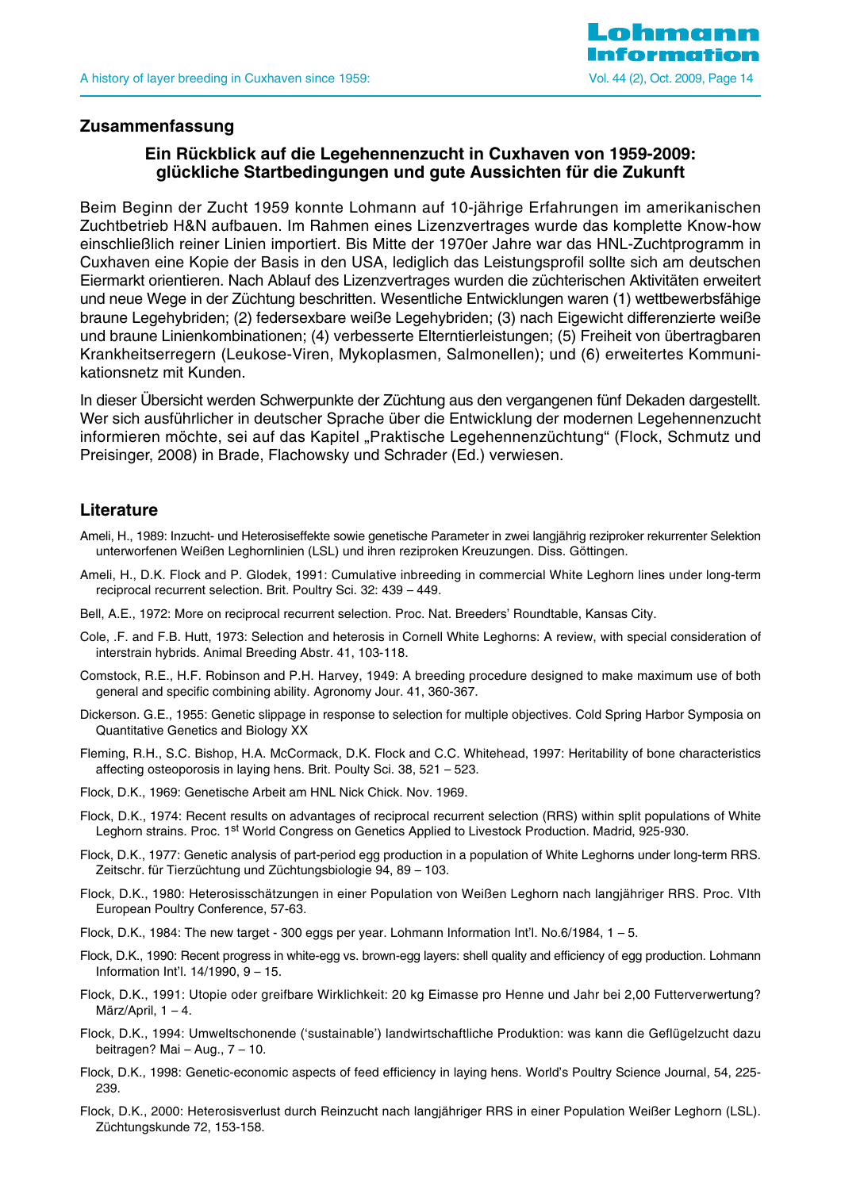## Zusammenfassung

### Ein Rückblick auf die Legehennenzucht in Cuxhaven von 1959-2009: glückliche Startbedingungen und gute Aussichten für die Zukunft

Beim Beginn der Zucht 1959 konnte Lohmann auf 10-jährige Erfahrungen im amerikanischen Zuchtbetrieb H&N aufbauen. Im Rahmen eines Lizenzvertrages wurde das komplette Know-how einschließlich reiner Linien importiert. Bis Mitte der 1970er Jahre war das HNL-Zuchtprogramm in Cuxhaven eine Kopie der Basis in den USA, lediglich das Leistungsprofil sollte sich am deutschen Eiermarkt orientieren. Nach Ablauf des Lizenzvertrages wurden die züchterischen Aktivitäten erweitert und neue Wege in der Züchtung beschritten. Wesentliche Entwicklungen waren (1) wettbewerbsfähige braune Legehybriden; (2) federsexbare weiße Legehybriden; (3) nach Eigewicht differenzierte weiße und braune Linienkombinationen; (4) verbesserte Elterntierleistungen; (5) Freiheit von übertragbaren Krankheitserregern (Leukose-Viren, Mykoplasmen, Salmonellen); und (6) erweitertes Kommunikationsnetz mit Kunden.

In dieser Übersicht werden Schwerpunkte der Züchtung aus den vergangenen fünf Dekaden dargestellt. Wer sich ausführlicher in deutscher Sprache über die Entwicklung der modernen Legehennenzucht informieren möchte, sei auf das Kapitel „Praktische Legehennenzüchtung" (Flock, Schmutz und Preisinger, 2008) in Brade, Flachowsky und Schrader (Ed.) verwiesen.

## Literature

Ameli, H., 1989: Inzucht- und Heterosiseffekte sowie genetische Parameter in zwei langjährig reziproker rekurrenter Selektion unterworfenen Weißen Leghornlinien (LSL) und ihren reziproken Kreuzungen. Diss. Göttingen.

Ameli, H., D.K. Flock and P. Glodek, 1991: Cumulative inbreeding in commercial White Leghorn lines under long-term reciprocal recurrent selection. Brit. Poultry Sci. 32: 439 – 449.

Bell, A.E., 1972: More on reciprocal recurrent selection. Proc. Nat. Breeders' Roundtable, Kansas City.

Cole, .F. and F.B. Hutt, 1973: Selection and heterosis in Cornell White Leghorns: A review, with special consideration of interstrain hybrids. Animal Breeding Abstr. 41, 103-118.

Comstock, R.E., H.F. Robinson and P.H. Harvey, 1949: A breeding procedure designed to make maximum use of both general and specific combining ability. Agronomy Jour. 41, 360-367.

Dickerson. G.E., 1955: Genetic slippage in response to selection for multiple objectives. Cold Spring Harbor Symposia on Quantitative Genetics and Biology XX

Fleming, R.H., S.C. Bishop, H.A. McCormack, D.K. Flock and C.C. Whitehead, 1997: Heritability of bone characteristics affecting osteoporosis in laying hens. Brit. Poulty Sci. 38, 521 – 523.

Flock, D.K., 1969: Genetische Arbeit am HNL Nick Chick. Nov. 1969.

Flock, D.K., 1974: Recent results on advantages of reciprocal recurrent selection (RRS) within split populations of White Leghorn strains. Proc. 1st World Congress on Genetics Applied to Livestock Production. Madrid, 925-930.

Flock, D.K., 1977: Genetic analysis of part-period egg production in a population of White Leghorns under long-term RRS. Zeitschr. für Tierzüchtung und Züchtungsbiologie 94, 89 – 103.

Flock, D.K., 1980: Heterosisschätzungen in einer Population von Weißen Leghorn nach langjähriger RRS. Proc. VIth European Poultry Conference, 57-63.

Flock, D.K., 1984: The new target - 300 eggs per year. Lohmann Information Int'l. No.6/1984, 1 – 5.

Flock, D.K., 1990: Recent progress in white-egg vs. brown-egg layers: shell quality and efficiency of egg production. Lohmann Information Int'l. 14/1990, 9 – 15.

Flock, D.K., 1991: Utopie oder greifbare Wirklichkeit: 20 kg Eimasse pro Henne und Jahr bei 2,00 Futterverwertung? März/April, 1 – 4.

Flock, D.K., 1994: Umweltschonende ('sustainable') landwirtschaftliche Produktion: was kann die Geflügelzucht dazu beitragen? Mai – Aug., 7 – 10.

Flock, D.K., 1998: Genetic-economic aspects of feed efficiency in laying hens. World's Poultry Science Journal, 54, 225-239.

Flock, D.K., 2000: Heterosisverlust durch Reinzucht nach langjähriger RRS in einer Population Weißer Leghorn (LSL). Züchtungskunde 72, 153-158.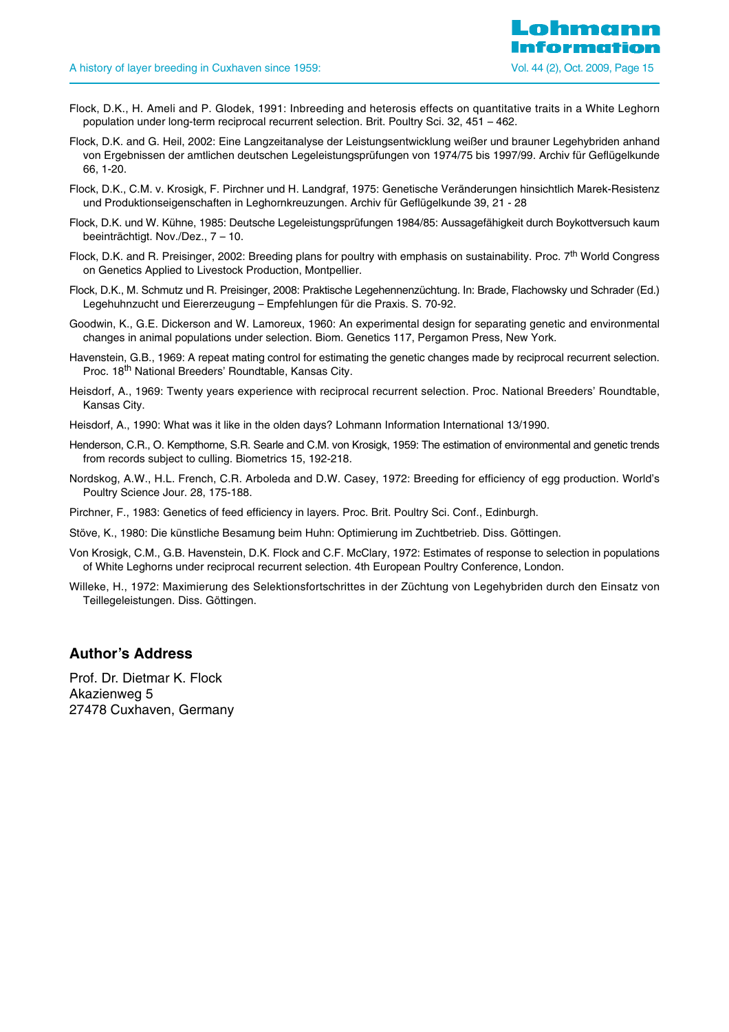Flock, D.K., H. Ameli and P. Glodek, 1991: Inbreeding and heterosis effects on quantitative traits in a White Leghorn population under long-term reciprocal recurrent selection. Brit. Poultry Sci. 32, 451 – 462.

Flock, D.K. and G. Heil, 2002: Eine Langzeitanalyse der Leistungsentwicklung weißer und brauner Legehybriden anhand von Ergebnissen der amtlichen deutschen Legeleistungsprüfungen von 1974/75 bis 1997/99. Archiv für Geflügelkunde 66, 1-20.

Flock, D.K., C.M. v. Krosigk, F. Pirchner und H. Landgraf, 1975: Genetische Veränderungen hinsichtlich Marek-Resistenz und Produktionseigenschaften in Leghornkreuzungen. Archiv für Geflügelkunde 39, 21 - 28

Flock, D.K. und W. Kühne, 1985: Deutsche Legeleistungsprüfungen 1984/85: Aussagefähigkeit durch Boykottversuch kaum beeinträchtigt. Nov./Dez., 7 – 10.

Flock, D.K. and R. Preisinger, 2002: Breeding plans for poultry with emphasis on sustainability. Proc. 7th World Congress on Genetics Applied to Livestock Production, Montpellier.

Flock, D.K., M. Schmutz und R. Preisinger, 2008: Praktische Legehennenzüchtung. In: Brade, Flachowsky und Schrader (Ed.) Legehuhnzucht und Eiererzeugung – Empfehlungen für die Praxis. S. 70-92.

Goodwin, K., G.E. Dickerson and W. Lamoreux, 1960: An experimental design for separating genetic and environmental changes in animal populations under selection. Biom. Genetics 117, Pergamon Press, New York.

Havenstein, G.B., 1969: A repeat mating control for estimating the genetic changes made by reciprocal recurrent selection. Proc. 18th National Breeders' Roundtable, Kansas City.

Heisdorf, A., 1969: Twenty years experience with reciprocal recurrent selection. Proc. National Breeders' Roundtable, Kansas City.

Heisdorf, A., 1990: What was it like in the olden days? Lohmann Information International 13/1990.

Henderson, C.R., O. Kempthorne, S.R. Searle and C.M. von Krosigk, 1959: The estimation of environmental and genetic trends from records subject to culling. Biometrics 15, 192-218.

Nordskog, A.W., H.L. French, C.R. Arboleda and D.W. Casey, 1972: Breeding for efficiency of egg production. World's Poultry Science Jour. 28, 175-188.

Pirchner, F., 1983: Genetics of feed efficiency in layers. Proc. Brit. Poultry Sci. Conf., Edinburgh.

Stöve, K., 1980: Die künstliche Besamung beim Huhn: Optimierung im Zuchtbetrieb. Diss. Göttingen.

Von Krosigk, C.M., G.B. Havenstein, D.K. Flock and C.F. McClary, 1972: Estimates of response to selection in populations of White Leghorns under reciprocal recurrent selection. 4th European Poultry Conference, London.

Willeke, H., 1972: Maximierung des Selektionsfortschrittes in der Züchtung von Legehybriden durch den Einsatz von Teillegeleistungen. Diss. Göttingen.

## Author's Address

Prof. Dr. Dietmar K. Flock  
Akazienweg 5  
27478 Cuxhaven, Germany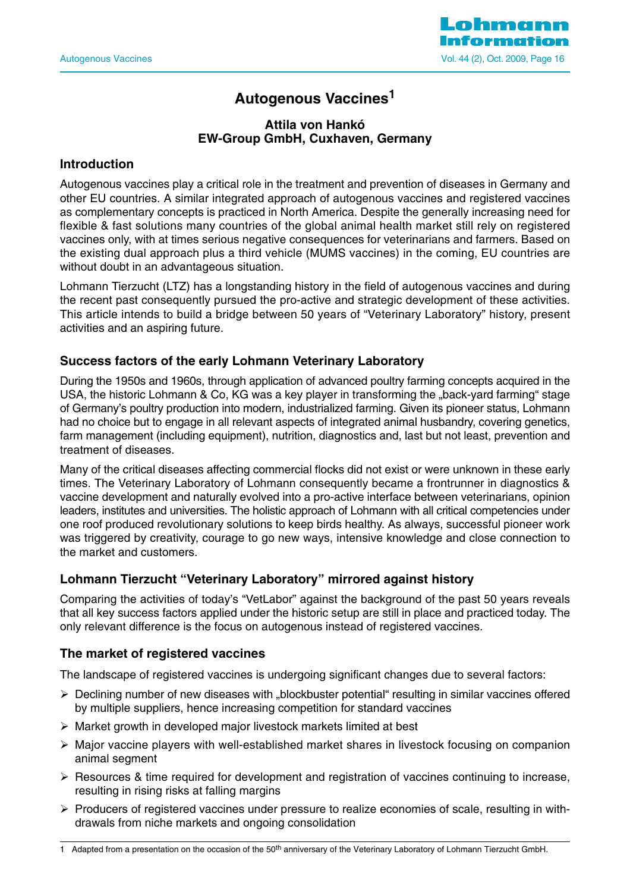# Autogenous Vaccines[1]

**Attila von Hankó**
**EW-Group GmbH, Cuxhaven, Germany**

## Introduction

Autogenous vaccines play a critical role in the treatment and prevention of diseases in Germany and other EU countries. A similar integrated approach of autogenous vaccines and registered vaccines as complementary concepts is practiced in North America. Despite the generally increasing need for flexible & fast solutions many countries of the global animal health market still rely on registered vaccines only, with at times serious negative consequences for veterinarians and farmers. Based on the existing dual approach plus a third vehicle (MUMS vaccines) in the coming, EU countries are without doubt in an advantageous situation.

Lohmann Tierzucht (LTZ) has a longstanding history in the field of autogenous vaccines and during the recent past consequently pursued the pro-active and strategic development of these activities. This article intends to build a bridge between 50 years of "Veterinary Laboratory" history, present activities and an aspiring future.

## Success factors of the early Lohmann Veterinary Laboratory

During the 1950s and 1960s, through application of advanced poultry farming concepts acquired in the USA, the historic Lohmann & Co, KG was a key player in transforming the „back-yard farming" stage of Germany's poultry production into modern, industrialized farming. Given its pioneer status, Lohmann had no choice but to engage in all relevant aspects of integrated animal husbandry, covering genetics, farm management (including equipment), nutrition, diagnostics and, last but not least, prevention and treatment of diseases.

Many of the critical diseases affecting commercial flocks did not exist or were unknown in these early times. The Veterinary Laboratory of Lohmann consequently became a frontrunner in diagnostics & vaccine development and naturally evolved into a pro-active interface between veterinarians, opinion leaders, institutes and universities. The holistic approach of Lohmann with all critical competencies under one roof produced revolutionary solutions to keep birds healthy. As always, successful pioneer work was triggered by creativity, courage to go new ways, intensive knowledge and close connection to the market and customers.

## Lohmann Tierzucht "Veterinary Laboratory" mirrored against history

Comparing the activities of today's "VetLabor" against the background of the past 50 years reveals that all key success factors applied under the historic setup are still in place and practiced today. The only relevant difference is the focus on autogenous instead of registered vaccines.

## The market of registered vaccines

The landscape of registered vaccines is undergoing significant changes due to several factors:

- Declining number of new diseases with „blockbuster potential" resulting in similar vaccines offered by multiple suppliers, hence increasing competition for standard vaccines
- Market growth in developed major livestock markets limited at best
- Major vaccine players with well-established market shares in livestock focusing on companion animal segment
- Resources & time required for development and registration of vaccines continuing to increase, resulting in rising risks at falling margins
- Producers of registered vaccines under pressure to realize economies of scale, resulting in withdrawals from niche markets and ongoing consolidation

---

[1] Adapted from a presentation on the occasion of the 50th anniversary of the Veterinary Laboratory of Lohmann Tierzucht GmbH.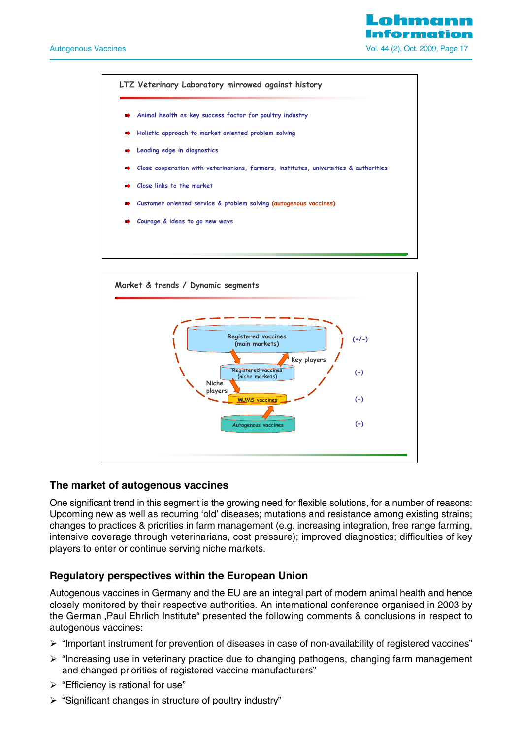**LTZ Veterinary Laboratory mirrowed against history**

- Animal health as key success factor for poultry industry
- Holistic approach to market oriented problem solving
- Leading edge in diagnostics
- Close cooperation with veterinarians, farmers, institutes, universities & authorities
- Close links to the market
- Customer oriented service & problem solving (autogenous vaccines)
- Courage & ideas to go new ways

**Market & trends / Dynamic segments**

- Registered vaccines (main markets) (+/-)
- Registered vaccines (niche markets) (-)
- MUMS vaccines (+)
- Autogenous vaccines (+)

Key players

Niche players

## The market of autogenous vaccines

One significant trend in this segment is the growing need for flexible solutions, for a number of reasons: Upcoming new as well as recurring 'old' diseases; mutations and resistance among existing strains; changes to practices & priorities in farm management (e.g. increasing integration, free range farming, intensive coverage through veterinarians, cost pressure); improved diagnostics; difficulties of key players to enter or continue serving niche markets.

## Regulatory perspectives within the European Union

Autogenous vaccines in Germany and the EU are an integral part of modern animal health and hence closely monitored by their respective authorities. An international conference organised in 2003 by the German ‚Paul Ehrlich Institute" presented the following comments & conclusions in respect to autogenous vaccines:

- "Important instrument for prevention of diseases in case of non-availability of registered vaccines"
- "Increasing use in veterinary practice due to changing pathogens, changing farm management and changed priorities of registered vaccine manufacturers"
- "Efficiency is rational for use"
- "Significant changes in structure of poultry industry"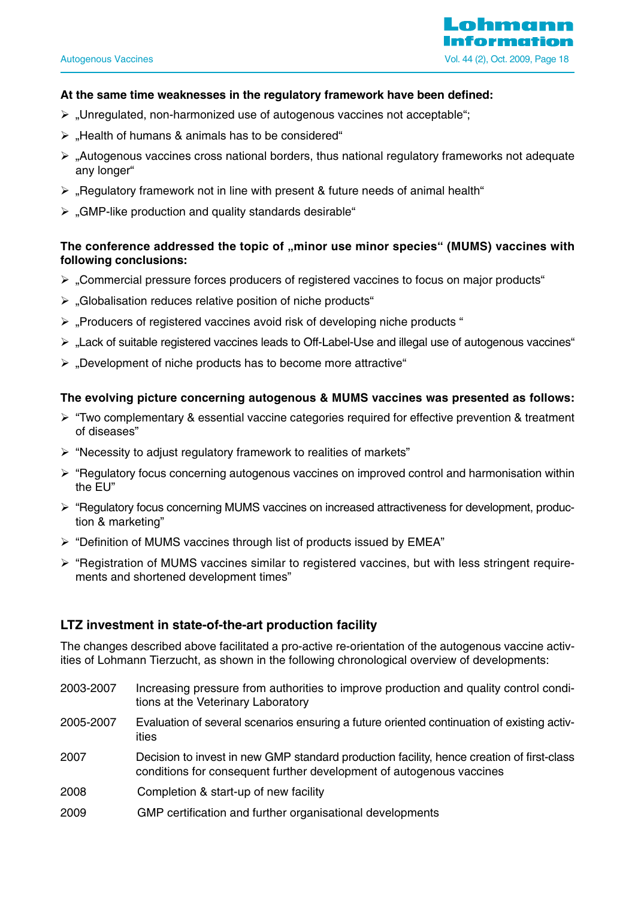**At the same time weaknesses in the regulatory framework have been defined:**

- „Unregulated, non-harmonized use of autogenous vaccines not acceptable“;
- „Health of humans & animals has to be considered“
- „Autogenous vaccines cross national borders, thus national regulatory frameworks not adequate any longer“
- „Regulatory framework not in line with present & future needs of animal health“
- „GMP-like production and quality standards desirable“

**The conference addressed the topic of „minor use minor species“ (MUMS) vaccines with following conclusions:**

- „Commercial pressure forces producers of registered vaccines to focus on major products“
- „Globalisation reduces relative position of niche products“
- „Producers of registered vaccines avoid risk of developing niche products “
- „Lack of suitable registered vaccines leads to Off-Label-Use and illegal use of autogenous vaccines“
- „Development of niche products has to become more attractive“

**The evolving picture concerning autogenous & MUMS vaccines was presented as follows:**

- “Two complementary & essential vaccine categories required for effective prevention & treatment of diseases”
- “Necessity to adjust regulatory framework to realities of markets”
- “Regulatory focus concerning autogenous vaccines on improved control and harmonisation within the EU”
- “Regulatory focus concerning MUMS vaccines on increased attractiveness for development, production & marketing”
- “Definition of MUMS vaccines through list of products issued by EMEA”
- “Registration of MUMS vaccines similar to registered vaccines, but with less stringent requirements and shortened development times”

## LTZ investment in state-of-the-art production facility

The changes described above facilitated a pro-active re-orientation of the autogenous vaccine activities of Lohmann Tierzucht, as shown in the following chronological overview of developments:

| | |
|---|---|
| 2003-2007 | Increasing pressure from authorities to improve production and quality control conditions at the Veterinary Laboratory |
| 2005-2007 | Evaluation of several scenarios ensuring a future oriented continuation of existing activities |
| 2007 | Decision to invest in new GMP standard production facility, hence creation of first-class conditions for consequent further development of autogenous vaccines |
| 2008 | Completion & start-up of new facility |
| 2009 | GMP certification and further organisational developments |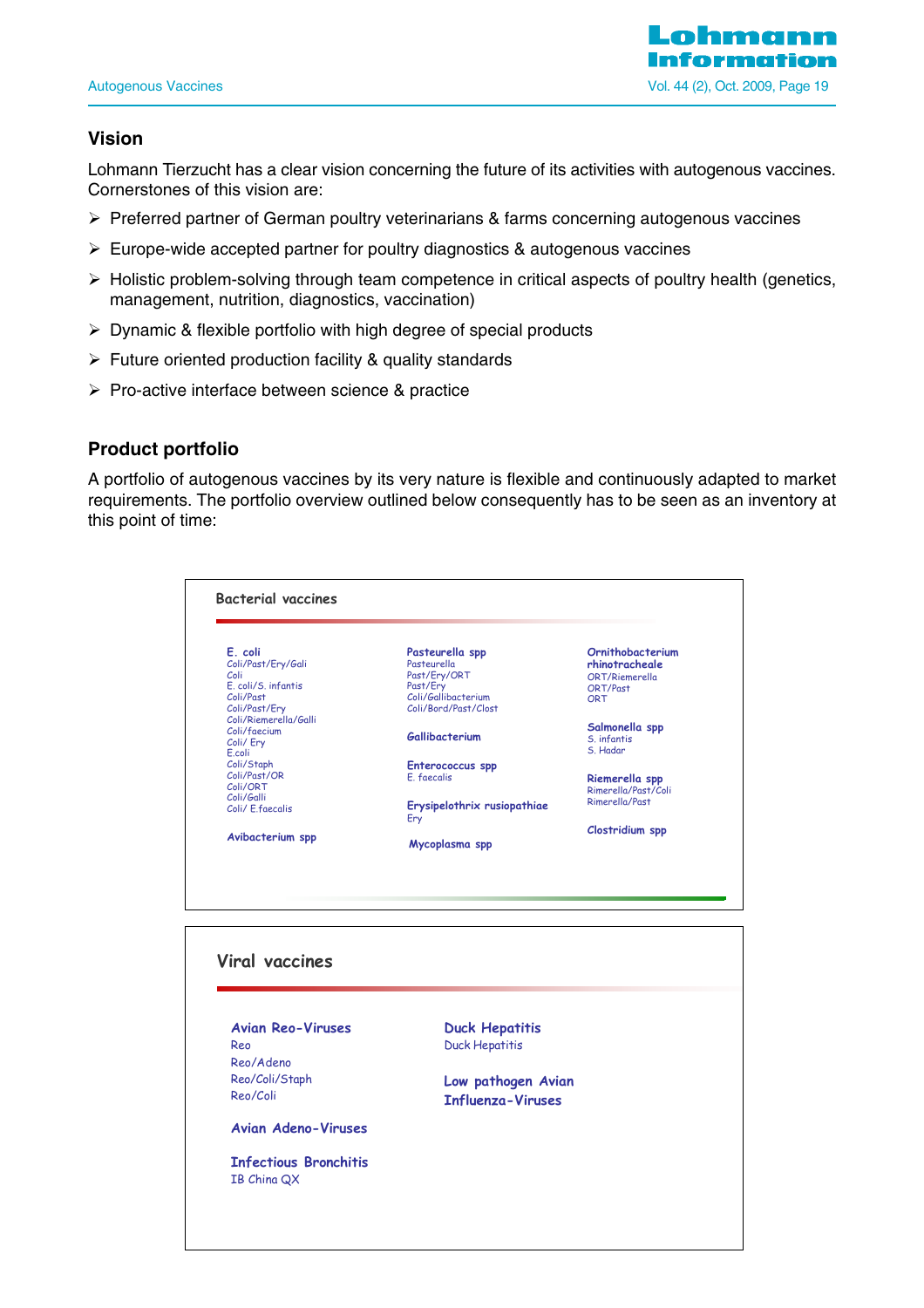## Vision

Lohmann Tierzucht has a clear vision concerning the future of its activities with autogenous vaccines. Cornerstones of this vision are:

- Preferred partner of German poultry veterinarians & farms concerning autogenous vaccines
- Europe-wide accepted partner for poultry diagnostics & autogenous vaccines
- Holistic problem-solving through team competence in critical aspects of poultry health (genetics, management, nutrition, diagnostics, vaccination)
- Dynamic & flexible portfolio with high degree of special products
- Future oriented production facility & quality standards
- Pro-active interface between science & practice

## Product portfolio

A portfolio of autogenous vaccines by its very nature is flexible and continuously adapted to market requirements. The portfolio overview outlined below consequently has to be seen as an inventory at this point of time:

### Bacterial vaccines

**E. coli**
Coli/Past/Ery/Gali
Coli
E. coli/S. infantis
Coli/Past
Coli/Past/Ery
Coli/Riemerella/Galli
Coli/faecium
Coli/ Ery
E.coli
Coli/Staph
Coli/Past/OR
Coli/ORT
Coli/Galli
Coli/ E.faecalis

**Avibacterium spp**

**Pasteurella spp**
Pasteurella
Past/Ery/ORT
Past/Ery
Coli/Gallibacterium
Coli/Bord/Past/Clost

**Gallibacterium**

**Enterococcus spp**
E. faecalis

**Erysipelothrix rusiopathiae**
Ery

**Mycoplasma spp**

**Ornithobacterium rhinotracheale**
ORT/Riemerella
ORT/Past
ORT

**Salmonella spp**
S. infantis
S. Hadar

**Riemerella spp**
Rimerella/Past/Coli
Rimerella/Past

**Clostridium spp**

### Viral vaccines

**Avian Reo-Viruses**
Reo
Reo/Adeno
Reo/Coli/Staph
Reo/Coli

**Avian Adeno-Viruses**

**Infectious Bronchitis**
IB China QX

**Duck Hepatitis**
Duck Hepatitis

**Low pathogen Avian Influenza-Viruses**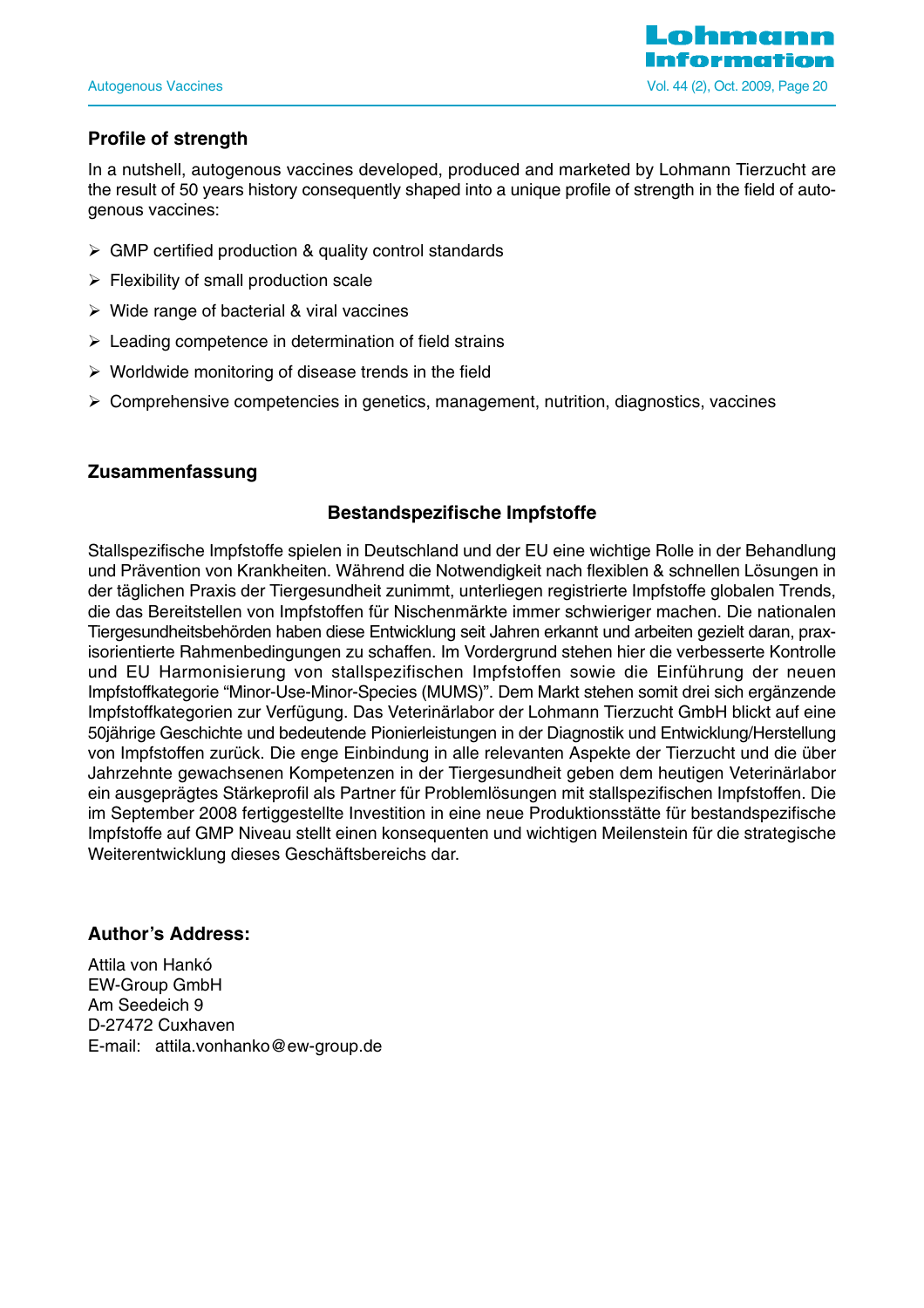## Profile of strength

In a nutshell, autogenous vaccines developed, produced and marketed by Lohmann Tierzucht are the result of 50 years history consequently shaped into a unique profile of strength in the field of autogenous vaccines:

- GMP certified production & quality control standards
- Flexibility of small production scale
- Wide range of bacterial & viral vaccines
- Leading competence in determination of field strains
- Worldwide monitoring of disease trends in the field
- Comprehensive competencies in genetics, management, nutrition, diagnostics, vaccines

## Zusammenfassung

### Bestandspezifische Impfstoffe

Stallspezifische Impfstoffe spielen in Deutschland und der EU eine wichtige Rolle in der Behandlung und Prävention von Krankheiten. Während die Notwendigkeit nach flexiblen & schnellen Lösungen in der täglichen Praxis der Tiergesundheit zunimmt, unterliegen registrierte Impfstoffe globalen Trends, die das Bereitstellen von Impfstoffen für Nischenmärkte immer schwieriger machen. Die nationalen Tiergesundheitsbehörden haben diese Entwicklung seit Jahren erkannt und arbeiten gezielt daran, praxisorientierte Rahmenbedingungen zu schaffen. Im Vordergrund stehen hier die verbesserte Kontrolle und EU Harmonisierung von stallspezifischen Impfstoffen sowie die Einführung der neuen Impfstoffkategorie "Minor-Use-Minor-Species (MUMS)". Dem Markt stehen somit drei sich ergänzende Impfstoffkategorien zur Verfügung. Das Veterinärlabor der Lohmann Tierzucht GmbH blickt auf eine 50jährige Geschichte und bedeutende Pionierleistungen in der Diagnostik und Entwicklung/Herstellung von Impfstoffen zurück. Die enge Einbindung in alle relevanten Aspekte der Tierzucht und die über Jahrzehnte gewachsenen Kompetenzen in der Tiergesundheit geben dem heutigen Veterinärlabor ein ausgeprägtes Stärkeprofil als Partner für Problemlösungen mit stallspezifischen Impfstoffen. Die im September 2008 fertiggestellte Investition in eine neue Produktionsstätte für bestandspezifische Impfstoffe auf GMP Niveau stellt einen konsequenten und wichtigen Meilenstein für die strategische Weiterentwicklung dieses Geschäftsbereichs dar.

## Author's Address:

Attila von Hankó
EW-Group GmbH
Am Seedeich 9
D-27472 Cuxhaven
E-mail: attila.vonhanko@ew-group.de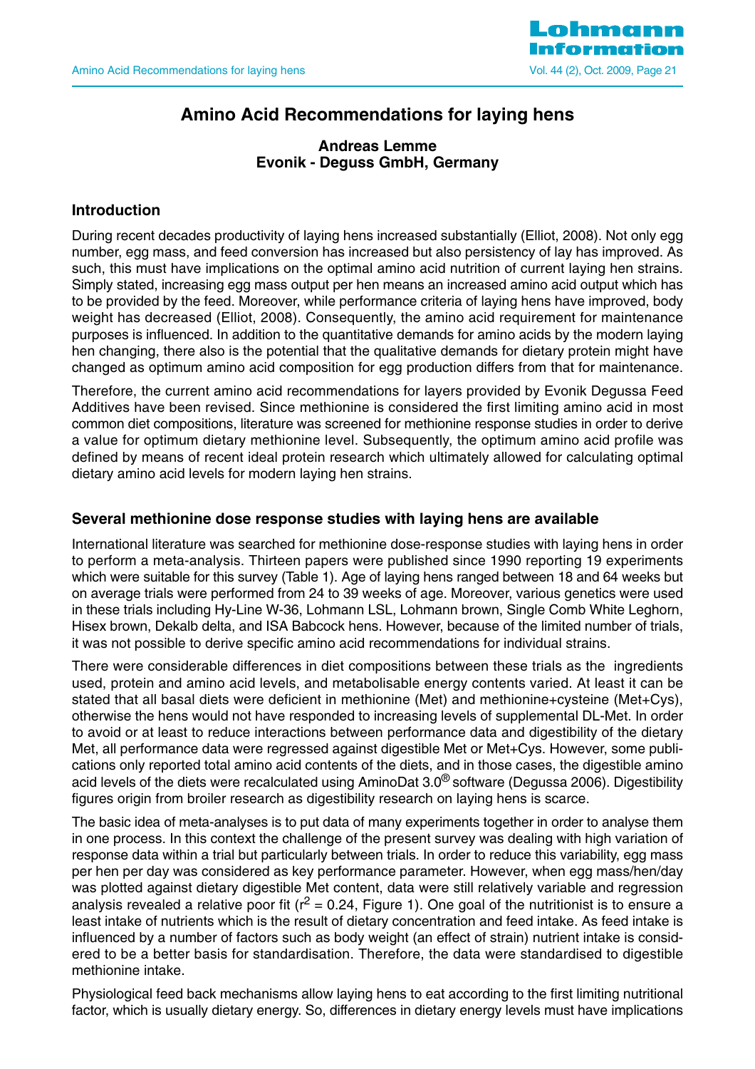# Amino Acid Recommendations for laying hens

**Andreas Lemme**
**Evonik - Deguss GmbH, Germany**

## Introduction

During recent decades productivity of laying hens increased substantially (Elliot, 2008). Not only egg number, egg mass, and feed conversion has increased but also persistency of lay has improved. As such, this must have implications on the optimal amino acid nutrition of current laying hen strains. Simply stated, increasing egg mass output per hen means an increased amino acid output which has to be provided by the feed. Moreover, while performance criteria of laying hens have improved, body weight has decreased (Elliot, 2008). Consequently, the amino acid requirement for maintenance purposes is influenced. In addition to the quantitative demands for amino acids by the modern laying hen changing, there also is the potential that the qualitative demands for dietary protein might have changed as optimum amino acid composition for egg production differs from that for maintenance.

Therefore, the current amino acid recommendations for layers provided by Evonik Degussa Feed Additives have been revised. Since methionine is considered the first limiting amino acid in most common diet compositions, literature was screened for methionine response studies in order to derive a value for optimum dietary methionine level. Subsequently, the optimum amino acid profile was defined by means of recent ideal protein research which ultimately allowed for calculating optimal dietary amino acid levels for modern laying hen strains.

## Several methionine dose response studies with laying hens are available

International literature was searched for methionine dose-response studies with laying hens in order to perform a meta-analysis. Thirteen papers were published since 1990 reporting 19 experiments which were suitable for this survey (Table 1). Age of laying hens ranged between 18 and 64 weeks but on average trials were performed from 24 to 39 weeks of age. Moreover, various genetics were used in these trials including Hy-Line W-36, Lohmann LSL, Lohmann brown, Single Comb White Leghorn, Hisex brown, Dekalb delta, and ISA Babcock hens. However, because of the limited number of trials, it was not possible to derive specific amino acid recommendations for individual strains.

There were considerable differences in diet compositions between these trials as the ingredients used, protein and amino acid levels, and metabolisable energy contents varied. At least it can be stated that all basal diets were deficient in methionine (Met) and methionine+cysteine (Met+Cys), otherwise the hens would not have responded to increasing levels of supplemental DL-Met. In order to avoid or at least to reduce interactions between performance data and digestibility of the dietary Met, all performance data were regressed against digestible Met or Met+Cys. However, some publications only reported total amino acid contents of the diets, and in those cases, the digestible amino acid levels of the diets were recalculated using AminoDat 3.0® software (Degussa 2006). Digestibility figures origin from broiler research as digestibility research on laying hens is scarce.

The basic idea of meta-analyses is to put data of many experiments together in order to analyse them in one process. In this context the challenge of the present survey was dealing with high variation of response data within a trial but particularly between trials. In order to reduce this variability, egg mass per hen per day was considered as key performance parameter. However, when egg mass/hen/day was plotted against dietary digestible Met content, data were still relatively variable and regression analysis revealed a relative poor fit ($r^2 = 0.24$, Figure 1). One goal of the nutritionist is to ensure a least intake of nutrients which is the result of dietary concentration and feed intake. As feed intake is influenced by a number of factors such as body weight (an effect of strain) nutrient intake is considered to be a better basis for standardisation. Therefore, the data were standardised to digestible methionine intake.

Physiological feed back mechanisms allow laying hens to eat according to the first limiting nutritional factor, which is usually dietary energy. So, differences in dietary energy levels must have implications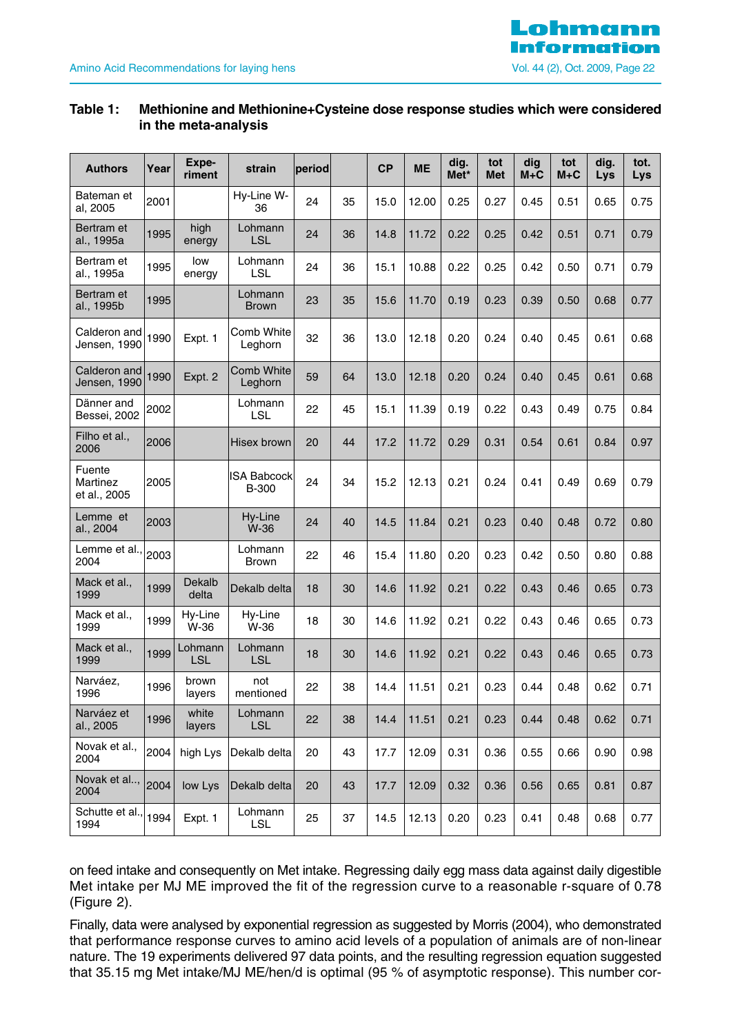**Table 1: Methionine and Methionine+Cysteine dose response studies which were considered in the meta-analysis**

| Authors | Year | Expe-riment | strain | period | | CP | ME | dig. Met* | tot Met | dig M+C | tot M+C | dig. Lys | tot. Lys |
|---|---|---|---|---|---|---|---|---|---|---|---|---|---|
| Bateman et al, 2005 | 2001 | | Hy-Line W-36 | 24 | 35 | 15.0 | 12.00 | 0.25 | 0.27 | 0.45 | 0.51 | 0.65 | 0.75 |
| Bertram et al., 1995a | 1995 | high energy | Lohmann LSL | 24 | 36 | 14.8 | 11.72 | 0.22 | 0.25 | 0.42 | 0.51 | 0.71 | 0.79 |
| Bertram et al., 1995a | 1995 | low energy | Lohmann LSL | 24 | 36 | 15.1 | 10.88 | 0.22 | 0.25 | 0.42 | 0.50 | 0.71 | 0.79 |
| Bertram et al., 1995b | 1995 | | Lohmann Brown | 23 | 35 | 15.6 | 11.70 | 0.19 | 0.23 | 0.39 | 0.50 | 0.68 | 0.77 |
| Calderon and Jensen, 1990 | 1990 | Expt. 1 | Comb White Leghorn | 32 | 36 | 13.0 | 12.18 | 0.20 | 0.24 | 0.40 | 0.45 | 0.61 | 0.68 |
| Calderon and Jensen, 1990 | 1990 | Expt. 2 | Comb White Leghorn | 59 | 64 | 13.0 | 12.18 | 0.20 | 0.24 | 0.40 | 0.45 | 0.61 | 0.68 |
| Dänner and Bessei, 2002 | 2002 | | Lohmann LSL | 22 | 45 | 15.1 | 11.39 | 0.19 | 0.22 | 0.43 | 0.49 | 0.75 | 0.84 |
| Filho et al., 2006 | 2006 | | Hisex brown | 20 | 44 | 17.2 | 11.72 | 0.29 | 0.31 | 0.54 | 0.61 | 0.84 | 0.97 |
| Fuente Martinez et al., 2005 | 2005 | | ISA Babcock B-300 | 24 | 34 | 15.2 | 12.13 | 0.21 | 0.24 | 0.41 | 0.49 | 0.69 | 0.79 |
| Lemme et al., 2004 | 2003 | | Hy-Line W-36 | 24 | 40 | 14.5 | 11.84 | 0.21 | 0.23 | 0.40 | 0.48 | 0.72 | 0.80 |
| Lemme et al., 2004 | 2003 | | Lohmann Brown | 22 | 46 | 15.4 | 11.80 | 0.20 | 0.23 | 0.42 | 0.50 | 0.80 | 0.88 |
| Mack et al., 1999 | 1999 | Dekalb delta | Dekalb delta | 18 | 30 | 14.6 | 11.92 | 0.21 | 0.22 | 0.43 | 0.46 | 0.65 | 0.73 |
| Mack et al., 1999 | 1999 | Hy-Line W-36 | Hy-Line W-36 | 18 | 30 | 14.6 | 11.92 | 0.21 | 0.22 | 0.43 | 0.46 | 0.65 | 0.73 |
| Mack et al., 1999 | 1999 | Lohmann LSL | Lohmann LSL | 18 | 30 | 14.6 | 11.92 | 0.21 | 0.22 | 0.43 | 0.46 | 0.65 | 0.73 |
| Narváez, 1996 | 1996 | brown layers | not mentioned | 22 | 38 | 14.4 | 11.51 | 0.21 | 0.23 | 0.44 | 0.48 | 0.62 | 0.71 |
| Narváez et al., 2005 | 1996 | white layers | Lohmann LSL | 22 | 38 | 14.4 | 11.51 | 0.21 | 0.23 | 0.44 | 0.48 | 0.62 | 0.71 |
| Novak et al., 2004 | 2004 | high Lys | Dekalb delta | 20 | 43 | 17.7 | 12.09 | 0.31 | 0.36 | 0.55 | 0.66 | 0.90 | 0.98 |
| Novak et al.., 2004 | 2004 | low Lys | Dekalb delta | 20 | 43 | 17.7 | 12.09 | 0.32 | 0.36 | 0.56 | 0.65 | 0.81 | 0.87 |
| Schutte et al., 1994 | 1994 | Expt. 1 | Lohmann LSL | 25 | 37 | 14.5 | 12.13 | 0.20 | 0.23 | 0.41 | 0.48 | 0.68 | 0.77 |

on feed intake and consequently on Met intake. Regressing daily egg mass data against daily digestible Met intake per MJ ME improved the fit of the regression curve to a reasonable r-square of 0.78 (Figure 2).

Finally, data were analysed by exponential regression as suggested by Morris (2004), who demonstrated that performance response curves to amino acid levels of a population of animals are of non-linear nature. The 19 experiments delivered 97 data points, and the resulting regression equation suggested that 35.15 mg Met intake/MJ ME/hen/d is optimal (95 % of asymptotic response). This number cor-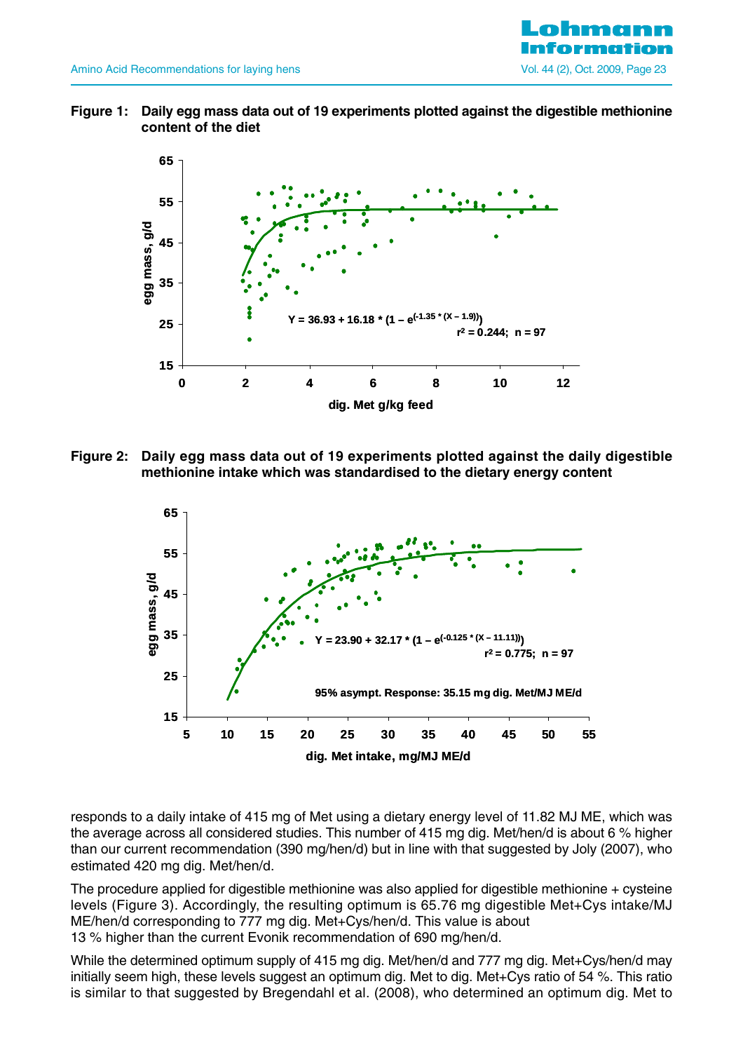**Figure 1: Daily egg mass data out of 19 experiments plotted against the digestible methionine content of the diet**

**Figure 2: Daily egg mass data out of 19 experiments plotted against the daily digestible methionine intake which was standardised to the dietary energy content**

responds to a daily intake of 415 mg of Met using a dietary energy level of 11.82 MJ ME, which was the average across all considered studies. This number of 415 mg dig. Met/hen/d is about 6 % higher than our current recommendation (390 mg/hen/d) but in line with that suggested by Joly (2007), who estimated 420 mg dig. Met/hen/d.

The procedure applied for digestible methionine was also applied for digestible methionine + cysteine levels (Figure 3). Accordingly, the resulting optimum is 65.76 mg digestible Met+Cys intake/MJ ME/hen/d corresponding to 777 mg dig. Met+Cys/hen/d. This value is about 13 % higher than the current Evonik recommendation of 690 mg/hen/d.

While the determined optimum supply of 415 mg dig. Met/hen/d and 777 mg dig. Met+Cys/hen/d may initially seem high, these levels suggest an optimum dig. Met to dig. Met+Cys ratio of 54 %. This ratio is similar to that suggested by Bregendahl et al. (2008), who determined an optimum dig. Met to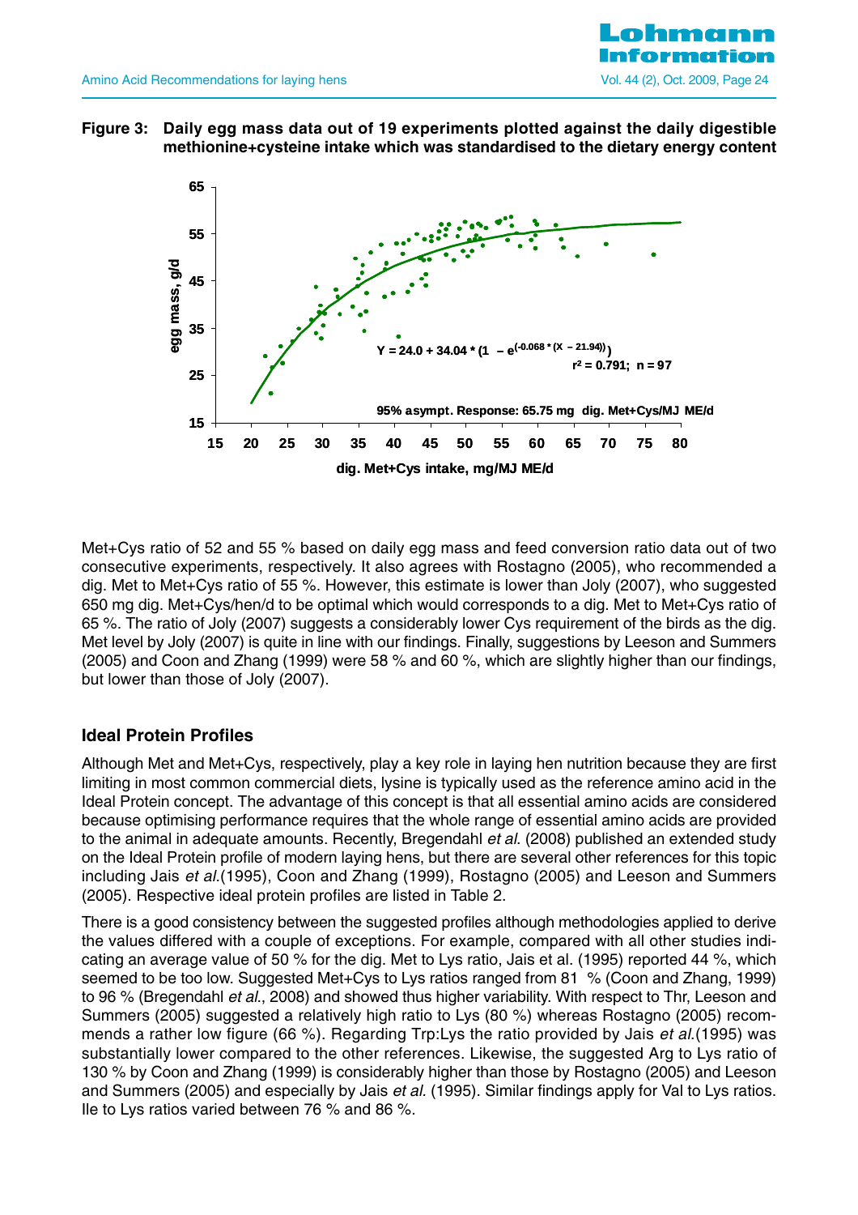**Figure 3: Daily egg mass data out of 19 experiments plotted against the daily digestible methionine+cysteine intake which was standardised to the dietary energy content**

Met+Cys ratio of 52 and 55 % based on daily egg mass and feed conversion ratio data out of two consecutive experiments, respectively. It also agrees with Rostagno (2005), who recommended a dig. Met to Met+Cys ratio of 55 %. However, this estimate is lower than Joly (2007), who suggested 650 mg dig. Met+Cys/hen/d to be optimal which would corresponds to a dig. Met to Met+Cys ratio of 65 %. The ratio of Joly (2007) suggests a considerably lower Cys requirement of the birds as the dig. Met level by Joly (2007) is quite in line with our findings. Finally, suggestions by Leeson and Summers (2005) and Coon and Zhang (1999) were 58 % and 60 %, which are slightly higher than our findings, but lower than those of Joly (2007).

## Ideal Protein Profiles

Although Met and Met+Cys, respectively, play a key role in laying hen nutrition because they are first limiting in most common commercial diets, lysine is typically used as the reference amino acid in the Ideal Protein concept. The advantage of this concept is that all essential amino acids are considered because optimising performance requires that the whole range of essential amino acids are provided to the animal in adequate amounts. Recently, Bregendahl *et al.* (2008) published an extended study on the Ideal Protein profile of modern laying hens, but there are several other references for this topic including Jais *et al.*(1995), Coon and Zhang (1999), Rostagno (2005) and Leeson and Summers (2005). Respective ideal protein profiles are listed in Table 2.

There is a good consistency between the suggested profiles although methodologies applied to derive the values differed with a couple of exceptions. For example, compared with all other studies indicating an average value of 50 % for the dig. Met to Lys ratio, Jais et al. (1995) reported 44 %, which seemed to be too low. Suggested Met+Cys to Lys ratios ranged from 81 % (Coon and Zhang, 1999) to 96 % (Bregendahl *et al.*, 2008) and showed thus higher variability. With respect to Thr, Leeson and Summers (2005) suggested a relatively high ratio to Lys (80 %) whereas Rostagno (2005) recommends a rather low figure (66 %). Regarding Trp:Lys the ratio provided by Jais *et al.*(1995) was substantially lower compared to the other references. Likewise, the suggested Arg to Lys ratio of 130 % by Coon and Zhang (1999) is considerably higher than those by Rostagno (2005) and Leeson and Summers (2005) and especially by Jais *et al.* (1995). Similar findings apply for Val to Lys ratios. Ile to Lys ratios varied between 76 % and 86 %.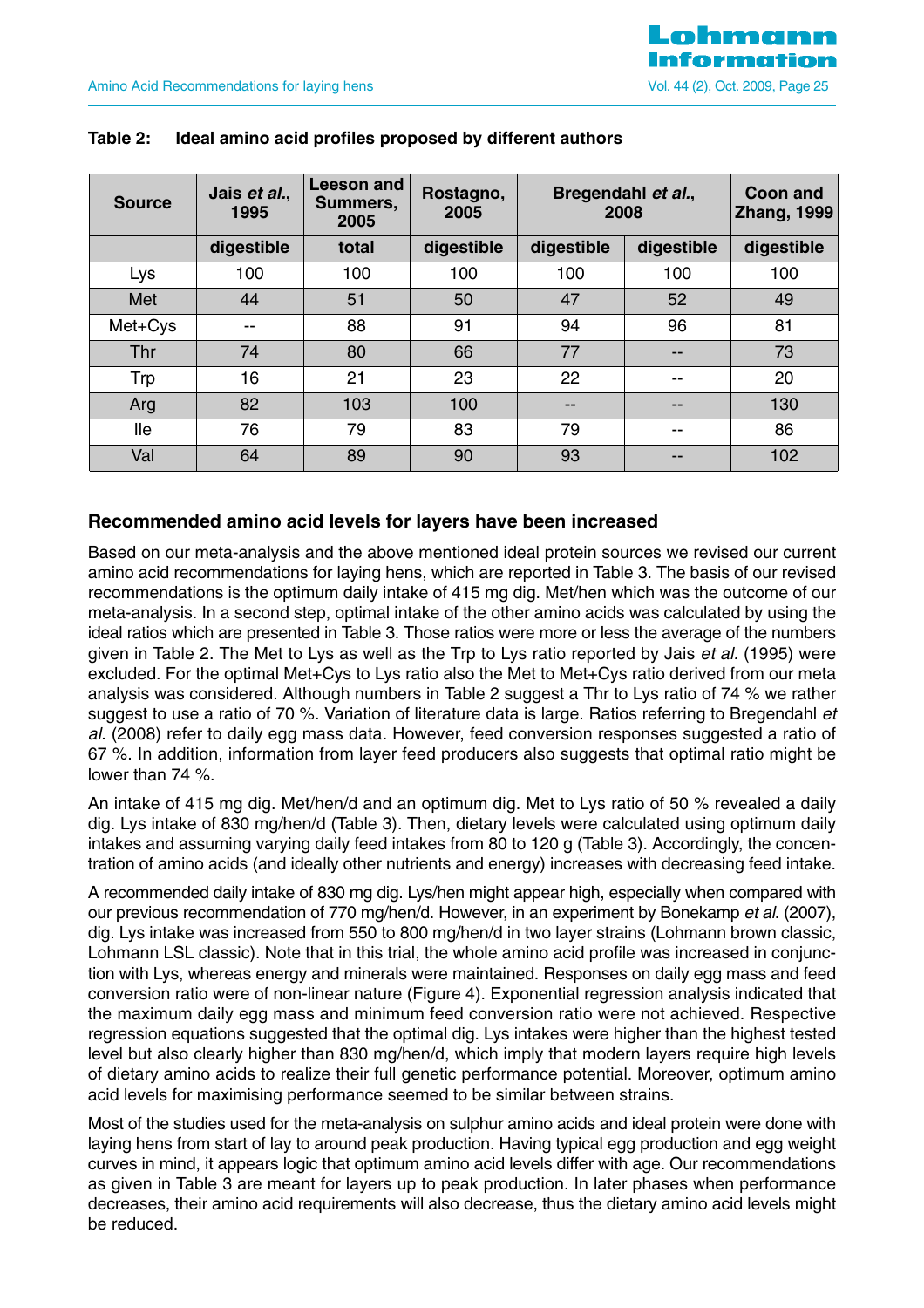**Table 2: Ideal amino acid profiles proposed by different authors**

| Source | Jais *et al.*, 1995 | Leeson and Summers, 2005 | Rostagno, 2005 | Bregendahl *et al.*, 2008 | | Coon and Zhang, 1999 |
|---|---|---|---|---|---|---|
| | digestible | total | digestible | digestible | digestible | digestible |
| Lys | 100 | 100 | 100 | 100 | 100 | 100 |
| Met | 44 | 51 | 50 | 47 | 52 | 49 |
| Met+Cys | -- | 88 | 91 | 94 | 96 | 81 |
| Thr | 74 | 80 | 66 | 77 | -- | 73 |
| Trp | 16 | 21 | 23 | 22 | -- | 20 |
| Arg | 82 | 103 | 100 | -- | -- | 130 |
| Ile | 76 | 79 | 83 | 79 | -- | 86 |
| Val | 64 | 89 | 90 | 93 | -- | 102 |

## Recommended amino acid levels for layers have been increased

Based on our meta-analysis and the above mentioned ideal protein sources we revised our current amino acid recommendations for laying hens, which are reported in Table 3. The basis of our revised recommendations is the optimum daily intake of 415 mg dig. Met/hen which was the outcome of our meta-analysis. In a second step, optimal intake of the other amino acids was calculated by using the ideal ratios which are presented in Table 3. Those ratios were more or less the average of the numbers given in Table 2. The Met to Lys as well as the Trp to Lys ratio reported by Jais *et al.* (1995) were excluded. For the optimal Met+Cys to Lys ratio also the Met to Met+Cys ratio derived from our meta analysis was considered. Although numbers in Table 2 suggest a Thr to Lys ratio of 74 % we rather suggest to use a ratio of 70 %. Variation of literature data is large. Ratios referring to Bregendahl *et al.* (2008) refer to daily egg mass data. However, feed conversion responses suggested a ratio of 67 %. In addition, information from layer feed producers also suggests that optimal ratio might be lower than 74 %.

An intake of 415 mg dig. Met/hen/d and an optimum dig. Met to Lys ratio of 50 % revealed a daily dig. Lys intake of 830 mg/hen/d (Table 3). Then, dietary levels were calculated using optimum daily intakes and assuming varying daily feed intakes from 80 to 120 g (Table 3). Accordingly, the concentration of amino acids (and ideally other nutrients and energy) increases with decreasing feed intake.

A recommended daily intake of 830 mg dig. Lys/hen might appear high, especially when compared with our previous recommendation of 770 mg/hen/d. However, in an experiment by Bonekamp *et al.* (2007), dig. Lys intake was increased from 550 to 800 mg/hen/d in two layer strains (Lohmann brown classic, Lohmann LSL classic). Note that in this trial, the whole amino acid profile was increased in conjunction with Lys, whereas energy and minerals were maintained. Responses on daily egg mass and feed conversion ratio were of non-linear nature (Figure 4). Exponential regression analysis indicated that the maximum daily egg mass and minimum feed conversion ratio were not achieved. Respective regression equations suggested that the optimal dig. Lys intakes were higher than the highest tested level but also clearly higher than 830 mg/hen/d, which imply that modern layers require high levels of dietary amino acids to realize their full genetic performance potential. Moreover, optimum amino acid levels for maximising performance seemed to be similar between strains.

Most of the studies used for the meta-analysis on sulphur amino acids and ideal protein were done with laying hens from start of lay to around peak production. Having typical egg production and egg weight curves in mind, it appears logic that optimum amino acid levels differ with age. Our recommendations as given in Table 3 are meant for layers up to peak production. In later phases when performance decreases, their amino acid requirements will also decrease, thus the dietary amino acid levels might be reduced.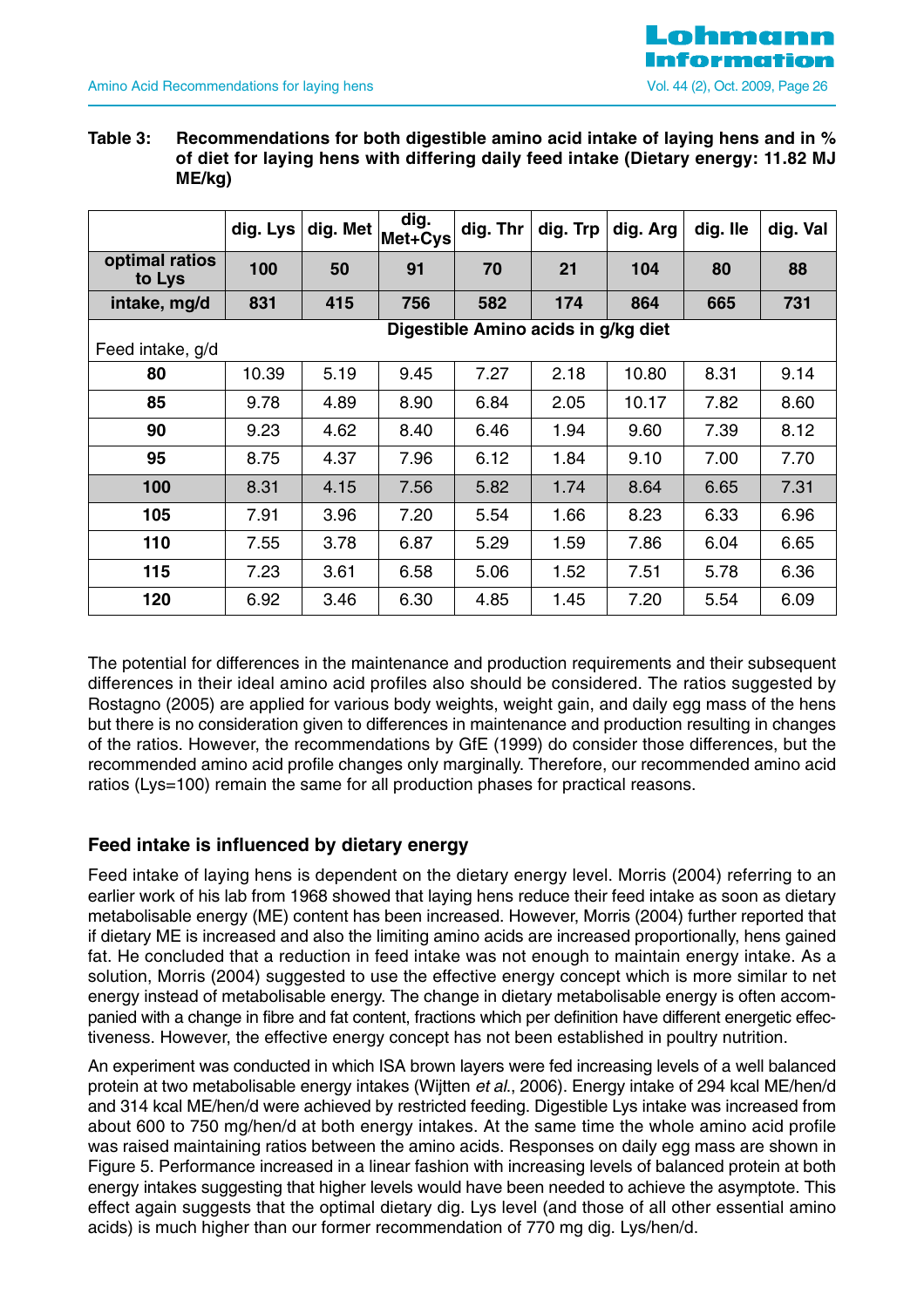**Table 3: Recommendations for both digestible amino acid intake of laying hens and in % of diet for laying hens with differing daily feed intake (Dietary energy: 11.82 MJ ME/kg)**

| | dig. Lys | dig. Met | dig. Met+Cys | dig. Thr | dig. Trp | dig. Arg | dig. Ile | dig. Val |
|---|---|---|---|---|---|---|---|---|
| **optimal ratios to Lys** | **100** | **50** | **91** | **70** | **21** | **104** | **80** | **88** |
| **intake, mg/d** | **831** | **415** | **756** | **582** | **174** | **864** | **665** | **731** |
| Feed intake, g/d | **Digestible Amino acids in g/kg diet** | | | | | | | |
| **80** | 10.39 | 5.19 | 9.45 | 7.27 | 2.18 | 10.80 | 8.31 | 9.14 |
| **85** | 9.78 | 4.89 | 8.90 | 6.84 | 2.05 | 10.17 | 7.82 | 8.60 |
| **90** | 9.23 | 4.62 | 8.40 | 6.46 | 1.94 | 9.60 | 7.39 | 8.12 |
| **95** | 8.75 | 4.37 | 7.96 | 6.12 | 1.84 | 9.10 | 7.00 | 7.70 |
| **100** | 8.31 | 4.15 | 7.56 | 5.82 | 1.74 | 8.64 | 6.65 | 7.31 |
| **105** | 7.91 | 3.96 | 7.20 | 5.54 | 1.66 | 8.23 | 6.33 | 6.96 |
| **110** | 7.55 | 3.78 | 6.87 | 5.29 | 1.59 | 7.86 | 6.04 | 6.65 |
| **115** | 7.23 | 3.61 | 6.58 | 5.06 | 1.52 | 7.51 | 5.78 | 6.36 |
| **120** | 6.92 | 3.46 | 6.30 | 4.85 | 1.45 | 7.20 | 5.54 | 6.09 |

The potential for differences in the maintenance and production requirements and their subsequent differences in their ideal amino acid profiles also should be considered. The ratios suggested by Rostagno (2005) are applied for various body weights, weight gain, and daily egg mass of the hens but there is no consideration given to differences in maintenance and production resulting in changes of the ratios. However, the recommendations by GfE (1999) do consider those differences, but the recommended amino acid profile changes only marginally. Therefore, our recommended amino acid ratios (Lys=100) remain the same for all production phases for practical reasons.

## Feed intake is influenced by dietary energy

Feed intake of laying hens is dependent on the dietary energy level. Morris (2004) referring to an earlier work of his lab from 1968 showed that laying hens reduce their feed intake as soon as dietary metabolisable energy (ME) content has been increased. However, Morris (2004) further reported that if dietary ME is increased and also the limiting amino acids are increased proportionally, hens gained fat. He concluded that a reduction in feed intake was not enough to maintain energy intake. As a solution, Morris (2004) suggested to use the effective energy concept which is more similar to net energy instead of metabolisable energy. The change in dietary metabolisable energy is often accompanied with a change in fibre and fat content, fractions which per definition have different energetic effectiveness. However, the effective energy concept has not been established in poultry nutrition.

An experiment was conducted in which ISA brown layers were fed increasing levels of a well balanced protein at two metabolisable energy intakes (Wijtten *et al.*, 2006). Energy intake of 294 kcal ME/hen/d and 314 kcal ME/hen/d were achieved by restricted feeding. Digestible Lys intake was increased from about 600 to 750 mg/hen/d at both energy intakes. At the same time the whole amino acid profile was raised maintaining ratios between the amino acids. Responses on daily egg mass are shown in Figure 5. Performance increased in a linear fashion with increasing levels of balanced protein at both energy intakes suggesting that higher levels would have been needed to achieve the asymptote. This effect again suggests that the optimal dietary dig. Lys level (and those of all other essential amino acids) is much higher than our former recommendation of 770 mg dig. Lys/hen/d.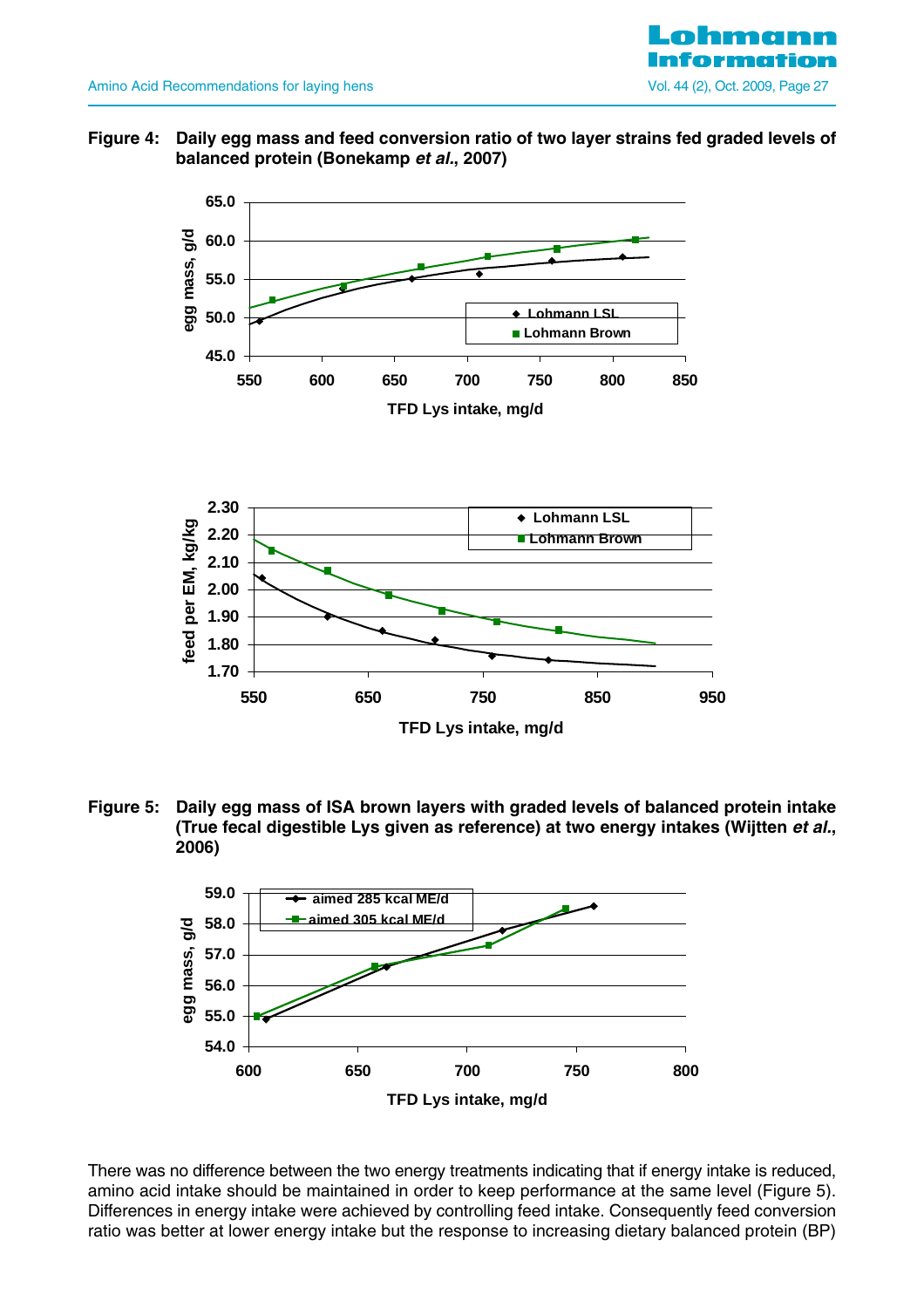**Figure 4: Daily egg mass and feed conversion ratio of two layer strains fed graded levels of balanced protein (Bonekamp *et al.*, 2007)**

**Figure 5: Daily egg mass of ISA brown layers with graded levels of balanced protein intake (True fecal digestible Lys given as reference) at two energy intakes (Wijtten *et al.*, 2006)**

There was no difference between the two energy treatments indicating that if energy intake is reduced, amino acid intake should be maintained in order to keep performance at the same level (Figure 5). Differences in energy intake were achieved by controlling feed intake. Consequently feed conversion ratio was better at lower energy intake but the response to increasing dietary balanced protein (BP)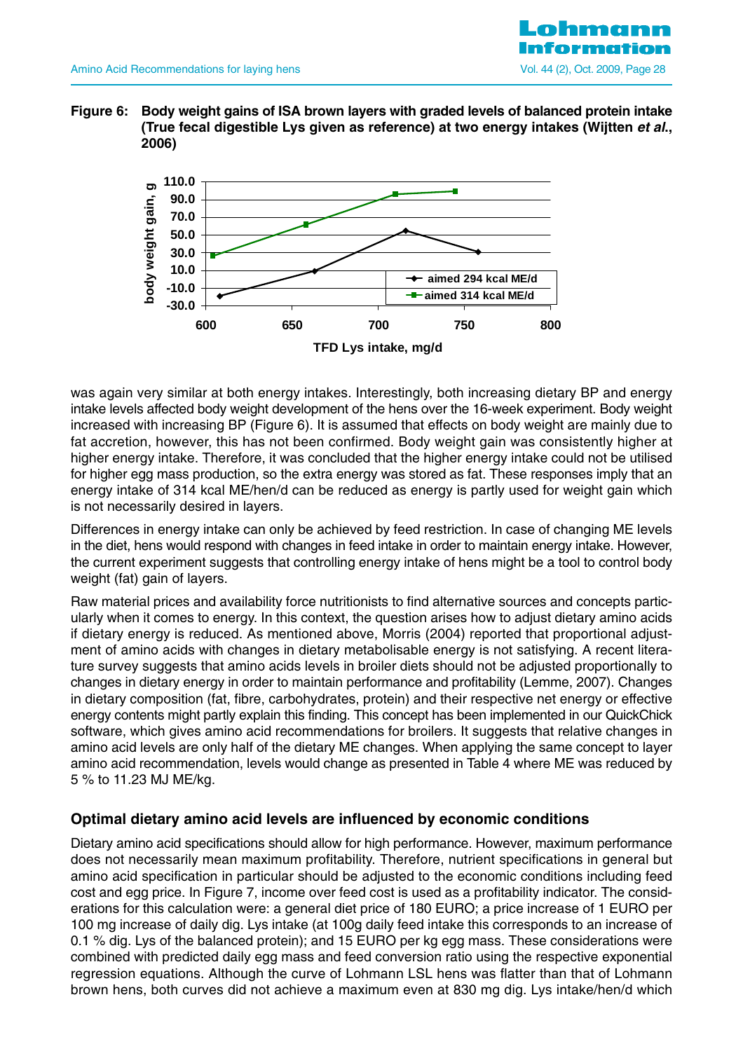**Figure 6: Body weight gains of ISA brown layers with graded levels of balanced protein intake (True fecal digestible Lys given as reference) at two energy intakes (Wijtten *et al.*, 2006)**

was again very similar at both energy intakes. Interestingly, both increasing dietary BP and energy intake levels affected body weight development of the hens over the 16-week experiment. Body weight increased with increasing BP (Figure 6). It is assumed that effects on body weight are mainly due to fat accretion, however, this has not been confirmed. Body weight gain was consistently higher at higher energy intake. Therefore, it was concluded that the higher energy intake could not be utilised for higher egg mass production, so the extra energy was stored as fat. These responses imply that an energy intake of 314 kcal ME/hen/d can be reduced as energy is partly used for weight gain which is not necessarily desired in layers.

Differences in energy intake can only be achieved by feed restriction. In case of changing ME levels in the diet, hens would respond with changes in feed intake in order to maintain energy intake. However, the current experiment suggests that controlling energy intake of hens might be a tool to control body weight (fat) gain of layers.

Raw material prices and availability force nutritionists to find alternative sources and concepts particularly when it comes to energy. In this context, the question arises how to adjust dietary amino acids if dietary energy is reduced. As mentioned above, Morris (2004) reported that proportional adjustment of amino acids with changes in dietary metabolisable energy is not satisfying. A recent literature survey suggests that amino acids levels in broiler diets should not be adjusted proportionally to changes in dietary energy in order to maintain performance and profitability (Lemme, 2007). Changes in dietary composition (fat, fibre, carbohydrates, protein) and their respective net energy or effective energy contents might partly explain this finding. This concept has been implemented in our QuickChick software, which gives amino acid recommendations for broilers. It suggests that relative changes in amino acid levels are only half of the dietary ME changes. When applying the same concept to layer amino acid recommendation, levels would change as presented in Table 4 where ME was reduced by 5 % to 11.23 MJ ME/kg.

## Optimal dietary amino acid levels are influenced by economic conditions

Dietary amino acid specifications should allow for high performance. However, maximum performance does not necessarily mean maximum profitability. Therefore, nutrient specifications in general but amino acid specification in particular should be adjusted to the economic conditions including feed cost and egg price. In Figure 7, income over feed cost is used as a profitability indicator. The considerations for this calculation were: a general diet price of 180 EURO; a price increase of 1 EURO per 100 mg increase of daily dig. Lys intake (at 100g daily feed intake this corresponds to an increase of 0.1 % dig. Lys of the balanced protein); and 15 EURO per kg egg mass. These considerations were combined with predicted daily egg mass and feed conversion ratio using the respective exponential regression equations. Although the curve of Lohmann LSL hens was flatter than that of Lohmann brown hens, both curves did not achieve a maximum even at 830 mg dig. Lys intake/hen/d which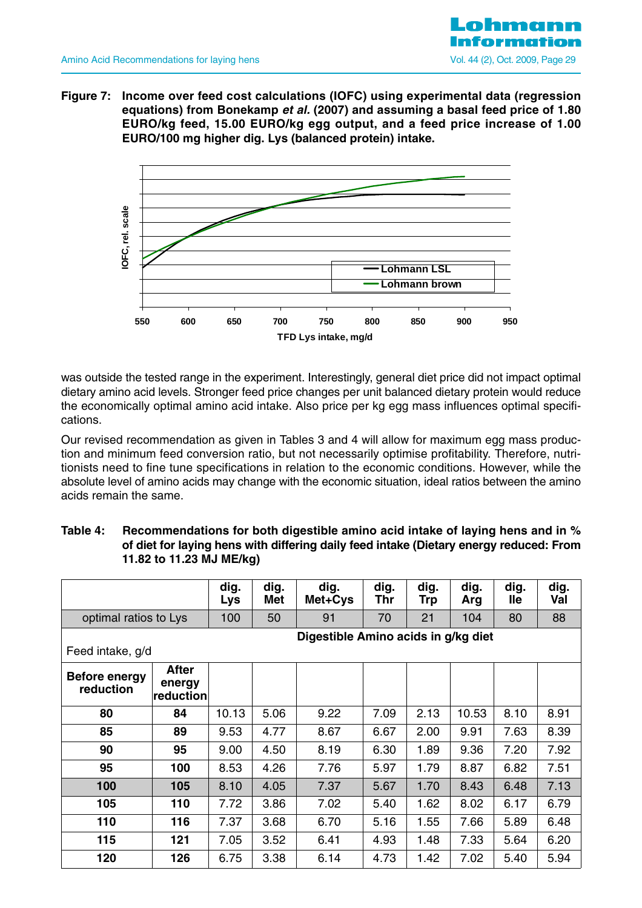**Figure 7: Income over feed cost calculations (IOFC) using experimental data (regression equations) from Bonekamp *et al.* (2007) and assuming a basal feed price of 1.80 EURO/kg feed, 15.00 EURO/kg egg output, and a feed price increase of 1.00 EURO/100 mg higher dig. Lys (balanced protein) intake.**

was outside the tested range in the experiment. Interestingly, general diet price did not impact optimal dietary amino acid levels. Stronger feed price changes per unit balanced dietary protein would reduce the economically optimal amino acid intake. Also price per kg egg mass influences optimal specifications.

Our revised recommendation as given in Tables 3 and 4 will allow for maximum egg mass production and minimum feed conversion ratio, but not necessarily optimise profitability. Therefore, nutritionists need to fine tune specifications in relation to the economic conditions. However, while the absolute level of amino acids may change with the economic situation, ideal ratios between the amino acids remain the same.

**Table 4: Recommendations for both digestible amino acid intake of laying hens and in % of diet for laying hens with differing daily feed intake (Dietary energy reduced: From 11.82 to 11.23 MJ ME/kg)**

| | | dig. Lys | dig. Met | dig. Met+Cys | dig. Thr | dig. Trp | dig. Arg | dig. Ile | dig. Val |
|---|---|---|---|---|---|---|---|---|---|
| optimal ratios to Lys | | 100 | 50 | 91 | 70 | 21 | 104 | 80 | 88 |
| Feed intake, g/d | | Digestible Amino acids in g/kg diet | | | | | | | |
| **Before energy reduction** | **After energy reduction** | | | | | | | | |
| **80** | **84** | 10.13 | 5.06 | 9.22 | 7.09 | 2.13 | 10.53 | 8.10 | 8.91 |
| **85** | **89** | 9.53 | 4.77 | 8.67 | 6.67 | 2.00 | 9.91 | 7.63 | 8.39 |
| **90** | **95** | 9.00 | 4.50 | 8.19 | 6.30 | 1.89 | 9.36 | 7.20 | 7.92 |
| **95** | **100** | 8.53 | 4.26 | 7.76 | 5.97 | 1.79 | 8.87 | 6.82 | 7.51 |
| **100** | **105** | 8.10 | 4.05 | 7.37 | 5.67 | 1.70 | 8.43 | 6.48 | 7.13 |
| **105** | **110** | 7.72 | 3.86 | 7.02 | 5.40 | 1.62 | 8.02 | 6.17 | 6.79 |
| **110** | **116** | 7.37 | 3.68 | 6.70 | 5.16 | 1.55 | 7.66 | 5.89 | 6.48 |
| **115** | **121** | 7.05 | 3.52 | 6.41 | 4.93 | 1.48 | 7.33 | 5.64 | 6.20 |
| **120** | **126** | 6.75 | 3.38 | 6.14 | 4.73 | 1.42 | 7.02 | 5.40 | 5.94 |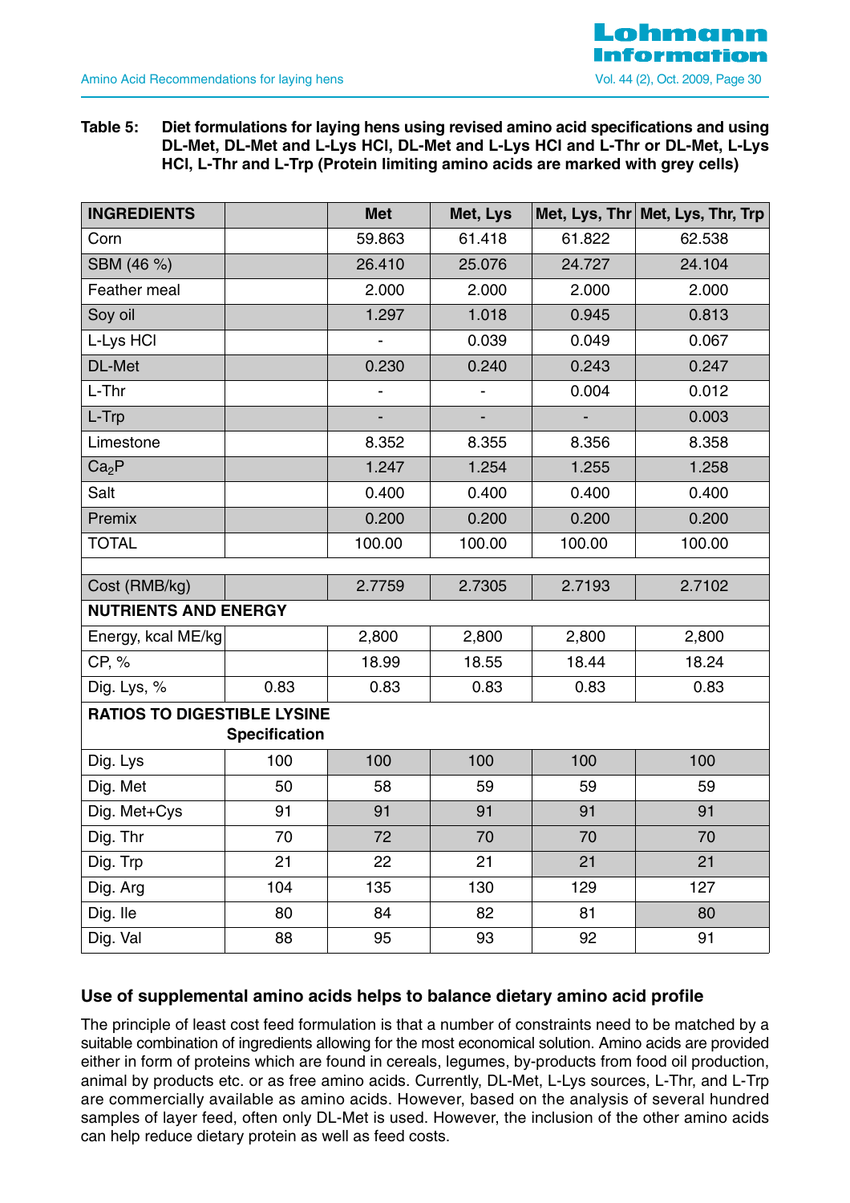**Table 5: Diet formulations for laying hens using revised amino acid specifications and using DL-Met, DL-Met and L-Lys HCl, DL-Met and L-Lys HCl and L-Thr or DL-Met, L-Lys HCl, L-Thr and L-Trp (Protein limiting amino acids are marked with grey cells)**

| INGREDIENTS | | Met | Met, Lys | Met, Lys, Thr | Met, Lys, Thr, Trp |
|---|---|---|---|---|---|
| Corn | | 59.863 | 61.418 | 61.822 | 62.538 |
| SBM (46 %) | | 26.410 | 25.076 | 24.727 | 24.104 |
| Feather meal | | 2.000 | 2.000 | 2.000 | 2.000 |
| Soy oil | | 1.297 | 1.018 | 0.945 | 0.813 |
| L-Lys HCl | | - | 0.039 | 0.049 | 0.067 |
| DL-Met | | 0.230 | 0.240 | 0.243 | 0.247 |
| L-Thr | | - | - | 0.004 | 0.012 |
| L-Trp | | - | - | - | 0.003 |
| Limestone | | 8.352 | 8.355 | 8.356 | 8.358 |
| $Ca_2P$ | | 1.247 | 1.254 | 1.255 | 1.258 |
| Salt | | 0.400 | 0.400 | 0.400 | 0.400 |
| Premix | | 0.200 | 0.200 | 0.200 | 0.200 |
| TOTAL | | 100.00 | 100.00 | 100.00 | 100.00 |
| | | | | | |
| Cost (RMB/kg) | | 2.7759 | 2.7305 | 2.7193 | 2.7102 |
| **NUTRIENTS AND ENERGY** | | | | | |
| Energy, kcal ME/kg | | 2,800 | 2,800 | 2,800 | 2,800 |
| CP, % | | 18.99 | 18.55 | 18.44 | 18.24 |
| Dig. Lys, % | 0.83 | 0.83 | 0.83 | 0.83 | 0.83 |
| **RATIOS TO DIGESTIBLE LYSINE** | **Specification** | | | | |
| Dig. Lys | 100 | 100 | 100 | 100 | 100 |
| Dig. Met | 50 | 58 | 59 | 59 | 59 |
| Dig. Met+Cys | 91 | 91 | 91 | 91 | 91 |
| Dig. Thr | 70 | 72 | 70 | 70 | 70 |
| Dig. Trp | 21 | 22 | 21 | 21 | 21 |
| Dig. Arg | 104 | 135 | 130 | 129 | 127 |
| Dig. Ile | 80 | 84 | 82 | 81 | 80 |
| Dig. Val | 88 | 95 | 93 | 92 | 91 |

## Use of supplemental amino acids helps to balance dietary amino acid profile

The principle of least cost feed formulation is that a number of constraints need to be matched by a suitable combination of ingredients allowing for the most economical solution. Amino acids are provided either in form of proteins which are found in cereals, legumes, by-products from food oil production, animal by products etc. or as free amino acids. Currently, DL-Met, L-Lys sources, L-Thr, and L-Trp are commercially available as amino acids. However, based on the analysis of several hundred samples of layer feed, often only DL-Met is used. However, the inclusion of the other amino acids can help reduce dietary protein as well as feed costs.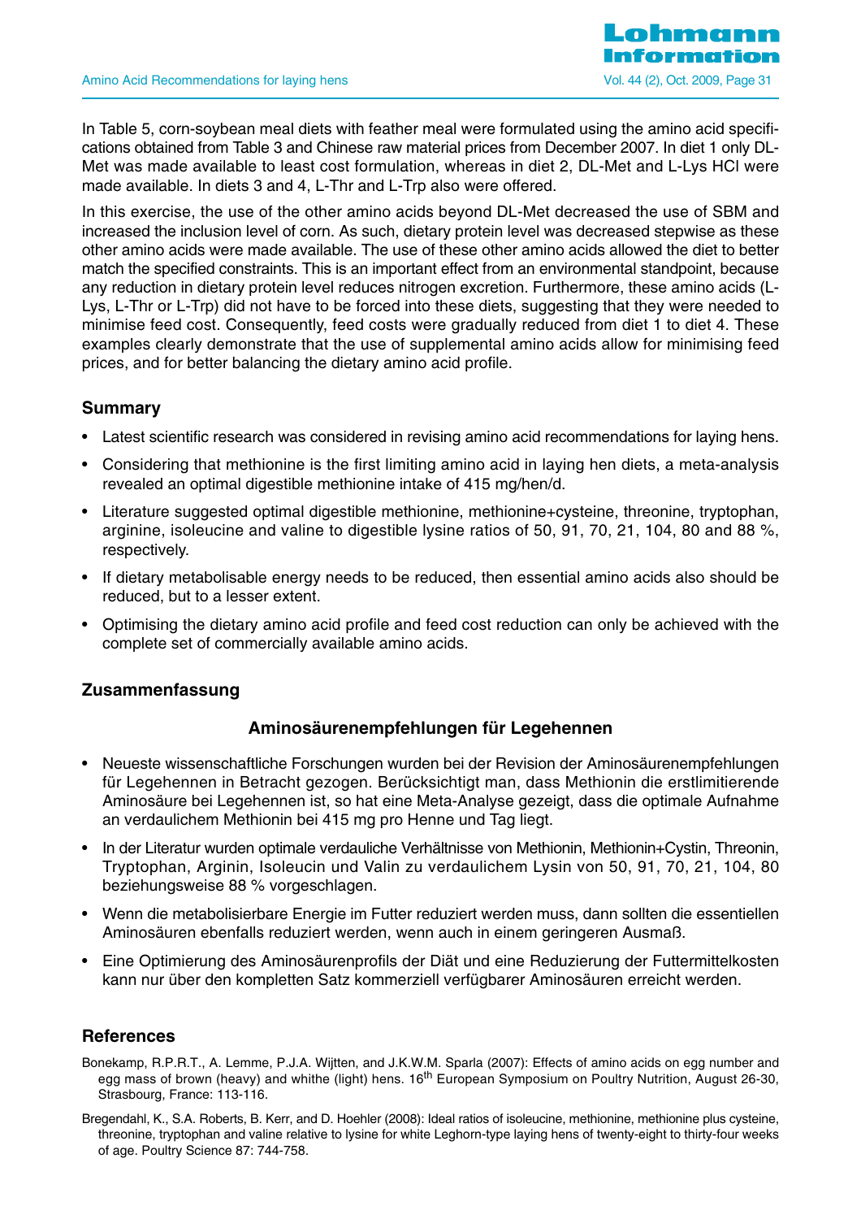In Table 5, corn-soybean meal diets with feather meal were formulated using the amino acid specifications obtained from Table 3 and Chinese raw material prices from December 2007. In diet 1 only DL-Met was made available to least cost formulation, whereas in diet 2, DL-Met and L-Lys HCl were made available. In diets 3 and 4, L-Thr and L-Trp also were offered.

In this exercise, the use of the other amino acids beyond DL-Met decreased the use of SBM and increased the inclusion level of corn. As such, dietary protein level was decreased stepwise as these other amino acids were made available. The use of these other amino acids allowed the diet to better match the specified constraints. This is an important effect from an environmental standpoint, because any reduction in dietary protein level reduces nitrogen excretion. Furthermore, these amino acids (L-Lys, L-Thr or L-Trp) did not have to be forced into these diets, suggesting that they were needed to minimise feed cost. Consequently, feed costs were gradually reduced from diet 1 to diet 4. These examples clearly demonstrate that the use of supplemental amino acids allow for minimising feed prices, and for better balancing the dietary amino acid profile.

## Summary

- Latest scientific research was considered in revising amino acid recommendations for laying hens.
- Considering that methionine is the first limiting amino acid in laying hen diets, a meta-analysis revealed an optimal digestible methionine intake of 415 mg/hen/d.
- Literature suggested optimal digestible methionine, methionine+cysteine, threonine, tryptophan, arginine, isoleucine and valine to digestible lysine ratios of 50, 91, 70, 21, 104, 80 and 88 %, respectively.
- If dietary metabolisable energy needs to be reduced, then essential amino acids also should be reduced, but to a lesser extent.
- Optimising the dietary amino acid profile and feed cost reduction can only be achieved with the complete set of commercially available amino acids.

## Zusammenfassung

### Aminosäurenempfehlungen für Legehennen

- Neueste wissenschaftliche Forschungen wurden bei der Revision der Aminosäurenempfehlungen für Legehennen in Betracht gezogen. Berücksichtigt man, dass Methionin die erstlimitierende Aminosäure bei Legehennen ist, so hat eine Meta-Analyse gezeigt, dass die optimale Aufnahme an verdaulichem Methionin bei 415 mg pro Henne und Tag liegt.
- In der Literatur wurden optimale verdauliche Verhältnisse von Methionin, Methionin+Cystin, Threonin, Tryptophan, Arginin, Isoleucin und Valin zu verdaulichem Lysin von 50, 91, 70, 21, 104, 80 beziehungsweise 88 % vorgeschlagen.
- Wenn die metabolisierbare Energie im Futter reduziert werden muss, dann sollten die essentiellen Aminosäuren ebenfalls reduziert werden, wenn auch in einem geringeren Ausmaß.
- Eine Optimierung des Aminosäurenprofils der Diät und eine Reduzierung der Futtermittelkosten kann nur über den kompletten Satz kommerziell verfügbarer Aminosäuren erreicht werden.

## References

Bonekamp, R.P.R.T., A. Lemme, P.J.A. Wijtten, and J.K.W.M. Sparla (2007): Effects of amino acids on egg number and egg mass of brown (heavy) and whithe (light) hens. 16th European Symposium on Poultry Nutrition, August 26-30, Strasbourg, France: 113-116.

Bregendahl, K., S.A. Roberts, B. Kerr, and D. Hoehler (2008): Ideal ratios of isoleucine, methionine, methionine plus cysteine, threonine, tryptophan and valine relative to lysine for white Leghorn-type laying hens of twenty-eight to thirty-four weeks of age. Poultry Science 87: 744-758.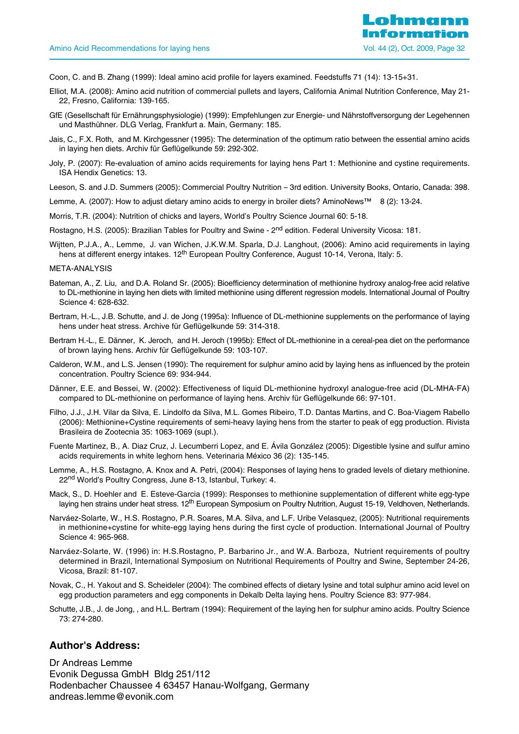Coon, C. and B. Zhang (1999): Ideal amino acid profile for layers examined. Feedstuffs 71 (14): 13-15+31.

Elliot, M.A. (2008): Amino acid nutrition of commercial pullets and layers, California Animal Nutrition Conference, May 21-22, Fresno, California: 139-165.

GfE (Gesellschaft für Ernährungsphysiologie) (1999): Empfehlungen zur Energie- und Nährstoffversorgung der Legehennen und Masthühner. DLG Verlag, Frankfurt a. Main, Germany: 185.

Jais, C., F.X. Roth, and M. Kirchgessner (1995): The determination of the optimum ratio between the essential amino acids in laying hen diets. Archiv für Geflügelkunde 59: 292-302.

Joly, P. (2007): Re-evaluation of amino acids requirements for laying hens Part 1: Methionine and cystine requirements. ISA Hendix Genetics: 13.

Leeson, S. and J.D. Summers (2005): Commercial Poultry Nutrition – 3rd edition. University Books, Ontario, Canada: 398.

Lemme, A. (2007): How to adjust dietary amino acids to energy in broiler diets? AminoNews™ 8 (2): 13-24.

Morris, T.R. (2004): Nutrition of chicks and layers, World's Poultry Science Journal 60: 5-18.

Rostagno, H.S. (2005): Brazilian Tables for Poultry and Swine - 2nd edition. Federal University Vicosa: 181.

Wijtten, P.J.A., A., Lemme, J. van Wichen, J.K.W.M. Sparla, D.J. Langhout, (2006): Amino acid requirements in laying hens at different energy intakes. 12th European Poultry Conference, August 10-14, Verona, Italy: 5.

META-ANALYSIS

Bateman, A., Z. Liu, and D.A. Roland Sr. (2005): Bioefficiency determination of methionine hydroxy analog-free acid relative to DL-methionine in laying hen diets with limited methionine using different regression models. International Journal of Poultry Science 4: 628-632.

Bertram, H.-L., J.B. Schutte, and J. de Jong (1995a): Influence of DL-methionine supplements on the performance of laying hens under heat stress. Archive für Geflügelkunde 59: 314-318.

Bertram H.-L., E. Dänner, K. Jeroch, and H. Jeroch (1995b): Effect of DL-methionine in a cereal-pea diet on the performance of brown laying hens. Archiv für Geflügelkunde 59: 103-107.

Calderon, W.M., and L.S. Jensen (1990): The requirement for sulphur amino acid by laying hens as influenced by the protein concentration. Poultry Science 69: 934-944.

Dänner, E.E. and Bessei, W. (2002): Effectiveness of liquid DL-methionine hydroxyl analogue-free acid (DL-MHA-FA) compared to DL-methionine on performance of laying hens. Archiv für Geflügelkunde 66: 97-101.

Filho, J.J., J.H. Vilar da Silva, E. Lindolfo da Silva, M.L. Gomes Ribeiro, T.D. Dantas Martins, and C. Boa-Viagem Rabello (2006): Methionine+Cystine requirements of semi-heavy laying hens from the starter to peak of egg production. Rivista Brasileira de Zootecnia 35: 1063-1069 (supl.).

Fuente Martinez, B., A. Diaz Cruz, J. Lecumberri Lopez, and E. Ávila González (2005): Digestible lysine and sulfur amino acids requirements in white leghorn hens. Veterinaria México 36 (2): 135-145.

Lemme, A., H.S. Rostagno, A. Knox and A. Petri, (2004): Responses of laying hens to graded levels of dietary methionine. 22nd World's Poultry Congress, June 8-13, Istanbul, Turkey: 4.

Mack, S., D. Hoehler and E. Esteve-Garcia (1999): Responses to methionine supplementation of different white egg-type laying hen strains under heat stress. 12th European Symposium on Poultry Nutrition, August 15-19, Veldhoven, Netherlands.

Narváez-Solarte, W., H.S. Rostagno, P.R. Soares, M.A. Silva, and L.F. Uribe Velasquez, (2005): Nutritional requirements in methionine+cystine for white-egg laying hens during the first cycle of production. International Journal of Poultry Science 4: 965-968.

Narváez-Solarte, W. (1996) in: H.S.Rostagno, P. Barbarino Jr., and W.A. Barboza, Nutrient requirements of poultry determined in Brazil, International Symposium on Nutritional Requirements of Poultry and Swine, September 24-26, Vicosa, Brazil: 81-107.

Novak, C., H. Yakout and S. Scheideler (2004): The combined effects of dietary lysine and total sulphur amino acid level on egg production parameters and egg components in Dekalb Delta laying hens. Poultry Science 83: 977-984.

Schutte, J.B., J. de Jong, , and H.L. Bertram (1994): Requirement of the laying hen for sulphur amino acids. Poultry Science 73: 274-280.

## Author's Address:

Dr Andreas Lemme
Evonik Degussa GmbH Bldg 251/112
Rodenbacher Chaussee 4 63457 Hanau-Wolfgang, Germany
andreas.lemme@evonik.com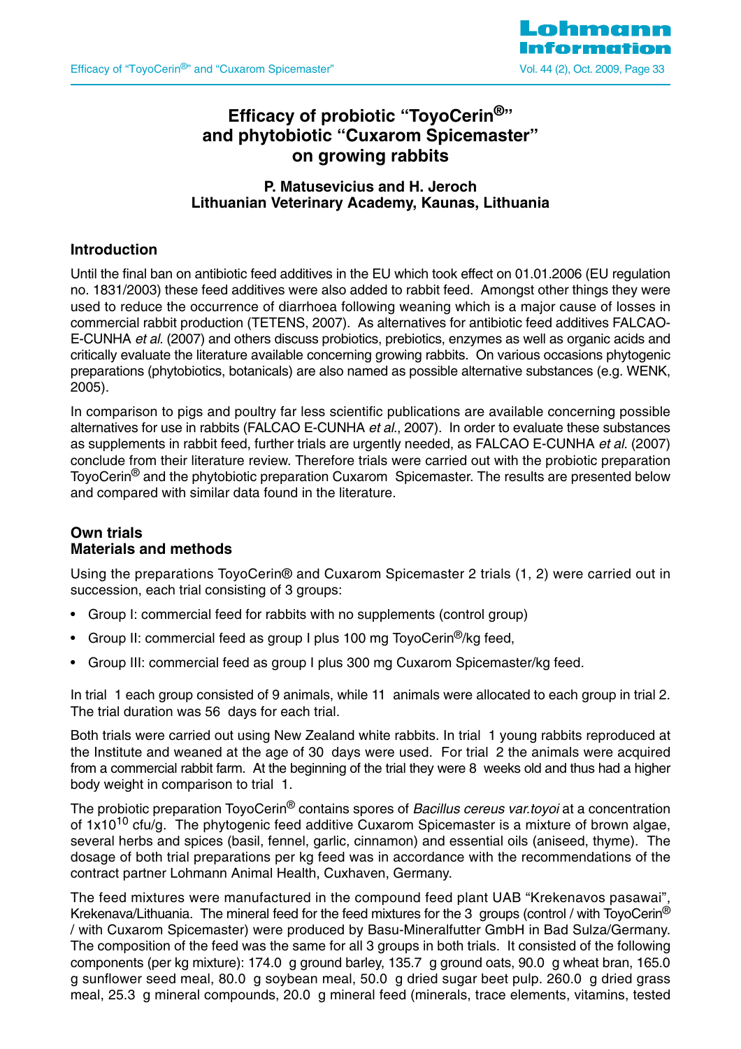# Efficacy of probiotic "ToyoCerin®" and phytobiotic "Cuxarom Spicemaster" on growing rabbits

**P. Matusevicius and H. Jeroch**
**Lithuanian Veterinary Academy, Kaunas, Lithuania**

## Introduction

Until the final ban on antibiotic feed additives in the EU which took effect on 01.01.2006 (EU regulation no. 1831/2003) these feed additives were also added to rabbit feed. Amongst other things they were used to reduce the occurrence of diarrhoea following weaning which is a major cause of losses in commercial rabbit production (TETENS, 2007). As alternatives for antibiotic feed additives FALCAO-E-CUNHA *et al.* (2007) and others discuss probiotics, prebiotics, enzymes as well as organic acids and critically evaluate the literature available concerning growing rabbits. On various occasions phytogenic preparations (phytobiotics, botanicals) are also named as possible alternative substances (e.g. WENK, 2005).

In comparison to pigs and poultry far less scientific publications are available concerning possible alternatives for use in rabbits (FALCAO E-CUNHA *et al.*, 2007). In order to evaluate these substances as supplements in rabbit feed, further trials are urgently needed, as FALCAO E-CUNHA *et al.* (2007) conclude from their literature review. Therefore trials were carried out with the probiotic preparation ToyoCerin® and the phytobiotic preparation Cuxarom Spicemaster. The results are presented below and compared with similar data found in the literature.

## Own trials
## Materials and methods

Using the preparations ToyoCerin® and Cuxarom Spicemaster 2 trials (1, 2) were carried out in succession, each trial consisting of 3 groups:

- Group I: commercial feed for rabbits with no supplements (control group)
- Group II: commercial feed as group I plus 100 mg ToyoCerin®/kg feed,
- Group III: commercial feed as group I plus 300 mg Cuxarom Spicemaster/kg feed.

In trial 1 each group consisted of 9 animals, while 11 animals were allocated to each group in trial 2. The trial duration was 56 days for each trial.

Both trials were carried out using New Zealand white rabbits. In trial 1 young rabbits reproduced at the Institute and weaned at the age of 30 days were used. For trial 2 the animals were acquired from a commercial rabbit farm. At the beginning of the trial they were 8 weeks old and thus had a higher body weight in comparison to trial 1.

The probiotic preparation ToyoCerin® contains spores of *Bacillus cereus var.toyoi* at a concentration of $1 \times 10^{10}$ cfu/g. The phytogenic feed additive Cuxarom Spicemaster is a mixture of brown algae, several herbs and spices (basil, fennel, garlic, cinnamon) and essential oils (aniseed, thyme). The dosage of both trial preparations per kg feed was in accordance with the recommendations of the contract partner Lohmann Animal Health, Cuxhaven, Germany.

The feed mixtures were manufactured in the compound feed plant UAB "Krekenavos pasawai", Krekenava/Lithuania. The mineral feed for the feed mixtures for the 3 groups (control / with ToyoCerin® / with Cuxarom Spicemaster) were produced by Basu-Mineralfutter GmbH in Bad Sulza/Germany. The composition of the feed was the same for all 3 groups in both trials. It consisted of the following components (per kg mixture): 174.0 g ground barley, 135.7 g ground oats, 90.0 g wheat bran, 165.0 g sunflower seed meal, 80.0 g soybean meal, 50.0 g dried sugar beet pulp. 260.0 g dried grass meal, 25.3 g mineral compounds, 20.0 g mineral feed (minerals, trace elements, vitamins, tested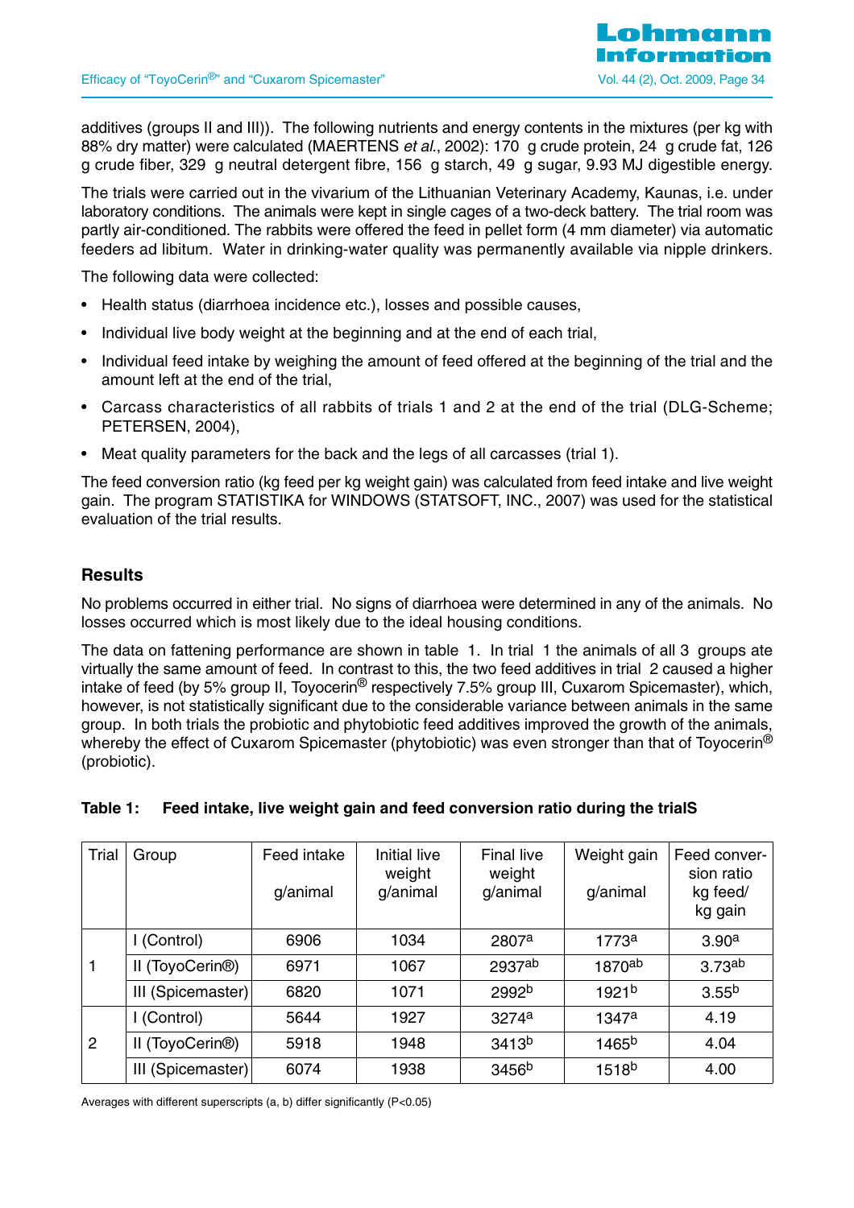additives (groups II and III)). The following nutrients and energy contents in the mixtures (per kg with 88% dry matter) were calculated (MAERTENS *et al.*, 2002): 170 g crude protein, 24 g crude fat, 126 g crude fiber, 329 g neutral detergent fibre, 156 g starch, 49 g sugar, 9.93 MJ digestible energy.

The trials were carried out in the vivarium of the Lithuanian Veterinary Academy, Kaunas, i.e. under laboratory conditions. The animals were kept in single cages of a two-deck battery. The trial room was partly air-conditioned. The rabbits were offered the feed in pellet form (4 mm diameter) via automatic feeders ad libitum. Water in drinking-water quality was permanently available via nipple drinkers.

The following data were collected:

- Health status (diarrhoea incidence etc.), losses and possible causes,
- Individual live body weight at the beginning and at the end of each trial,
- Individual feed intake by weighing the amount of feed offered at the beginning of the trial and the amount left at the end of the trial,
- Carcass characteristics of all rabbits of trials 1 and 2 at the end of the trial (DLG-Scheme; PETERSEN, 2004),
- Meat quality parameters for the back and the legs of all carcasses (trial 1).

The feed conversion ratio (kg feed per kg weight gain) was calculated from feed intake and live weight gain. The program STATISTIKA for WINDOWS (STATSOFT, INC., 2007) was used for the statistical evaluation of the trial results.

## Results

No problems occurred in either trial. No signs of diarrhoea were determined in any of the animals. No losses occurred which is most likely due to the ideal housing conditions.

The data on fattening performance are shown in table 1. In trial 1 the animals of all 3 groups ate virtually the same amount of feed. In contrast to this, the two feed additives in trial 2 caused a higher intake of feed (by 5% group II, Toyocerin® respectively 7.5% group III, Cuxarom Spicemaster), which, however, is not statistically significant due to the considerable variance between animals in the same group. In both trials the probiotic and phytobiotic feed additives improved the growth of the animals, whereby the effect of Cuxarom Spicemaster (phytobiotic) was even stronger than that of Toyocerin® (probiotic).

**Table 1: Feed intake, live weight gain and feed conversion ratio during the trialS**

| Trial | Group | Feed intake g/animal | Initial live weight g/animal | Final live weight g/animal | Weight gain g/animal | Feed conversion ratio kg feed/ kg gain |
|---|---|---|---|---|---|---|
| 1 | I (Control) | 6906 | 1034 | 2807[a] | 1773[a] | 3.90[a] |
| | II (ToyoCerin®) | 6971 | 1067 | 2937[ab] | 1870[ab] | 3.73[ab] |
| | III (Spicemaster) | 6820 | 1071 | 2992[b] | 1921[b] | 3.55[b] |
| 2 | I (Control) | 5644 | 1927 | 3274[a] | 1347[a] | 4.19 |
| | II (ToyoCerin®) | 5918 | 1948 | 3413[b] | 1465[b] | 4.04 |
| | III (Spicemaster) | 6074 | 1938 | 3456[b] | 1518[b] | 4.00 |

Averages with different superscripts (a, b) differ significantly ($P<0.05$)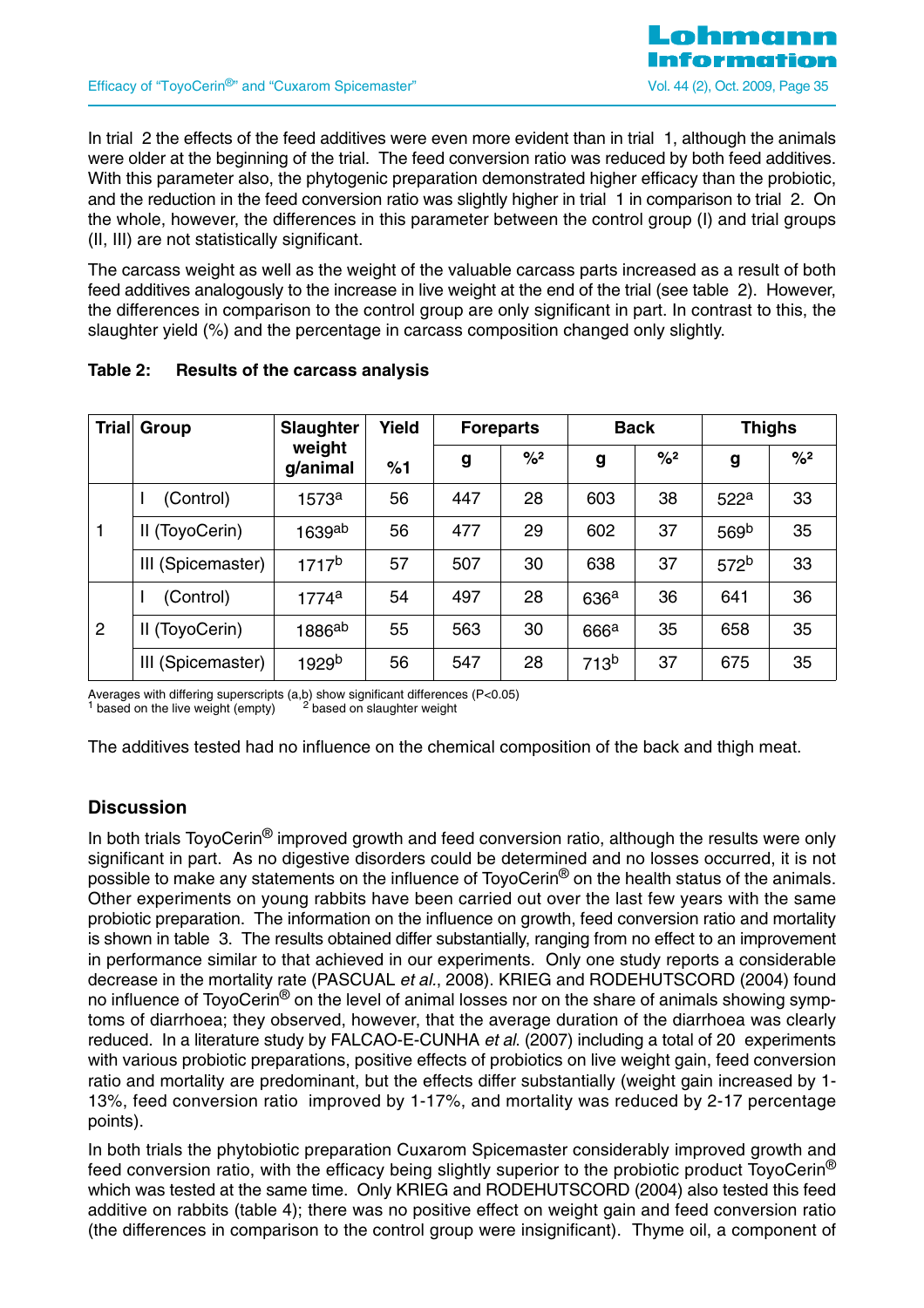In trial 2 the effects of the feed additives were even more evident than in trial 1, although the animals were older at the beginning of the trial. The feed conversion ratio was reduced by both feed additives. With this parameter also, the phytogenic preparation demonstrated higher efficacy than the probiotic, and the reduction in the feed conversion ratio was slightly higher in trial 1 in comparison to trial 2. On the whole, however, the differences in this parameter between the control group (I) and trial groups (II, III) are not statistically significant.

The carcass weight as well as the weight of the valuable carcass parts increased as a result of both feed additives analogously to the increase in live weight at the end of the trial (see table 2). However, the differences in comparison to the control group are only significant in part. In contrast to this, the slaughter yield (%) and the percentage in carcass composition changed only slightly.

**Table 2: Results of the carcass analysis**

| Trial | Group | Slaughter weight g/animal | Yield %1 | Foreparts | | Back | | Thighs | |
|---|---|---|---|---|---|---|---|---|---|
| | | | | g | %² | g | %² | g | %² |
| 1 | I (Control) | 1573[a] | 56 | 447 | 28 | 603 | 38 | 522[a] | 33 |
| | II (ToyoCerin) | 1639[ab] | 56 | 477 | 29 | 602 | 37 | 569[b] | 35 |
| | III (Spicemaster) | 1717[b] | 57 | 507 | 30 | 638 | 37 | 572[b] | 33 |
| 2 | I (Control) | 1774[a] | 54 | 497 | 28 | 636[a] | 36 | 641 | 36 |
| | II (ToyoCerin) | 1886[ab] | 55 | 563 | 30 | 666[a] | 35 | 658 | 35 |
| | III (Spicemaster) | 1929[b] | 56 | 547 | 28 | 713[b] | 37 | 675 | 35 |

Averages with differing superscripts (a,b) show significant differences ($P<0.05$)
[1] based on the live weight (empty) [2] based on slaughter weight

The additives tested had no influence on the chemical composition of the back and thigh meat.

## Discussion

In both trials ToyoCerin® improved growth and feed conversion ratio, although the results were only significant in part. As no digestive disorders could be determined and no losses occurred, it is not possible to make any statements on the influence of ToyoCerin® on the health status of the animals. Other experiments on young rabbits have been carried out over the last few years with the same probiotic preparation. The information on the influence on growth, feed conversion ratio and mortality is shown in table 3. The results obtained differ substantially, ranging from no effect to an improvement in performance similar to that achieved in our experiments. Only one study reports a considerable decrease in the mortality rate (PASCUAL *et al.*, 2008). KRIEG and RODEHUTSCORD (2004) found no influence of ToyoCerin® on the level of animal losses nor on the share of animals showing symptoms of diarrhoea; they observed, however, that the average duration of the diarrhoea was clearly reduced. In a literature study by FALCAO-E-CUNHA *et al.* (2007) including a total of 20 experiments with various probiotic preparations, positive effects of probiotics on live weight gain, feed conversion ratio and mortality are predominant, but the effects differ substantially (weight gain increased by 1-13%, feed conversion ratio improved by 1-17%, and mortality was reduced by 2-17 percentage points).

In both trials the phytobiotic preparation Cuxarom Spicemaster considerably improved growth and feed conversion ratio, with the efficacy being slightly superior to the probiotic product ToyoCerin® which was tested at the same time. Only KRIEG and RODEHUTSCORD (2004) also tested this feed additive on rabbits (table 4); there was no positive effect on weight gain and feed conversion ratio (the differences in comparison to the control group were insignificant). Thyme oil, a component of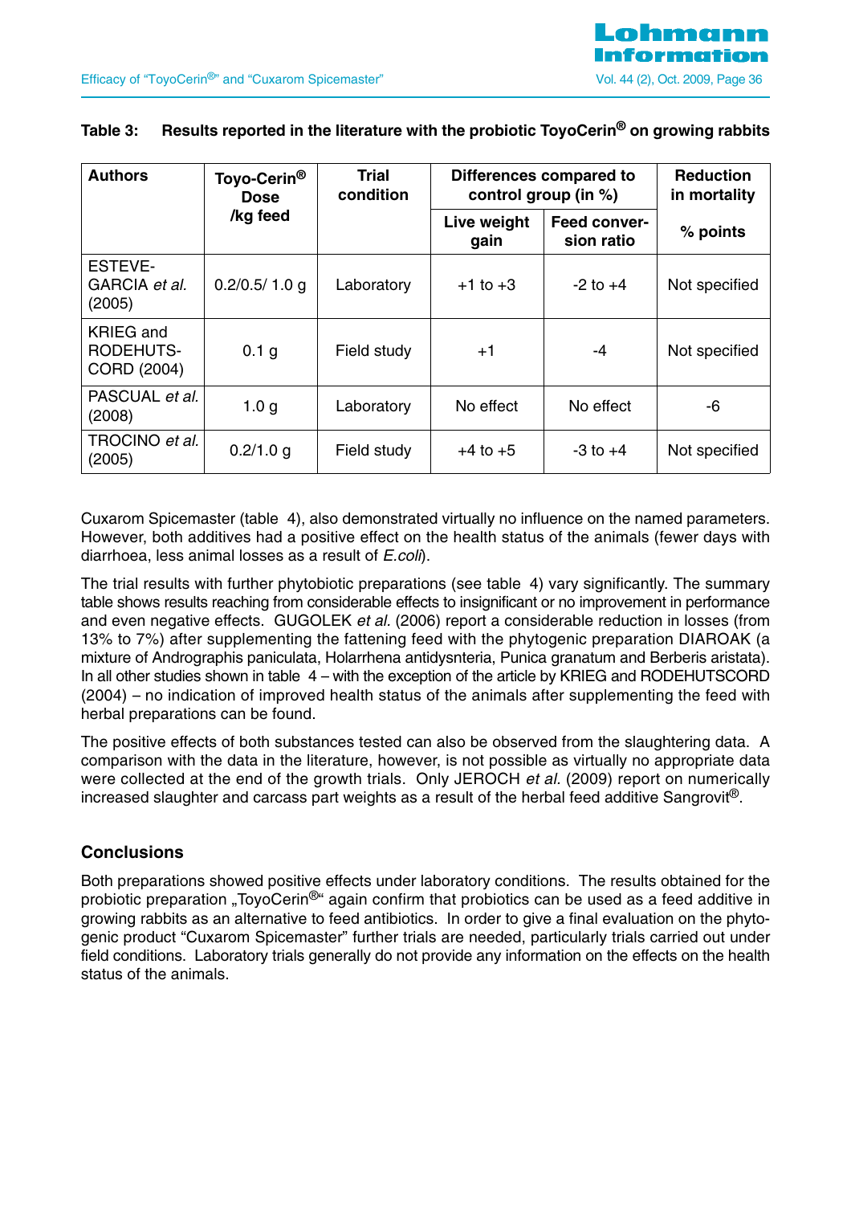**Table 3: Results reported in the literature with the probiotic ToyoCerin® on growing rabbits**

| Authors | Toyo-Cerin® Dose /kg feed | Trial condition | Differences compared to control group (in %) | | Reduction in mortality |
|---|---|---|---|---|---|
| | | | Live weight gain | Feed conversion ratio | % points |
| ESTEVE-GARCIA *et al.* (2005) | 0.2/0.5/ 1.0 g | Laboratory | +1 to +3 | -2 to +4 | Not specified |
| KRIEG and RODEHUTSCORD (2004) | 0.1 g | Field study | +1 | -4 | Not specified |
| PASCUAL *et al.* (2008) | 1.0 g | Laboratory | No effect | No effect | -6 |
| TROCINO *et al.* (2005) | 0.2/1.0 g | Field study | +4 to +5 | -3 to +4 | Not specified |

Cuxarom Spicemaster (table 4), also demonstrated virtually no influence on the named parameters. However, both additives had a positive effect on the health status of the animals (fewer days with diarrhoea, less animal losses as a result of *E.coli*).

The trial results with further phytobiotic preparations (see table 4) vary significantly. The summary table shows results reaching from considerable effects to insignificant or no improvement in performance and even negative effects. GUGOLEK *et al.* (2006) report a considerable reduction in losses (from 13% to 7%) after supplementing the fattening feed with the phytogenic preparation DIAROAK (a mixture of Andrographis paniculata, Holarrhena antidysnteria, Punica granatum and Berberis aristata). In all other studies shown in table 4 – with the exception of the article by KRIEG and RODEHUTSCORD (2004) – no indication of improved health status of the animals after supplementing the feed with herbal preparations can be found.

The positive effects of both substances tested can also be observed from the slaughtering data. A comparison with the data in the literature, however, is not possible as virtually no appropriate data were collected at the end of the growth trials. Only JEROCH *et al.* (2009) report on numerically increased slaughter and carcass part weights as a result of the herbal feed additive Sangrovit®.

## Conclusions

Both preparations showed positive effects under laboratory conditions. The results obtained for the probiotic preparation „ToyoCerin®" again confirm that probiotics can be used as a feed additive in growing rabbits as an alternative to feed antibiotics. In order to give a final evaluation on the phytogenic product "Cuxarom Spicemaster" further trials are needed, particularly trials carried out under field conditions. Laboratory trials generally do not provide any information on the effects on the health status of the animals.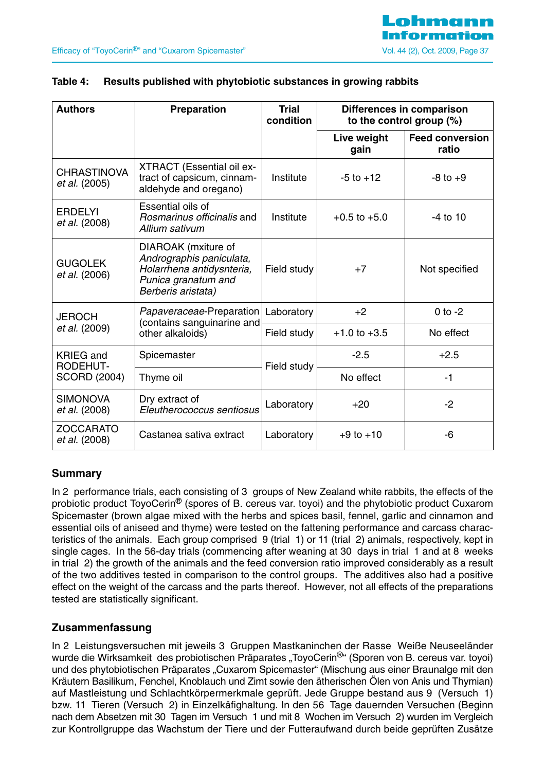**Table 4: Results published with phytobiotic substances in growing rabbits**

| Authors | Preparation | Trial condition | Differences in comparison to the control group (%) | |
|---|---|---|---|---|
| | | | Live weight gain | Feed conversion ratio |
| CHRASTINOVA *et al.* (2005) | XTRACT (Essential oil extract of capsicum, cinnamaldehyde and oregano) | Institute | -5 to +12 | -8 to +9 |
| ERDELYI *et al.* (2008) | Essential oils of *Rosmarinus officinalis* and *Allium sativum* | Institute | +0.5 to +5.0 | -4 to 10 |
| GUGOLEK *et al.* (2006) | DIAROAK (mxiture of *Andrographis paniculata, Holarrhena antidysnteria, Punica granatum and Berberis aristata)* | Field study | +7 | Not specified |
| JEROCH *et al.* (2009) | *Papaveraceae*-Preparation (contains sanguinarine and other alkaloids) | Laboratory | +2 | 0 to -2 |
| | | Field study | +1.0 to +3.5 | No effect |
| KRIEG and RODEHUT-SCORD (2004) | Spicemaster | Field study | -2.5 | +2.5 |
| | Thyme oil | | No effect | -1 |
| SIMONOVA *et al.* (2008) | Dry extract of *Eleutherococcus sentiosus* | Laboratory | +20 | -2 |
| ZOCCARATO *et al.* (2008) | Castanea sativa extract | Laboratory | +9 to +10 | -6 |

## Summary

In 2 performance trials, each consisting of 3 groups of New Zealand white rabbits, the effects of the probiotic product ToyoCerin® (spores of B. cereus var. toyoi) and the phytobiotic product Cuxarom Spicemaster (brown algae mixed with the herbs and spices basil, fennel, garlic and cinnamon and essential oils of aniseed and thyme) were tested on the fattening performance and carcass characteristics of the animals. Each group comprised 9 (trial 1) or 11 (trial 2) animals, respectively, kept in single cages. In the 56-day trials (commencing after weaning at 30 days in trial 1 and at 8 weeks in trial 2) the growth of the animals and the feed conversion ratio improved considerably as a result of the two additives tested in comparison to the control groups. The additives also had a positive effect on the weight of the carcass and the parts thereof. However, not all effects of the preparations tested are statistically significant.

## Zusammenfassung

In 2 Leistungsversuchen mit jeweils 3 Gruppen Mastkaninchen der Rasse Weiße Neuseeländer wurde die Wirksamkeit des probiotischen Präparates „ToyoCerin®" (Sporen von B. cereus var. toyoi) und des phytobiotischen Präparates „Cuxarom Spicemaster" (Mischung aus einer Braunalge mit den Kräutern Basilikum, Fenchel, Knoblauch und Zimt sowie den ätherischen Ölen von Anis und Thymian) auf Mastleistung und Schlachtkörpermerkmale geprüft. Jede Gruppe bestand aus 9 (Versuch 1) bzw. 11 Tieren (Versuch 2) in Einzelkäfighaltung. In den 56 Tage dauernden Versuchen (Beginn nach dem Absetzen mit 30 Tagen im Versuch 1 und mit 8 Wochen im Versuch 2) wurden im Vergleich zur Kontrollgruppe das Wachstum der Tiere und der Futteraufwand durch beide geprüften Zusätze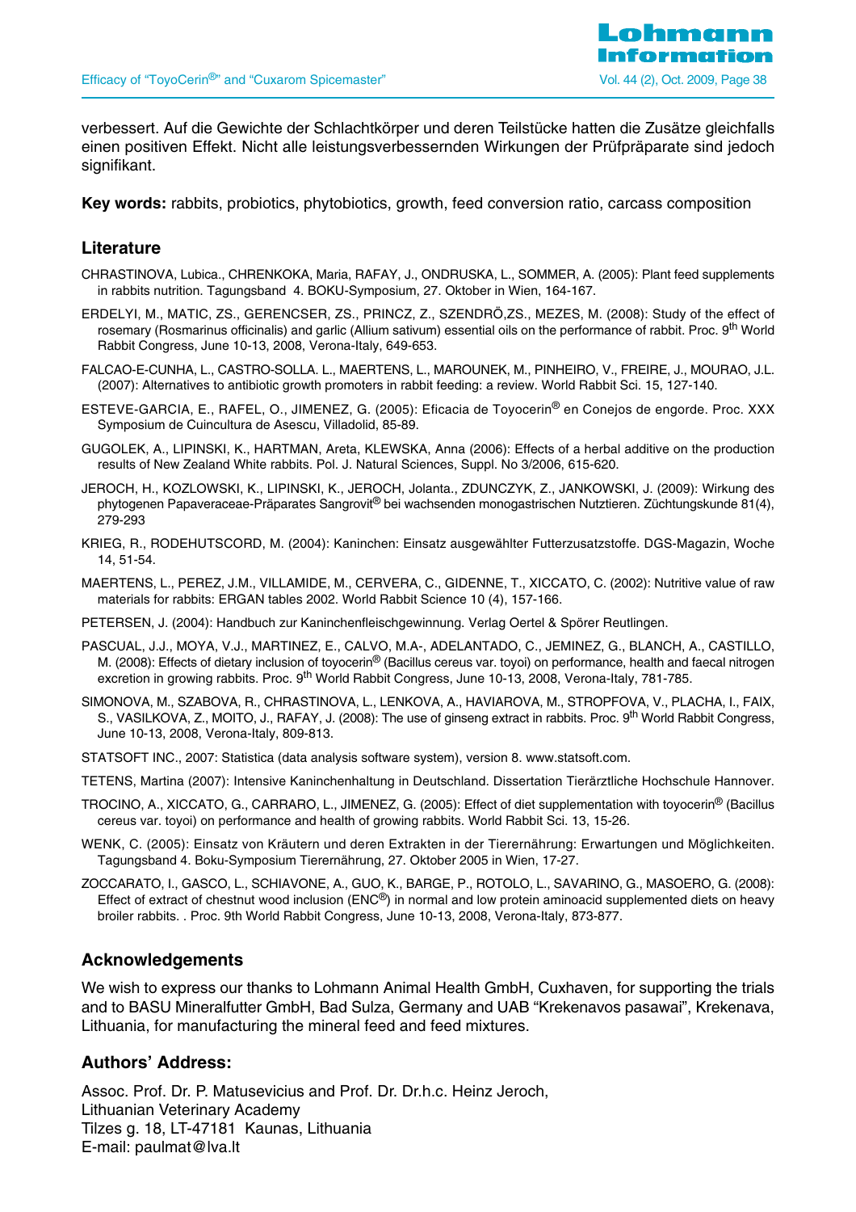verbessert. Auf die Gewichte der Schlachtkörper und deren Teilstücke hatten die Zusätze gleichfalls einen positiven Effekt. Nicht alle leistungsverbessernden Wirkungen der Prüfpräparate sind jedoch signifikant.

**Key words:** rabbits, probiotics, phytobiotics, growth, feed conversion ratio, carcass composition

## Literature

CHRASTINOVA, Lubica., CHRENKOKA, Maria, RAFAY, J., ONDRUSKA, L., SOMMER, A. (2005): Plant feed supplements in rabbits nutrition. Tagungsband 4. BOKU-Symposium, 27. Oktober in Wien, 164-167.

ERDELYI, M., MATIC, ZS., GERENCSER, ZS., PRINCZ, Z., SZENDRÖ,ZS., MEZES, M. (2008): Study of the effect of rosemary (Rosmarinus officinalis) and garlic (Allium sativum) essential oils on the performance of rabbit. Proc. 9th World Rabbit Congress, June 10-13, 2008, Verona-Italy, 649-653.

FALCAO-E-CUNHA, L., CASTRO-SOLLA. L., MAERTENS, L., MAROUNEK, M., PINHEIRO, V., FREIRE, J., MOURAO, J.L. (2007): Alternatives to antibiotic growth promoters in rabbit feeding: a review. World Rabbit Sci. 15, 127-140.

ESTEVE-GARCIA, E., RAFEL, O., JIMENEZ, G. (2005): Eficacia de Toyocerin® en Conejos de engorde. Proc. XXX Symposium de Cuincultura de Asescu, Villadolid, 85-89.

GUGOLEK, A., LIPINSKI, K., HARTMAN, Areta, KLEWSKA, Anna (2006): Effects of a herbal additive on the production results of New Zealand White rabbits. Pol. J. Natural Sciences, Suppl. No 3/2006, 615-620.

JEROCH, H., KOZLOWSKI, K., LIPINSKI, K., JEROCH, Jolanta., ZDUNCZYK, Z., JANKOWSKI, J. (2009): Wirkung des phytogenen Papaveraceae-Präparates Sangrovit® bei wachsenden monogastrischen Nutztieren. Züchtungskunde 81(4), 279-293

KRIEG, R., RODEHUTSCORD, M. (2004): Kaninchen: Einsatz ausgewählter Futterzusatzstoffe. DGS-Magazin, Woche 14, 51-54.

MAERTENS, L., PEREZ, J.M., VILLAMIDE, M., CERVERA, C., GIDENNE, T., XICCATO, C. (2002): Nutritive value of raw materials for rabbits: ERGAN tables 2002. World Rabbit Science 10 (4), 157-166.

PETERSEN, J. (2004): Handbuch zur Kaninchenfleischgewinnung. Verlag Oertel & Spörer Reutlingen.

PASCUAL, J.J., MOYA, V.J., MARTINEZ, E., CALVO, M.A-, ADELANTADO, C., JEMINEZ, G., BLANCH, A., CASTILLO, M. (2008): Effects of dietary inclusion of toyocerin® (Bacillus cereus var. toyoi) on performance, health and faecal nitrogen excretion in growing rabbits. Proc. 9th World Rabbit Congress, June 10-13, 2008, Verona-Italy, 781-785.

SIMONOVA, M., SZABOVA, R., CHRASTINOVA, L., LENKOVA, A., HAVIAROVA, M., STROPFOVA, V., PLACHA, I., FAIX, S., VASILKOVA, Z., MOITO, J., RAFAY, J. (2008): The use of ginseng extract in rabbits. Proc. 9th World Rabbit Congress, June 10-13, 2008, Verona-Italy, 809-813.

STATSOFT INC., 2007: Statistica (data analysis software system), version 8. www.statsoft.com.

TETENS, Martina (2007): Intensive Kaninchenhaltung in Deutschland. Dissertation Tierärztliche Hochschule Hannover.

TROCINO, A., XICCATO, G., CARRARO, L., JIMENEZ, G. (2005): Effect of diet supplementation with toyocerin® (Bacillus cereus var. toyoi) on performance and health of growing rabbits. World Rabbit Sci. 13, 15-26.

WENK, C. (2005): Einsatz von Kräutern und deren Extrakten in der Tierernährung: Erwartungen und Möglichkeiten. Tagungsband 4. Boku-Symposium Tierernährung, 27. Oktober 2005 in Wien, 17-27.

ZOCCARATO, I., GASCO, L., SCHIAVONE, A., GUO, K., BARGE, P., ROTOLO, L., SAVARINO, G., MASOERO, G. (2008): Effect of extract of chestnut wood inclusion (ENC®) in normal and low protein aminoacid supplemented diets on heavy broiler rabbits. . Proc. 9th World Rabbit Congress, June 10-13, 2008, Verona-Italy, 873-877.

## Acknowledgements

We wish to express our thanks to Lohmann Animal Health GmbH, Cuxhaven, for supporting the trials and to BASU Mineralfutter GmbH, Bad Sulza, Germany and UAB "Krekenavos pasawai", Krekenava, Lithuania, for manufacturing the mineral feed and feed mixtures.

## Authors' Address:

Assoc. Prof. Dr. P. Matusevicius and Prof. Dr. Dr.h.c. Heinz Jeroch,  
Lithuanian Veterinary Academy  
Tilzes g. 18, LT-47181 Kaunas, Lithuania  
E-mail: paulmat@lva.lt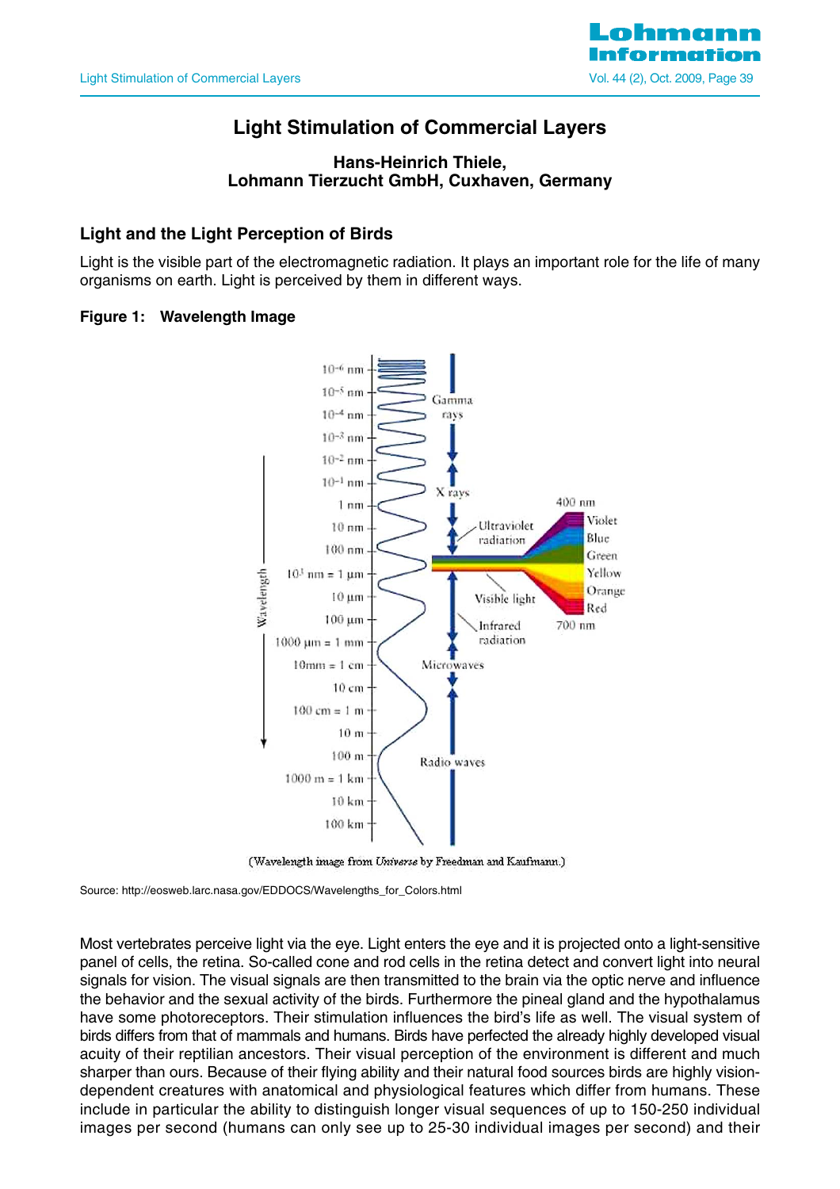# Light Stimulation of Commercial Layers

**Hans-Heinrich Thiele,**
**Lohmann Tierzucht GmbH, Cuxhaven, Germany**

## Light and the Light Perception of Birds

Light is the visible part of the electromagnetic radiation. It plays an important role for the life of many organisms on earth. Light is perceived by them in different ways.

**Figure 1: Wavelength Image**

(Wavelength image from *Universe* by Freedman and Kaufmann.)

Source: http://eosweb.larc.nasa.gov/EDDOCS/Wavelengths_for_Colors.html

Most vertebrates perceive light via the eye. Light enters the eye and it is projected onto a light-sensitive panel of cells, the retina. So-called cone and rod cells in the retina detect and convert light into neural signals for vision. The visual signals are then transmitted to the brain via the optic nerve and influence the behavior and the sexual activity of the birds. Furthermore the pineal gland and the hypothalamus have some photoreceptors. Their stimulation influences the bird's life as well. The visual system of birds differs from that of mammals and humans. Birds have perfected the already highly developed visual acuity of their reptilian ancestors. Their visual perception of the environment is different and much sharper than ours. Because of their flying ability and their natural food sources birds are highly vision-dependent creatures with anatomical and physiological features which differ from humans. These include in particular the ability to distinguish longer visual sequences of up to 150-250 individual images per second (humans can only see up to 25-30 individual images per second) and their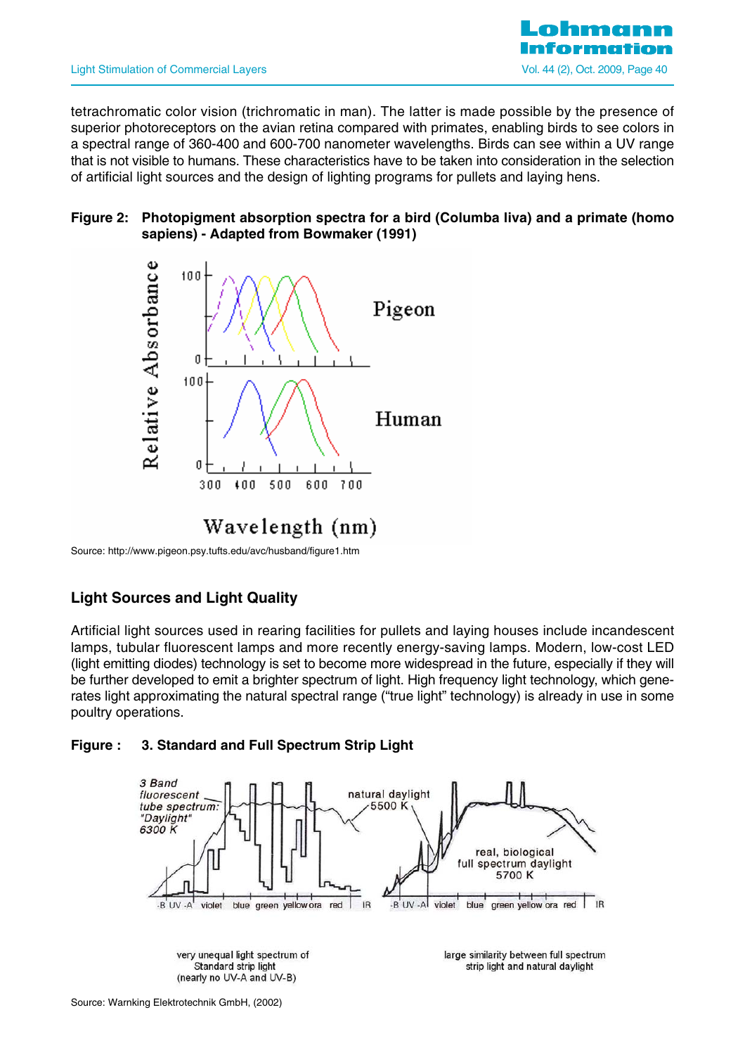tetrachromatic color vision (trichromatic in man). The latter is made possible by the presence of superior photoreceptors on the avian retina compared with primates, enabling birds to see colors in a spectral range of 360-400 and 600-700 nanometer wavelengths. Birds can see within a UV range that is not visible to humans. These characteristics have to be taken into consideration in the selection of artificial light sources and the design of lighting programs for pullets and laying hens.

**Figure 2: Photopigment absorption spectra for a bird (Columba liva) and a primate (homo sapiens) - Adapted from Bowmaker (1991)**

Source: http://www.pigeon.psy.tufts.edu/avc/husband/figure1.htm

## Light Sources and Light Quality

Artificial light sources used in rearing facilities for pullets and laying houses include incandescent lamps, tubular fluorescent lamps and more recently energy-saving lamps. Modern, low-cost LED (light emitting diodes) technology is set to become more widespread in the future, especially if they will be further developed to emit a brighter spectrum of light. High frequency light technology, which generates light approximating the natural spectral range ("true light" technology) is already in use in some poultry operations.

**Figure : 3. Standard and Full Spectrum Strip Light**

very unequal light spectrum of Standard strip light (nearly no UV-A and UV-B)

large similarity between full spectrum strip light and natural daylight

Source: Warnking Elektrotechnik GmbH, (2002)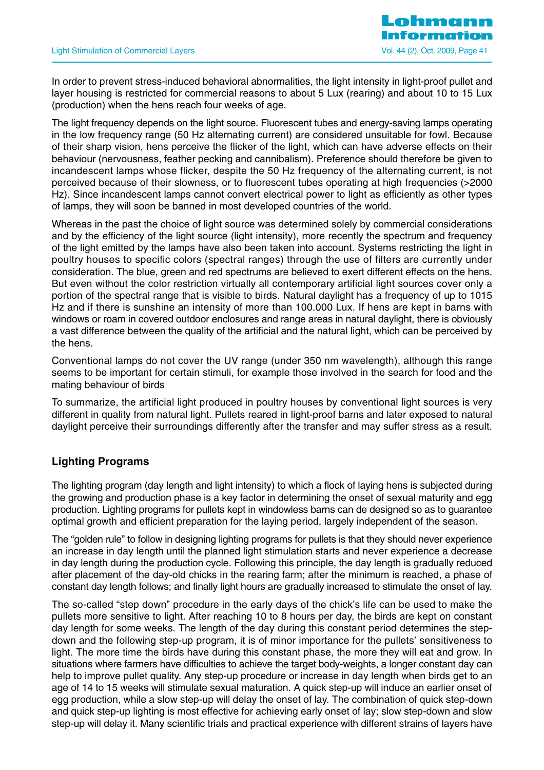In order to prevent stress-induced behavioral abnormalities, the light intensity in light-proof pullet and layer housing is restricted for commercial reasons to about 5 Lux (rearing) and about 10 to 15 Lux (production) when the hens reach four weeks of age.

The light frequency depends on the light source. Fluorescent tubes and energy-saving lamps operating in the low frequency range (50 Hz alternating current) are considered unsuitable for fowl. Because of their sharp vision, hens perceive the flicker of the light, which can have adverse effects on their behaviour (nervousness, feather pecking and cannibalism). Preference should therefore be given to incandescent lamps whose flicker, despite the 50 Hz frequency of the alternating current, is not perceived because of their slowness, or to fluorescent tubes operating at high frequencies (>2000 Hz). Since incandescent lamps cannot convert electrical power to light as efficiently as other types of lamps, they will soon be banned in most developed countries of the world.

Whereas in the past the choice of light source was determined solely by commercial considerations and by the efficiency of the light source (light intensity), more recently the spectrum and frequency of the light emitted by the lamps have also been taken into account. Systems restricting the light in poultry houses to specific colors (spectral ranges) through the use of filters are currently under consideration. The blue, green and red spectrums are believed to exert different effects on the hens. But even without the color restriction virtually all contemporary artificial light sources cover only a portion of the spectral range that is visible to birds. Natural daylight has a frequency of up to 1015 Hz and if there is sunshine an intensity of more than 100.000 Lux. If hens are kept in barns with windows or roam in covered outdoor enclosures and range areas in natural daylight, there is obviously a vast difference between the quality of the artificial and the natural light, which can be perceived by the hens.

Conventional lamps do not cover the UV range (under 350 nm wavelength), although this range seems to be important for certain stimuli, for example those involved in the search for food and the mating behaviour of birds

To summarize, the artificial light produced in poultry houses by conventional light sources is very different in quality from natural light. Pullets reared in light-proof barns and later exposed to natural daylight perceive their surroundings differently after the transfer and may suffer stress as a result.

## Lighting Programs

The lighting program (day length and light intensity) to which a flock of laying hens is subjected during the growing and production phase is a key factor in determining the onset of sexual maturity and egg production. Lighting programs for pullets kept in windowless barns can de designed so as to guarantee optimal growth and efficient preparation for the laying period, largely independent of the season.

The "golden rule" to follow in designing lighting programs for pullets is that they should never experience an increase in day length until the planned light stimulation starts and never experience a decrease in day length during the production cycle. Following this principle, the day length is gradually reduced after placement of the day-old chicks in the rearing farm; after the minimum is reached, a phase of constant day length follows; and finally light hours are gradually increased to stimulate the onset of lay.

The so-called "step down" procedure in the early days of the chick's life can be used to make the pullets more sensitive to light. After reaching 10 to 8 hours per day, the birds are kept on constant day length for some weeks. The length of the day during this constant period determines the step-down and the following step-up program, it is of minor importance for the pullets' sensitiveness to light. The more time the birds have during this constant phase, the more they will eat and grow. In situations where farmers have difficulties to achieve the target body-weights, a longer constant day can help to improve pullet quality. Any step-up procedure or increase in day length when birds get to an age of 14 to 15 weeks will stimulate sexual maturation. A quick step-up will induce an earlier onset of egg production, while a slow step-up will delay the onset of lay. The combination of quick step-down and quick step-up lighting is most effective for achieving early onset of lay; slow step-down and slow step-up will delay it. Many scientific trials and practical experience with different strains of layers have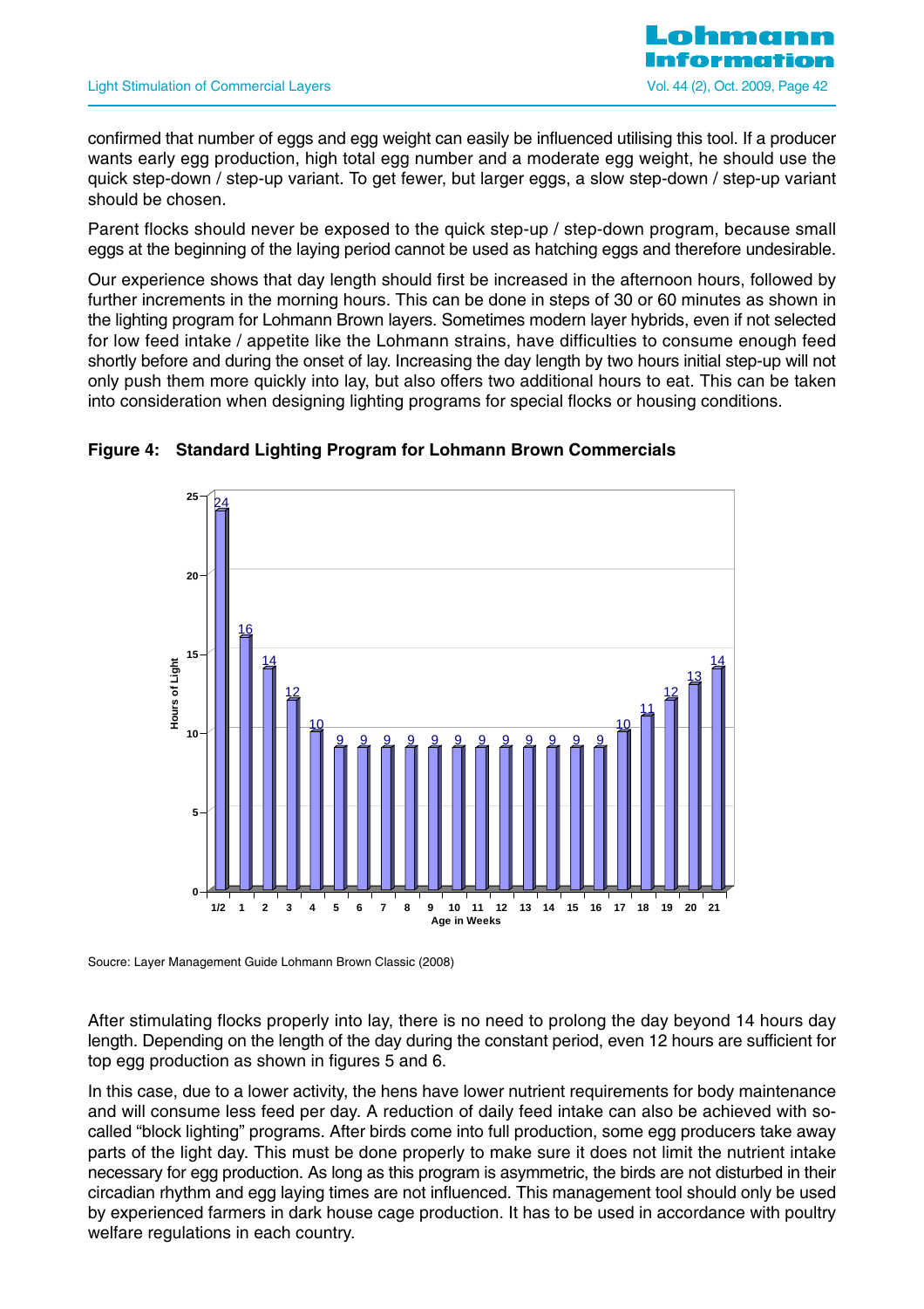confirmed that number of eggs and egg weight can easily be influenced utilising this tool. If a producer wants early egg production, high total egg number and a moderate egg weight, he should use the quick step-down / step-up variant. To get fewer, but larger eggs, a slow step-down / step-up variant should be chosen.

Parent flocks should never be exposed to the quick step-up / step-down program, because small eggs at the beginning of the laying period cannot be used as hatching eggs and therefore undesirable.

Our experience shows that day length should first be increased in the afternoon hours, followed by further increments in the morning hours. This can be done in steps of 30 or 60 minutes as shown in the lighting program for Lohmann Brown layers. Sometimes modern layer hybrids, even if not selected for low feed intake / appetite like the Lohmann strains, have difficulties to consume enough feed shortly before and during the onset of lay. Increasing the day length by two hours initial step-up will not only push them more quickly into lay, but also offers two additional hours to eat. This can be taken into consideration when designing lighting programs for special flocks or housing conditions.

**Figure 4: Standard Lighting Program for Lohmann Brown Commercials**

| Age in Weeks | 1/2 | 1 | 2 | 3 | 4 | 5 | 6 | 7 | 8 | 9 | 10 | 11 | 12 | 13 | 14 | 15 | 16 | 17 | 18 | 19 | 20 | 21 |
|---|---|---|---|---|---|---|---|---|---|---|---|---|---|---|---|---|---|---|---|---|---|---|
| Hours of Light | 24 | 16 | 14 | 12 | 10 | 9 | 9 | 9 | 9 | 9 | 9 | 9 | 9 | 9 | 9 | 9 | 9 | 10 | 11 | 12 | 13 | 14 |

Soucre: Layer Management Guide Lohmann Brown Classic (2008)

After stimulating flocks properly into lay, there is no need to prolong the day beyond 14 hours day length. Depending on the length of the day during the constant period, even 12 hours are sufficient for top egg production as shown in figures 5 and 6.

In this case, due to a lower activity, the hens have lower nutrient requirements for body maintenance and will consume less feed per day. A reduction of daily feed intake can also be achieved with so-called "block lighting" programs. After birds come into full production, some egg producers take away parts of the light day. This must be done properly to make sure it does not limit the nutrient intake necessary for egg production. As long as this program is asymmetric, the birds are not disturbed in their circadian rhythm and egg laying times are not influenced. This management tool should only be used by experienced farmers in dark house cage production. It has to be used in accordance with poultry welfare regulations in each country.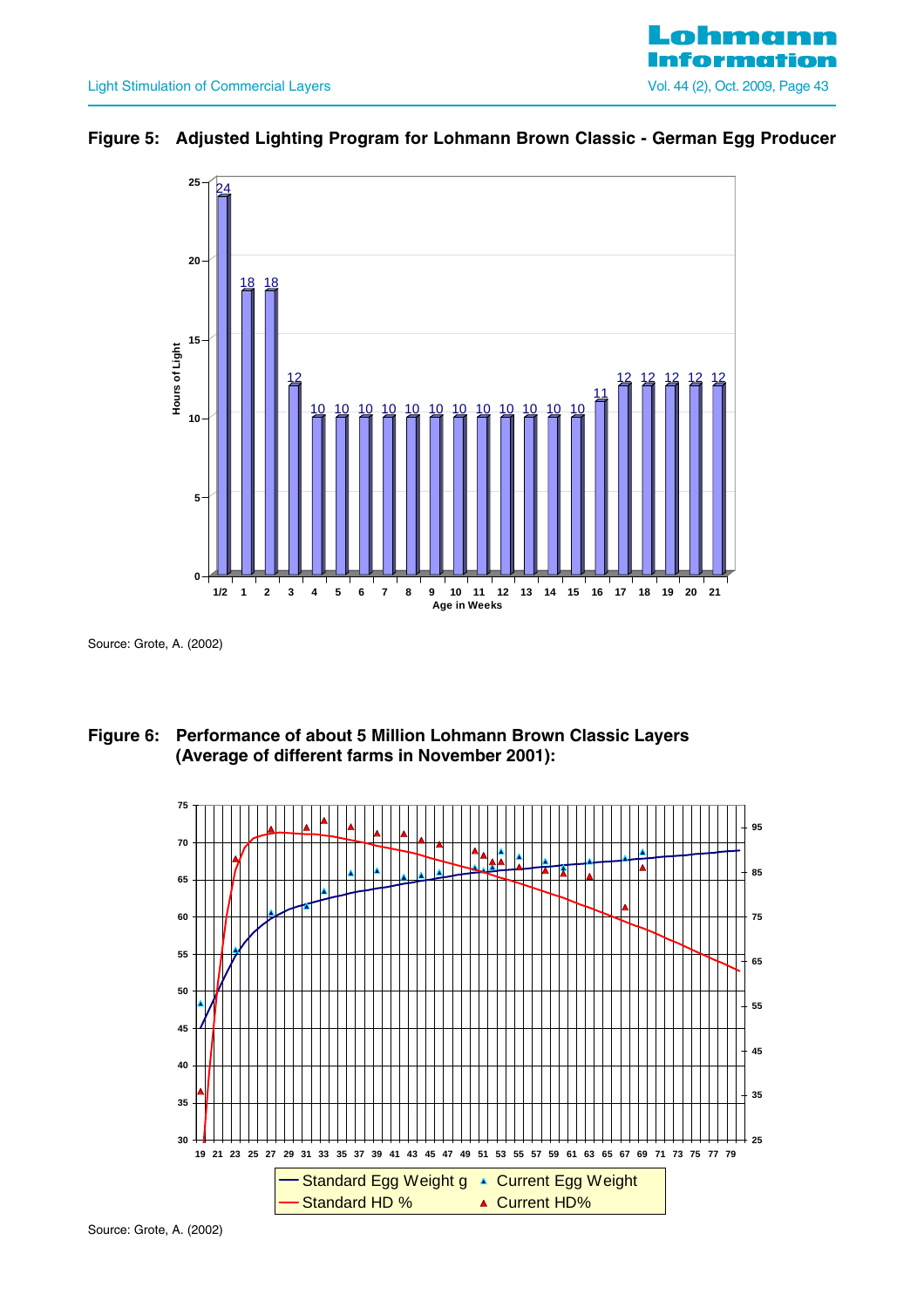**Figure 5: Adjusted Lighting Program for Lohmann Brown Classic - German Egg Producer**

| Age in Weeks | 1/2 | 1 | 2 | 3 | 4 | 5 | 6 | 7 | 8 | 9 | 10 | 11 | 12 | 13 | 14 | 15 | 16 | 17 | 18 | 19 | 20 | 21 |
|---|---|---|---|---|---|---|---|---|---|---|---|---|---|---|---|---|---|---|---|---|---|---|
| Hours of Light | 24 | 18 | 18 | 12 | 10 | 10 | 10 | 10 | 10 | 10 | 10 | 10 | 10 | 10 | 10 | 10 | 11 | 12 | 12 | 12 | 12 | 12 |

Source: Grote, A. (2002)

**Figure 6: Performance of about 5 Million Lohmann Brown Classic Layers (Average of different farms in November 2001):**

Legend: Standard Egg Weight g; Current Egg Weight; Standard HD %; Current HD%

Source: Grote, A. (2002)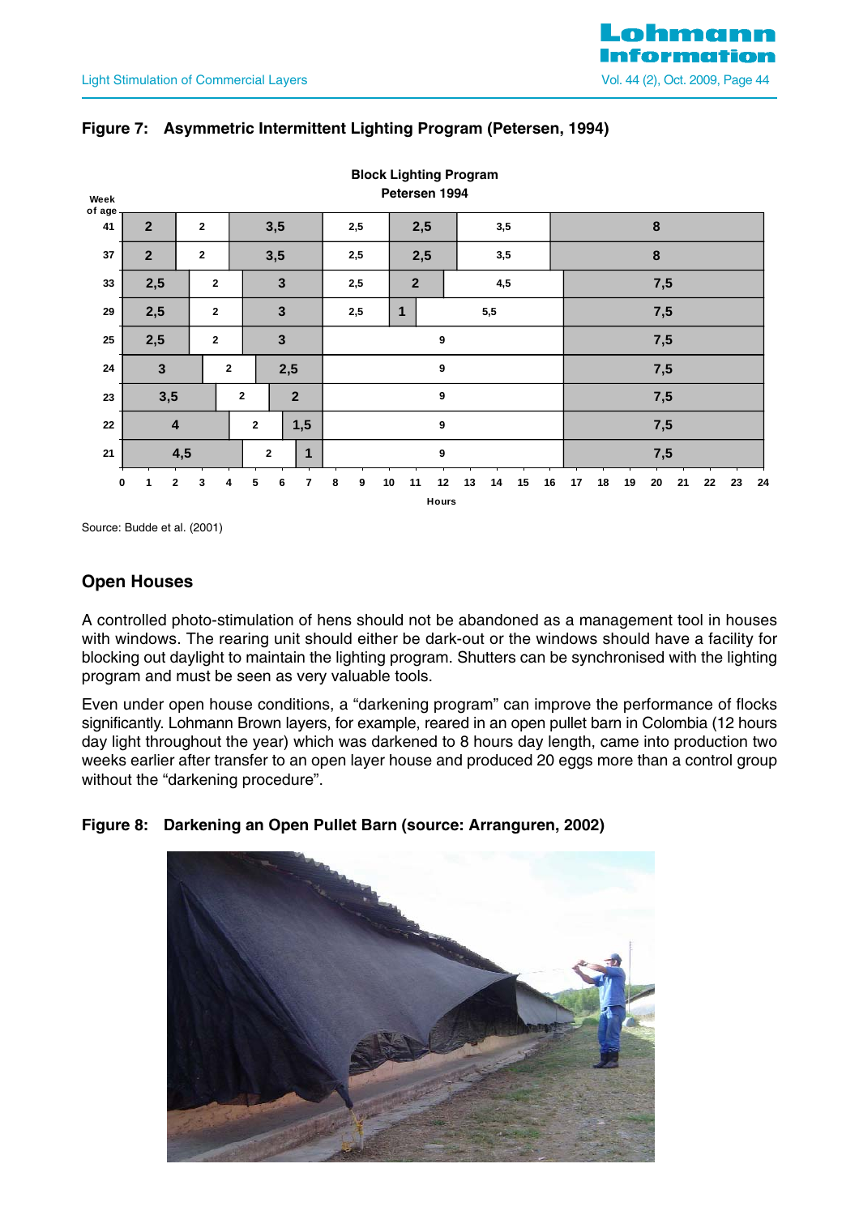**Figure 7: Asymmetric Intermittent Lighting Program (Petersen, 1994)**

Block Lighting Program
Petersen 1994

| Week of age | Hours (alternating light/dark blocks, 0–24 h) |
|---|---|
| 41 | 2 · 2 · 3,5 · 2,5 · 2,5 · 3,5 · 8 |
| 37 | 2 · 2 · 3,5 · 2,5 · 2,5 · 3,5 · 8 |
| 33 | 2,5 · 2 · 3 · 2,5 · 2 · 4,5 · 7,5 |
| 29 | 2,5 · 2 · 3 · 2,5 · 1 · 5,5 · 7,5 |
| 25 | 2,5 · 2 · 3 · 9 · 7,5 |
| 24 | 3 · 2 · 2,5 · 9 · 7,5 |
| 23 | 3,5 · 2 · 2 · 9 · 7,5 |
| 22 | 4 · 2 · 1,5 · 9 · 7,5 |
| 21 | 4,5 · 2 · 1 · 9 · 7,5 |

Source: Budde et al. (2001)

## Open Houses

A controlled photo-stimulation of hens should not be abandoned as a management tool in houses with windows. The rearing unit should either be dark-out or the windows should have a facility for blocking out daylight to maintain the lighting program. Shutters can be synchronised with the lighting program and must be seen as very valuable tools.

Even under open house conditions, a "darkening program" can improve the performance of flocks significantly. Lohmann Brown layers, for example, reared in an open pullet barn in Colombia (12 hours day light throughout the year) which was darkened to 8 hours day length, came into production two weeks earlier after transfer to an open layer house and produced 20 eggs more than a control group without the "darkening procedure".

**Figure 8: Darkening an Open Pullet Barn (source: Arranguren, 2002)**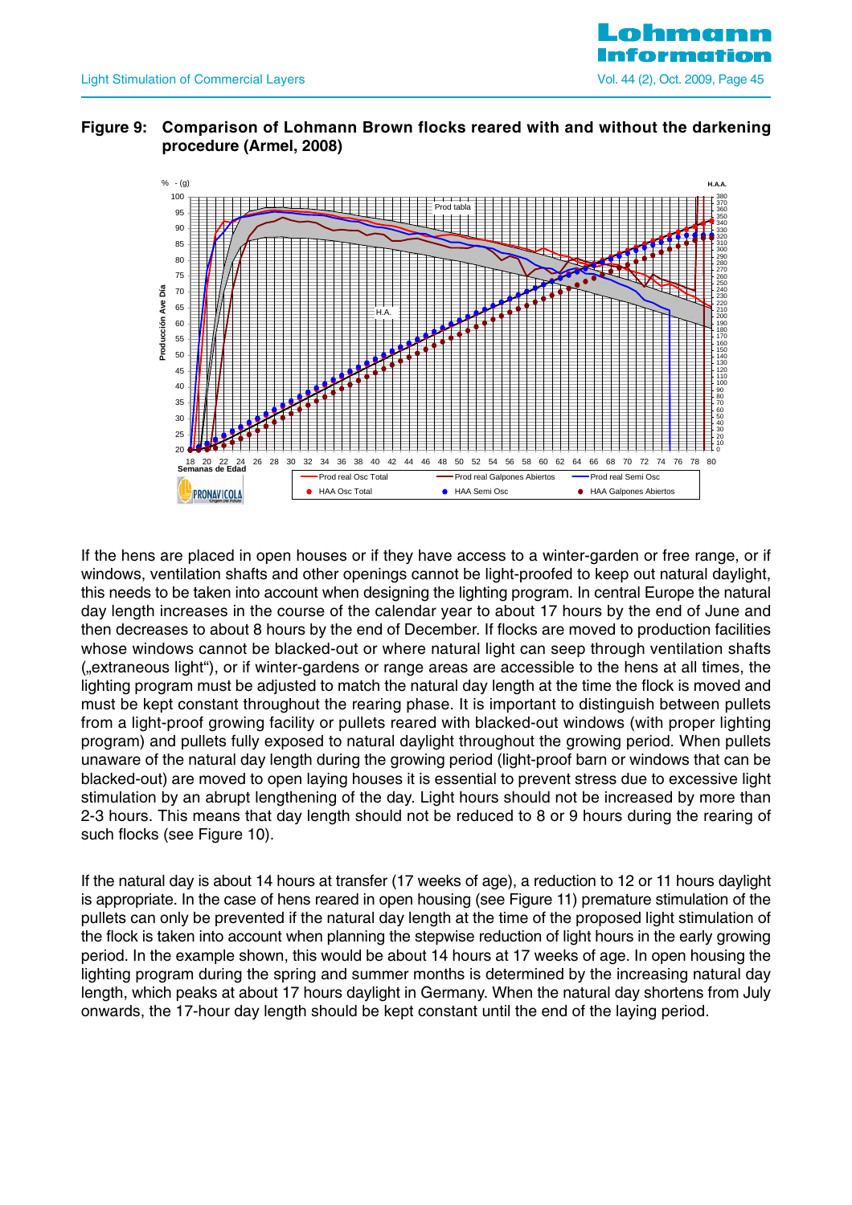**Figure 9: Comparison of Lohmann Brown flocks reared with and without the darkening procedure (Armel, 2008)**

If the hens are placed in open houses or if they have access to a winter-garden or free range, or if windows, ventilation shafts and other openings cannot be light-proofed to keep out natural daylight, this needs to be taken into account when designing the lighting program. In central Europe the natural day length increases in the course of the calendar year to about 17 hours by the end of June and then decreases to about 8 hours by the end of December. If flocks are moved to production facilities whose windows cannot be blacked-out or where natural light can seep through ventilation shafts („extraneous light"), or if winter-gardens or range areas are accessible to the hens at all times, the lighting program must be adjusted to match the natural day length at the time the flock is moved and must be kept constant throughout the rearing phase. It is important to distinguish between pullets from a light-proof growing facility or pullets reared with blacked-out windows (with proper lighting program) and pullets fully exposed to natural daylight throughout the growing period. When pullets unaware of the natural day length during the growing period (light-proof barn or windows that can be blacked-out) are moved to open laying houses it is essential to prevent stress due to excessive light stimulation by an abrupt lengthening of the day. Light hours should not be increased by more than 2-3 hours. This means that day length should not be reduced to 8 or 9 hours during the rearing of such flocks (see Figure 10).

If the natural day is about 14 hours at transfer (17 weeks of age), a reduction to 12 or 11 hours daylight is appropriate. In the case of hens reared in open housing (see Figure 11) premature stimulation of the pullets can only be prevented if the natural day length at the time of the proposed light stimulation of the flock is taken into account when planning the stepwise reduction of light hours in the early growing period. In the example shown, this would be about 14 hours at 17 weeks of age. In open housing the lighting program during the spring and summer months is determined by the increasing natural day length, which peaks at about 17 hours daylight in Germany. When the natural day shortens from July onwards, the 17-hour day length should be kept constant until the end of the laying period.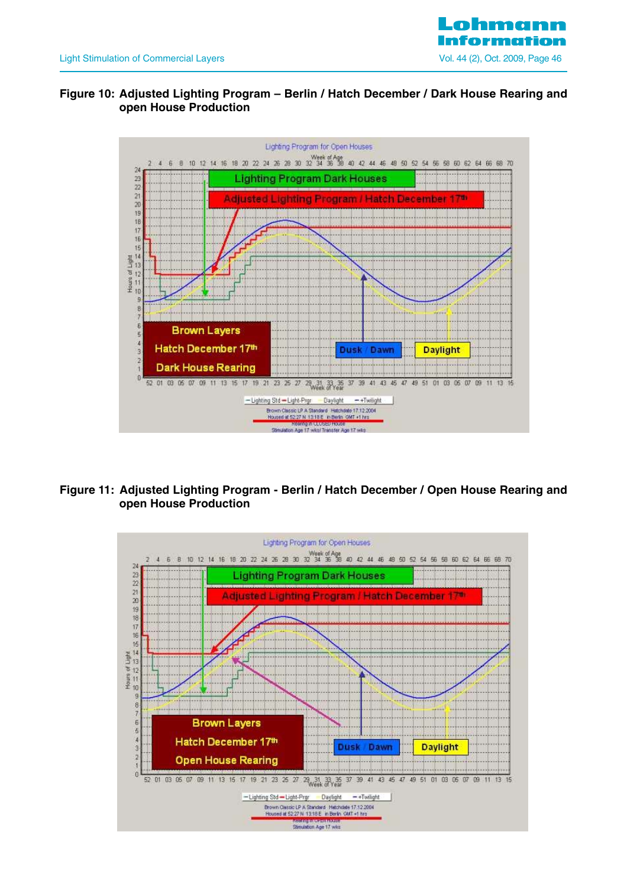**Figure 10: Adjusted Lighting Program – Berlin / Hatch December / Dark House Rearing and open House Production**

**Figure 11: Adjusted Lighting Program - Berlin / Hatch December / Open House Rearing and open House Production**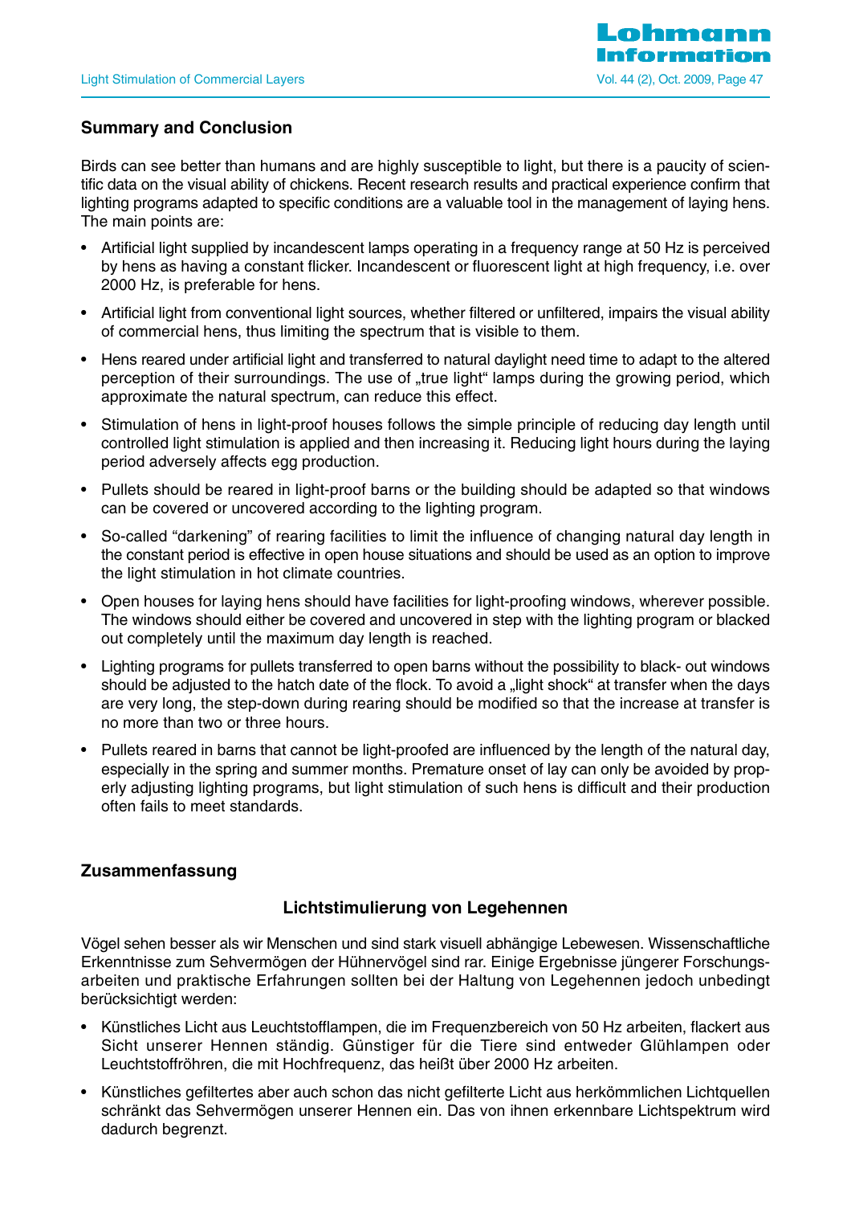## Summary and Conclusion

Birds can see better than humans and are highly susceptible to light, but there is a paucity of scientific data on the visual ability of chickens. Recent research results and practical experience confirm that lighting programs adapted to specific conditions are a valuable tool in the management of laying hens. The main points are:

- Artificial light supplied by incandescent lamps operating in a frequency range at 50 Hz is perceived by hens as having a constant flicker. Incandescent or fluorescent light at high frequency, i.e. over 2000 Hz, is preferable for hens.
- Artificial light from conventional light sources, whether filtered or unfiltered, impairs the visual ability of commercial hens, thus limiting the spectrum that is visible to them.
- Hens reared under artificial light and transferred to natural daylight need time to adapt to the altered perception of their surroundings. The use of „true light" lamps during the growing period, which approximate the natural spectrum, can reduce this effect.
- Stimulation of hens in light-proof houses follows the simple principle of reducing day length until controlled light stimulation is applied and then increasing it. Reducing light hours during the laying period adversely affects egg production.
- Pullets should be reared in light-proof barns or the building should be adapted so that windows can be covered or uncovered according to the lighting program.
- So-called "darkening" of rearing facilities to limit the influence of changing natural day length in the constant period is effective in open house situations and should be used as an option to improve the light stimulation in hot climate countries.
- Open houses for laying hens should have facilities for light-proofing windows, wherever possible. The windows should either be covered and uncovered in step with the lighting program or blacked out completely until the maximum day length is reached.
- Lighting programs for pullets transferred to open barns without the possibility to black- out windows should be adjusted to the hatch date of the flock. To avoid a „light shock" at transfer when the days are very long, the step-down during rearing should be modified so that the increase at transfer is no more than two or three hours.
- Pullets reared in barns that cannot be light-proofed are influenced by the length of the natural day, especially in the spring and summer months. Premature onset of lay can only be avoided by properly adjusting lighting programs, but light stimulation of such hens is difficult and their production often fails to meet standards.

## Zusammenfassung

### Lichtstimulierung von Legehennen

Vögel sehen besser als wir Menschen und sind stark visuell abhängige Lebewesen. Wissenschaftliche Erkenntnisse zum Sehvermögen der Hühnervögel sind rar. Einige Ergebnisse jüngerer Forschungsarbeiten und praktische Erfahrungen sollten bei der Haltung von Legehennen jedoch unbedingt berücksichtigt werden:

- Künstliches Licht aus Leuchtstofflampen, die im Frequenzbereich von 50 Hz arbeiten, flackert aus Sicht unserer Hennen ständig. Günstiger für die Tiere sind entweder Glühlampen oder Leuchtstoffröhren, die mit Hochfrequenz, das heißt über 2000 Hz arbeiten.
- Künstliches gefiltertes aber auch schon das nicht gefilterte Licht aus herkömmlichen Lichtquellen schränkt das Sehvermögen unserer Hennen ein. Das von ihnen erkennbare Lichtspektrum wird dadurch begrenzt.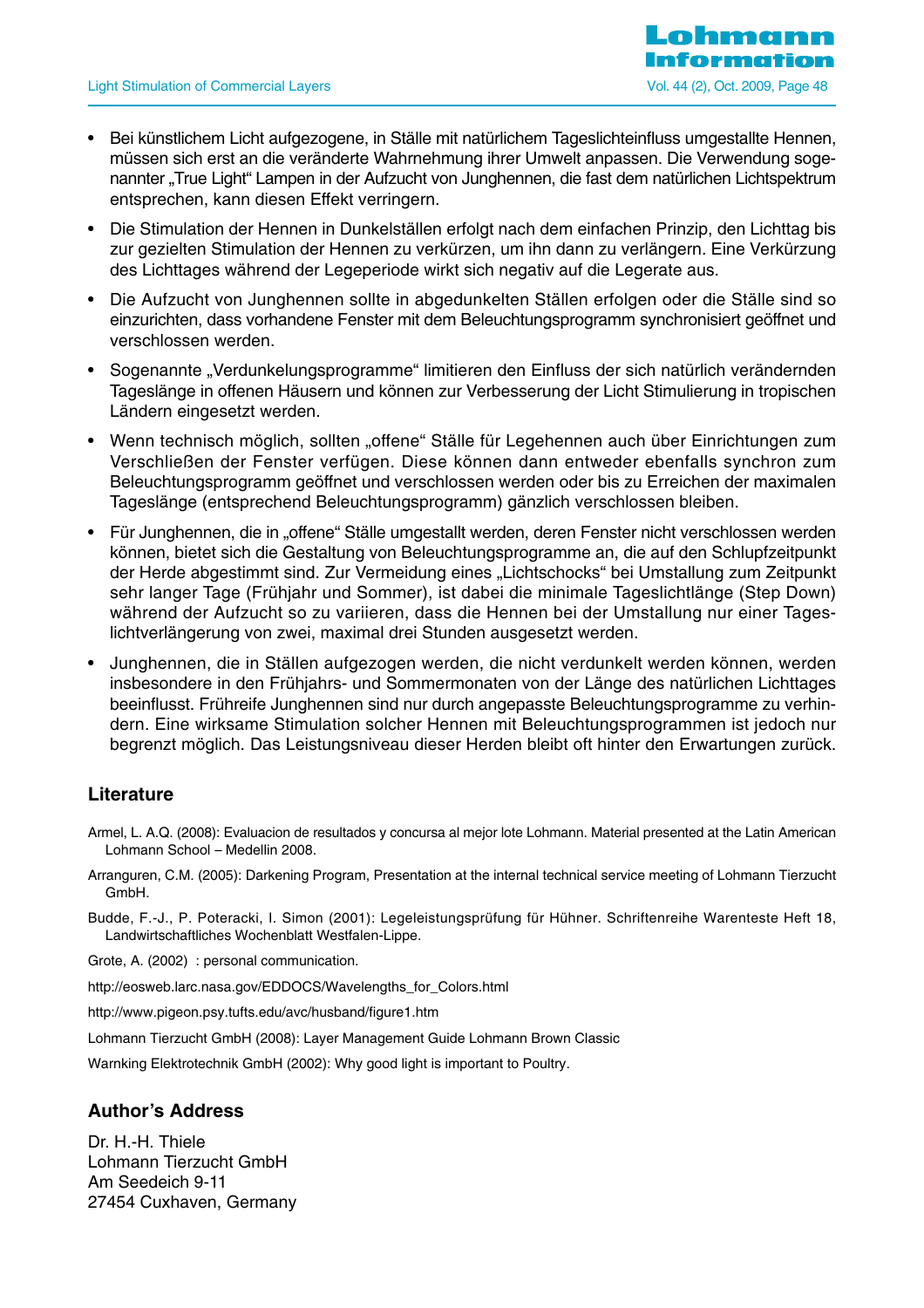- Bei künstlichem Licht aufgezogene, in Ställe mit natürlichem Tageslichteinfluss umgestallte Hennen, müssen sich erst an die veränderte Wahrnehmung ihrer Umwelt anpassen. Die Verwendung sogenannter „True Light" Lampen in der Aufzucht von Junghennen, die fast dem natürlichen Lichtspektrum entsprechen, kann diesen Effekt verringern.
- Die Stimulation der Hennen in Dunkelställen erfolgt nach dem einfachen Prinzip, den Lichttag bis zur gezielten Stimulation der Hennen zu verkürzen, um ihn dann zu verlängern. Eine Verkürzung des Lichttages während der Legeperiode wirkt sich negativ auf die Legerate aus.
- Die Aufzucht von Junghennen sollte in abgedunkelten Ställen erfolgen oder die Ställe sind so einzurichten, dass vorhandene Fenster mit dem Beleuchtungsprogramm synchronisiert geöffnet und verschlossen werden.
- Sogenannte „Verdunkelungsprogramme" limitieren den Einfluss der sich natürlich verändernden Tageslänge in offenen Häusern und können zur Verbesserung der Licht Stimulierung in tropischen Ländern eingesetzt werden.
- Wenn technisch möglich, sollten „offene" Ställe für Legehennen auch über Einrichtungen zum Verschließen der Fenster verfügen. Diese können dann entweder ebenfalls synchron zum Beleuchtungsprogramm geöffnet und verschlossen werden oder bis zu Erreichen der maximalen Tageslänge (entsprechend Beleuchtungsprogramm) gänzlich verschlossen bleiben.
- Für Junghennen, die in „offene" Ställe umgestallt werden, deren Fenster nicht verschlossen werden können, bietet sich die Gestaltung von Beleuchtungsprogramme an, die auf den Schlupfzeitpunkt der Herde abgestimmt sind. Zur Vermeidung eines „Lichtschocks" bei Umstallung zum Zeitpunkt sehr langer Tage (Frühjahr und Sommer), ist dabei die minimale Tageslichtlänge (Step Down) während der Aufzucht so zu variieren, dass die Hennen bei der Umstallung nur einer Tageslichtverlängerung von zwei, maximal drei Stunden ausgesetzt werden.
- Junghennen, die in Ställen aufgezogen werden, die nicht verdunkelt werden können, werden insbesondere in den Frühjahrs- und Sommermonaten von der Länge des natürlichen Lichttages beeinflusst. Frühreife Junghennen sind nur durch angepasste Beleuchtungsprogramme zu verhindern. Eine wirksame Stimulation solcher Hennen mit Beleuchtungsprogrammen ist jedoch nur begrenzt möglich. Das Leistungsniveau dieser Herden bleibt oft hinter den Erwartungen zurück.

## Literature

Armel, L. A.Q. (2008): Evaluacion de resultados y concursa al mejor lote Lohmann. Material presented at the Latin American Lohmann School – Medellin 2008.

Arranguren, C.M. (2005): Darkening Program, Presentation at the internal technical service meeting of Lohmann Tierzucht GmbH.

Budde, F.-J., P. Poteracki, I. Simon (2001): Legeleistungsprüfung für Hühner. Schriftenreihe Warenteste Heft 18, Landwirtschaftliches Wochenblatt Westfalen-Lippe.

Grote, A. (2002) : personal communication.

http://eosweb.larc.nasa.gov/EDDOCS/Wavelengths_for_Colors.html

http://www.pigeon.psy.tufts.edu/avc/husband/figure1.htm

Lohmann Tierzucht GmbH (2008): Layer Management Guide Lohmann Brown Classic

Warnking Elektrotechnik GmbH (2002): Why good light is important to Poultry.

## Author's Address

Dr. H.-H. Thiele
Lohmann Tierzucht GmbH
Am Seedeich 9-11
27454 Cuxhaven, Germany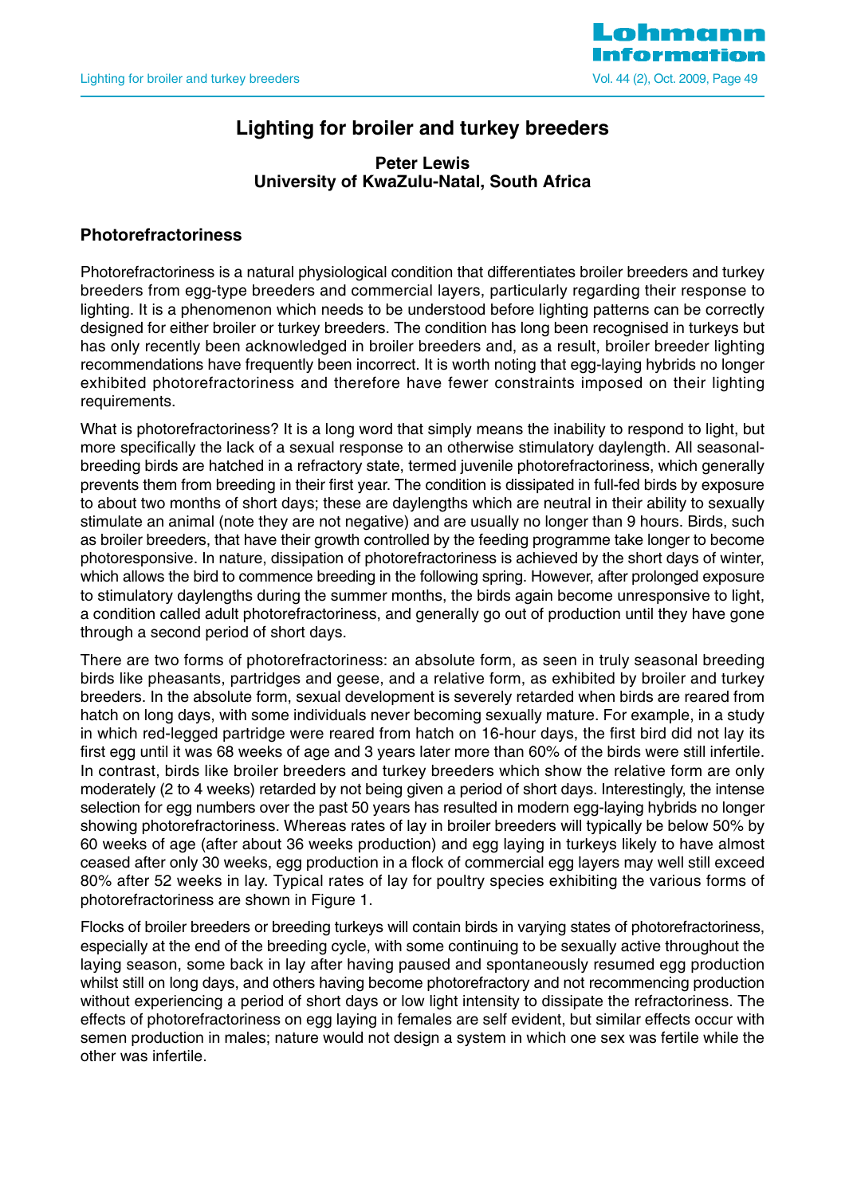# Lighting for broiler and turkey breeders

**Peter Lewis**
**University of KwaZulu-Natal, South Africa**

## Photorefractoriness

Photorefractoriness is a natural physiological condition that differentiates broiler breeders and turkey breeders from egg-type breeders and commercial layers, particularly regarding their response to lighting. It is a phenomenon which needs to be understood before lighting patterns can be correctly designed for either broiler or turkey breeders. The condition has long been recognised in turkeys but has only recently been acknowledged in broiler breeders and, as a result, broiler breeder lighting recommendations have frequently been incorrect. It is worth noting that egg-laying hybrids no longer exhibited photorefractoriness and therefore have fewer constraints imposed on their lighting requirements.

What is photorefractoriness? It is a long word that simply means the inability to respond to light, but more specifically the lack of a sexual response to an otherwise stimulatory daylength. All seasonal-breeding birds are hatched in a refractory state, termed juvenile photorefractoriness, which generally prevents them from breeding in their first year. The condition is dissipated in full-fed birds by exposure to about two months of short days; these are daylengths which are neutral in their ability to sexually stimulate an animal (note they are not negative) and are usually no longer than 9 hours. Birds, such as broiler breeders, that have their growth controlled by the feeding programme take longer to become photoresponsive. In nature, dissipation of photorefractoriness is achieved by the short days of winter, which allows the bird to commence breeding in the following spring. However, after prolonged exposure to stimulatory daylengths during the summer months, the birds again become unresponsive to light, a condition called adult photorefractoriness, and generally go out of production until they have gone through a second period of short days.

There are two forms of photorefractoriness: an absolute form, as seen in truly seasonal breeding birds like pheasants, partridges and geese, and a relative form, as exhibited by broiler and turkey breeders. In the absolute form, sexual development is severely retarded when birds are reared from hatch on long days, with some individuals never becoming sexually mature. For example, in a study in which red-legged partridge were reared from hatch on 16-hour days, the first bird did not lay its first egg until it was 68 weeks of age and 3 years later more than 60% of the birds were still infertile. In contrast, birds like broiler breeders and turkey breeders which show the relative form are only moderately (2 to 4 weeks) retarded by not being given a period of short days. Interestingly, the intense selection for egg numbers over the past 50 years has resulted in modern egg-laying hybrids no longer showing photorefractoriness. Whereas rates of lay in broiler breeders will typically be below 50% by 60 weeks of age (after about 36 weeks production) and egg laying in turkeys likely to have almost ceased after only 30 weeks, egg production in a flock of commercial egg layers may well still exceed 80% after 52 weeks in lay. Typical rates of lay for poultry species exhibiting the various forms of photorefractoriness are shown in Figure 1.

Flocks of broiler breeders or breeding turkeys will contain birds in varying states of photorefractoriness, especially at the end of the breeding cycle, with some continuing to be sexually active throughout the laying season, some back in lay after having paused and spontaneously resumed egg production whilst still on long days, and others having become photorefractory and not recommencing production without experiencing a period of short days or low light intensity to dissipate the refractoriness. The effects of photorefractoriness on egg laying in females are self evident, but similar effects occur with semen production in males; nature would not design a system in which one sex was fertile while the other was infertile.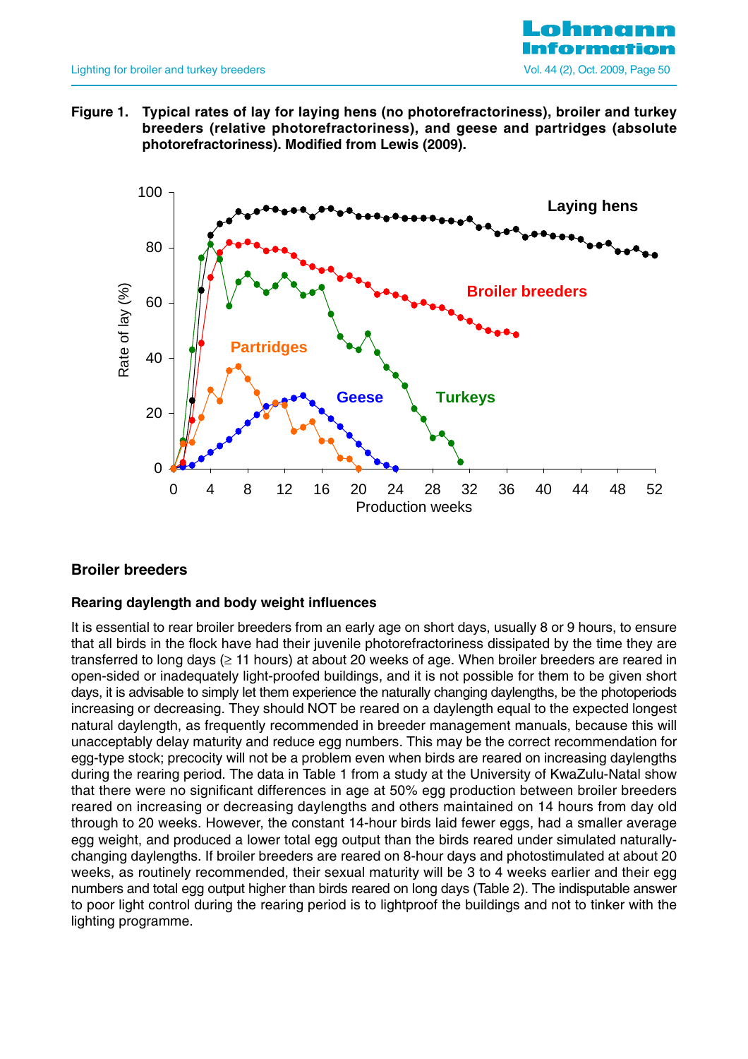**Figure 1. Typical rates of lay for laying hens (no photorefractoriness), broiler and turkey breeders (relative photorefractoriness), and geese and partridges (absolute photorefractoriness). Modified from Lewis (2009).**

## Broiler breeders

### Rearing daylength and body weight influences

It is essential to rear broiler breeders from an early age on short days, usually 8 or 9 hours, to ensure that all birds in the flock have had their juvenile photorefractoriness dissipated by the time they are transferred to long days (≥ 11 hours) at about 20 weeks of age. When broiler breeders are reared in open-sided or inadequately light-proofed buildings, and it is not possible for them to be given short days, it is advisable to simply let them experience the naturally changing daylengths, be the photoperiods increasing or decreasing. They should NOT be reared on a daylength equal to the expected longest natural daylength, as frequently recommended in breeder management manuals, because this will unacceptably delay maturity and reduce egg numbers. This may be the correct recommendation for egg-type stock; precocity will not be a problem even when birds are reared on increasing daylengths during the rearing period. The data in Table 1 from a study at the University of KwaZulu-Natal show that there were no significant differences in age at 50% egg production between broiler breeders reared on increasing or decreasing daylengths and others maintained on 14 hours from day old through to 20 weeks. However, the constant 14-hour birds laid fewer eggs, had a smaller average egg weight, and produced a lower total egg output than the birds reared under simulated naturally-changing daylengths. If broiler breeders are reared on 8-hour days and photostimulated at about 20 weeks, as routinely recommended, their sexual maturity will be 3 to 4 weeks earlier and their egg numbers and total egg output higher than birds reared on long days (Table 2). The indisputable answer to poor light control during the rearing period is to lightproof the buildings and not to tinker with the lighting programme.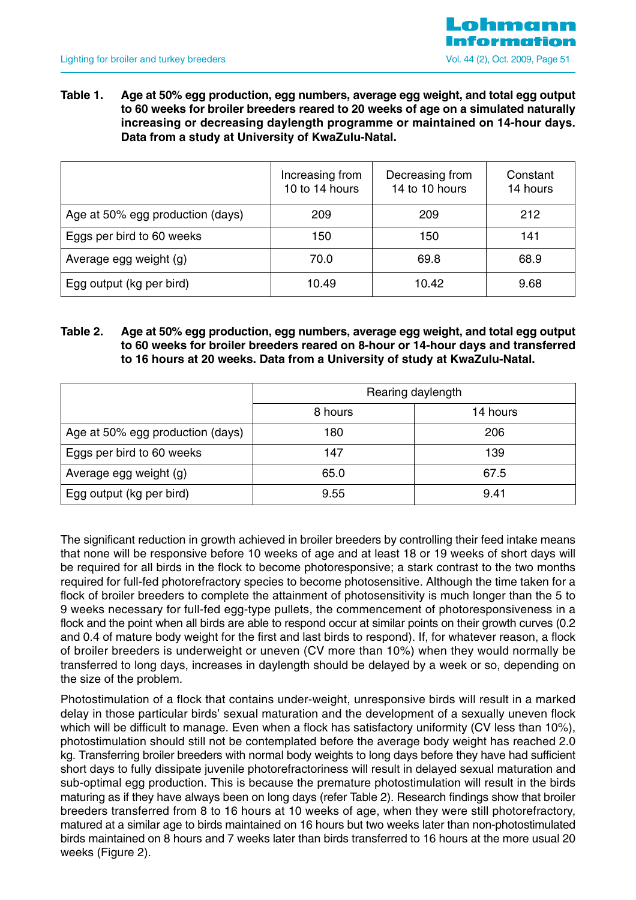**Table 1. Age at 50% egg production, egg numbers, average egg weight, and total egg output to 60 weeks for broiler breeders reared to 20 weeks of age on a simulated naturally increasing or decreasing daylength programme or maintained on 14-hour days. Data from a study at University of KwaZulu-Natal.**

| | Increasing from 10 to 14 hours | Decreasing from 14 to 10 hours | Constant 14 hours |
|---|---|---|---|
| Age at 50% egg production (days) | 209 | 209 | 212 |
| Eggs per bird to 60 weeks | 150 | 150 | 141 |
| Average egg weight (g) | 70.0 | 69.8 | 68.9 |
| Egg output (kg per bird) | 10.49 | 10.42 | 9.68 |

**Table 2. Age at 50% egg production, egg numbers, average egg weight, and total egg output to 60 weeks for broiler breeders reared on 8-hour or 14-hour days and transferred to 16 hours at 20 weeks. Data from a University of study at KwaZulu-Natal.**

| | Rearing daylength | |
|---|---|---|
| | 8 hours | 14 hours |
| Age at 50% egg production (days) | 180 | 206 |
| Eggs per bird to 60 weeks | 147 | 139 |
| Average egg weight (g) | 65.0 | 67.5 |
| Egg output (kg per bird) | 9.55 | 9.41 |

The significant reduction in growth achieved in broiler breeders by controlling their feed intake means that none will be responsive before 10 weeks of age and at least 18 or 19 weeks of short days will be required for all birds in the flock to become photoresponsive; a stark contrast to the two months required for full-fed photorefractory species to become photosensitive. Although the time taken for a flock of broiler breeders to complete the attainment of photosensitivity is much longer than the 5 to 9 weeks necessary for full-fed egg-type pullets, the commencement of photoresponsiveness in a flock and the point when all birds are able to respond occur at similar points on their growth curves (0.2 and 0.4 of mature body weight for the first and last birds to respond). If, for whatever reason, a flock of broiler breeders is underweight or uneven (CV more than 10%) when they would normally be transferred to long days, increases in daylength should be delayed by a week or so, depending on the size of the problem.

Photostimulation of a flock that contains under-weight, unresponsive birds will result in a marked delay in those particular birds' sexual maturation and the development of a sexually uneven flock which will be difficult to manage. Even when a flock has satisfactory uniformity (CV less than 10%), photostimulation should still not be contemplated before the average body weight has reached 2.0 kg. Transferring broiler breeders with normal body weights to long days before they have had sufficient short days to fully dissipate juvenile photorefractoriness will result in delayed sexual maturation and sub-optimal egg production. This is because the premature photostimulation will result in the birds maturing as if they have always been on long days (refer Table 2). Research findings show that broiler breeders transferred from 8 to 16 hours at 10 weeks of age, when they were still photorefractory, matured at a similar age to birds maintained on 16 hours but two weeks later than non-photostimulated birds maintained on 8 hours and 7 weeks later than birds transferred to 16 hours at the more usual 20 weeks (Figure 2).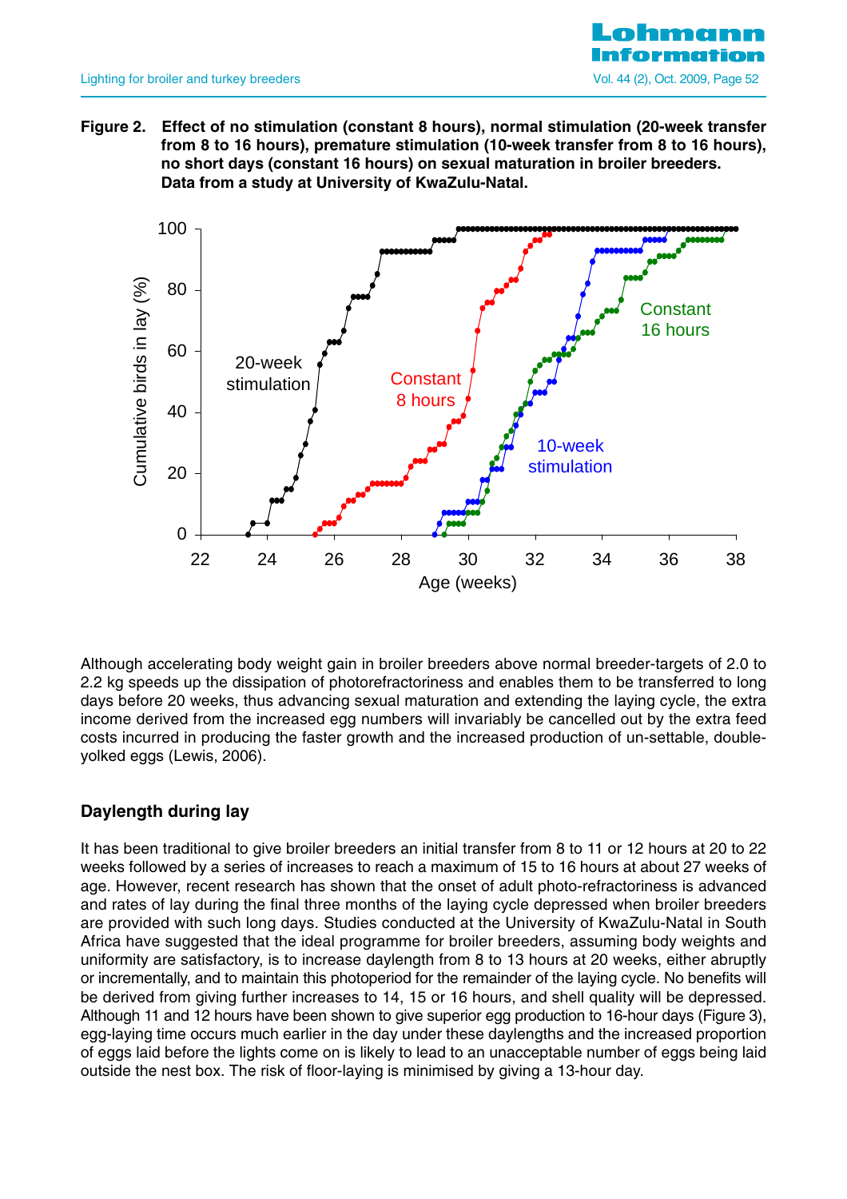**Figure 2.** **Effect of no stimulation (constant 8 hours), normal stimulation (20-week transfer from 8 to 16 hours), premature stimulation (10-week transfer from 8 to 16 hours), no short days (constant 16 hours) on sexual maturation in broiler breeders. Data from a study at University of KwaZulu-Natal.**

Although accelerating body weight gain in broiler breeders above normal breeder-targets of 2.0 to 2.2 kg speeds up the dissipation of photorefractoriness and enables them to be transferred to long days before 20 weeks, thus advancing sexual maturation and extending the laying cycle, the extra income derived from the increased egg numbers will invariably be cancelled out by the extra feed costs incurred in producing the faster growth and the increased production of un-settable, double-yolked eggs (Lewis, 2006).

## Daylength during lay

It has been traditional to give broiler breeders an initial transfer from 8 to 11 or 12 hours at 20 to 22 weeks followed by a series of increases to reach a maximum of 15 to 16 hours at about 27 weeks of age. However, recent research has shown that the onset of adult photo-refractoriness is advanced and rates of lay during the final three months of the laying cycle depressed when broiler breeders are provided with such long days. Studies conducted at the University of KwaZulu-Natal in South Africa have suggested that the ideal programme for broiler breeders, assuming body weights and uniformity are satisfactory, is to increase daylength from 8 to 13 hours at 20 weeks, either abruptly or incrementally, and to maintain this photoperiod for the remainder of the laying cycle. No benefits will be derived from giving further increases to 14, 15 or 16 hours, and shell quality will be depressed. Although 11 and 12 hours have been shown to give superior egg production to 16-hour days (Figure 3), egg-laying time occurs much earlier in the day under these daylengths and the increased proportion of eggs laid before the lights come on is likely to lead to an unacceptable number of eggs being laid outside the nest box. The risk of floor-laying is minimised by giving a 13-hour day.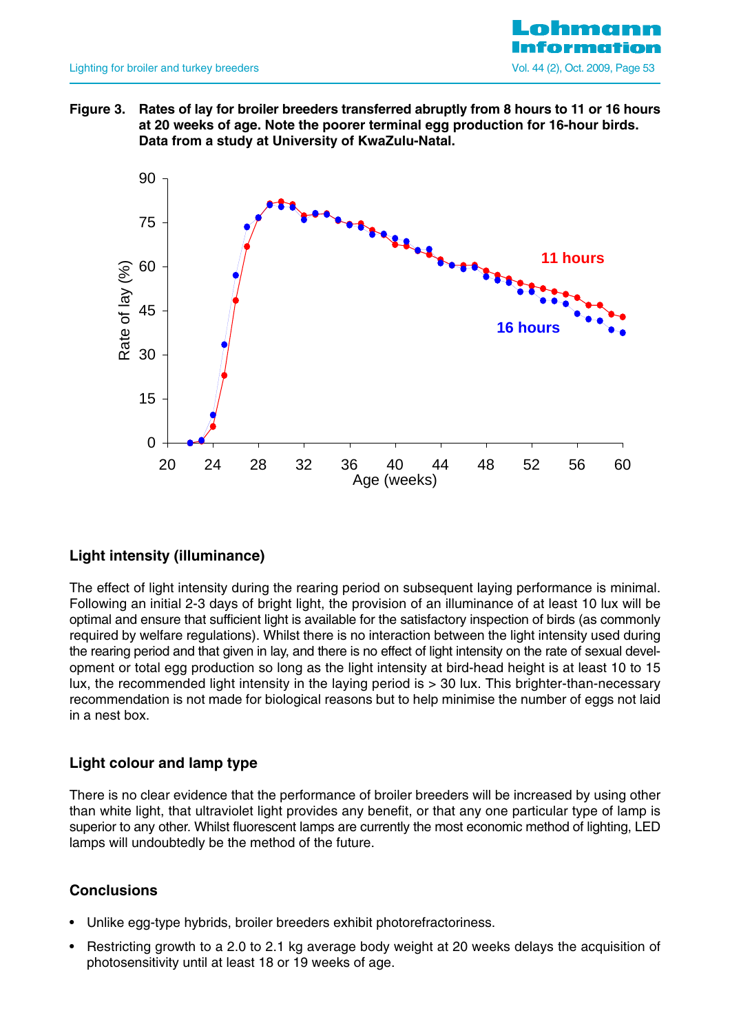**Figure 3. Rates of lay for broiler breeders transferred abruptly from 8 hours to 11 or 16 hours at 20 weeks of age. Note the poorer terminal egg production for 16-hour birds. Data from a study at University of KwaZulu-Natal.**

## Light intensity (illuminance)

The effect of light intensity during the rearing period on subsequent laying performance is minimal. Following an initial 2-3 days of bright light, the provision of an illuminance of at least 10 lux will be optimal and ensure that sufficient light is available for the satisfactory inspection of birds (as commonly required by welfare regulations). Whilst there is no interaction between the light intensity used during the rearing period and that given in lay, and there is no effect of light intensity on the rate of sexual development or total egg production so long as the light intensity at bird-head height is at least 10 to 15 lux, the recommended light intensity in the laying period is > 30 lux. This brighter-than-necessary recommendation is not made for biological reasons but to help minimise the number of eggs not laid in a nest box.

## Light colour and lamp type

There is no clear evidence that the performance of broiler breeders will be increased by using other than white light, that ultraviolet light provides any benefit, or that any one particular type of lamp is superior to any other. Whilst fluorescent lamps are currently the most economic method of lighting, LED lamps will undoubtedly be the method of the future.

## Conclusions

- Unlike egg-type hybrids, broiler breeders exhibit photorefractoriness.
- Restricting growth to a 2.0 to 2.1 kg average body weight at 20 weeks delays the acquisition of photosensitivity until at least 18 or 19 weeks of age.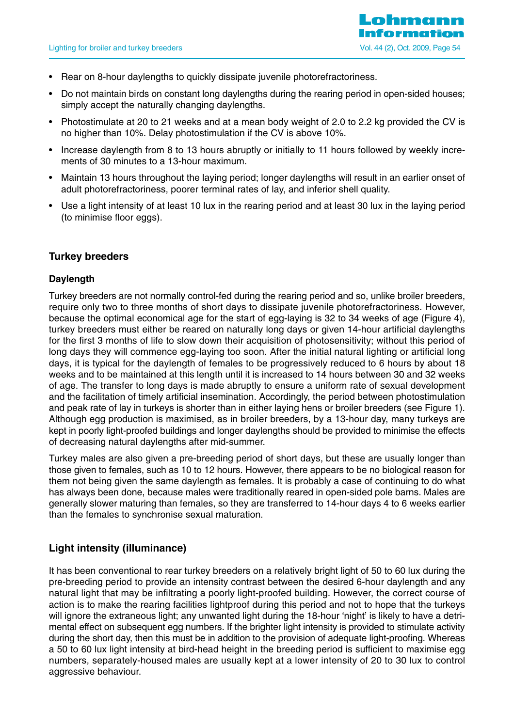- Rear on 8-hour daylengths to quickly dissipate juvenile photorefractoriness.
- Do not maintain birds on constant long daylengths during the rearing period in open-sided houses; simply accept the naturally changing daylengths.
- Photostimulate at 20 to 21 weeks and at a mean body weight of 2.0 to 2.2 kg provided the CV is no higher than 10%. Delay photostimulation if the CV is above 10%.
- Increase daylength from 8 to 13 hours abruptly or initially to 11 hours followed by weekly increments of 30 minutes to a 13-hour maximum.
- Maintain 13 hours throughout the laying period; longer daylengths will result in an earlier onset of adult photorefractoriness, poorer terminal rates of lay, and inferior shell quality.
- Use a light intensity of at least 10 lux in the rearing period and at least 30 lux in the laying period (to minimise floor eggs).

## Turkey breeders

### Daylength

Turkey breeders are not normally control-fed during the rearing period and so, unlike broiler breeders, require only two to three months of short days to dissipate juvenile photorefractoriness. However, because the optimal economical age for the start of egg-laying is 32 to 34 weeks of age (Figure 4), turkey breeders must either be reared on naturally long days or given 14-hour artificial daylengths for the first 3 months of life to slow down their acquisition of photosensitivity; without this period of long days they will commence egg-laying too soon. After the initial natural lighting or artificial long days, it is typical for the daylength of females to be progressively reduced to 6 hours by about 18 weeks and to be maintained at this length until it is increased to 14 hours between 30 and 32 weeks of age. The transfer to long days is made abruptly to ensure a uniform rate of sexual development and the facilitation of timely artificial insemination. Accordingly, the period between photostimulation and peak rate of lay in turkeys is shorter than in either laying hens or broiler breeders (see Figure 1). Although egg production is maximised, as in broiler breeders, by a 13-hour day, many turkeys are kept in poorly light-proofed buildings and longer daylengths should be provided to minimise the effects of decreasing natural daylengths after mid-summer.

Turkey males are also given a pre-breeding period of short days, but these are usually longer than those given to females, such as 10 to 12 hours. However, there appears to be no biological reason for them not being given the same daylength as females. It is probably a case of continuing to do what has always been done, because males were traditionally reared in open-sided pole barns. Males are generally slower maturing than females, so they are transferred to 14-hour days 4 to 6 weeks earlier than the females to synchronise sexual maturation.

## Light intensity (illuminance)

It has been conventional to rear turkey breeders on a relatively bright light of 50 to 60 lux during the pre-breeding period to provide an intensity contrast between the desired 6-hour daylength and any natural light that may be infiltrating a poorly light-proofed building. However, the correct course of action is to make the rearing facilities lightproof during this period and not to hope that the turkeys will ignore the extraneous light; any unwanted light during the 18-hour 'night' is likely to have a detrimental effect on subsequent egg numbers. If the brighter light intensity is provided to stimulate activity during the short day, then this must be in addition to the provision of adequate light-proofing. Whereas a 50 to 60 lux light intensity at bird-head height in the breeding period is sufficient to maximise egg numbers, separately-housed males are usually kept at a lower intensity of 20 to 30 lux to control aggressive behaviour.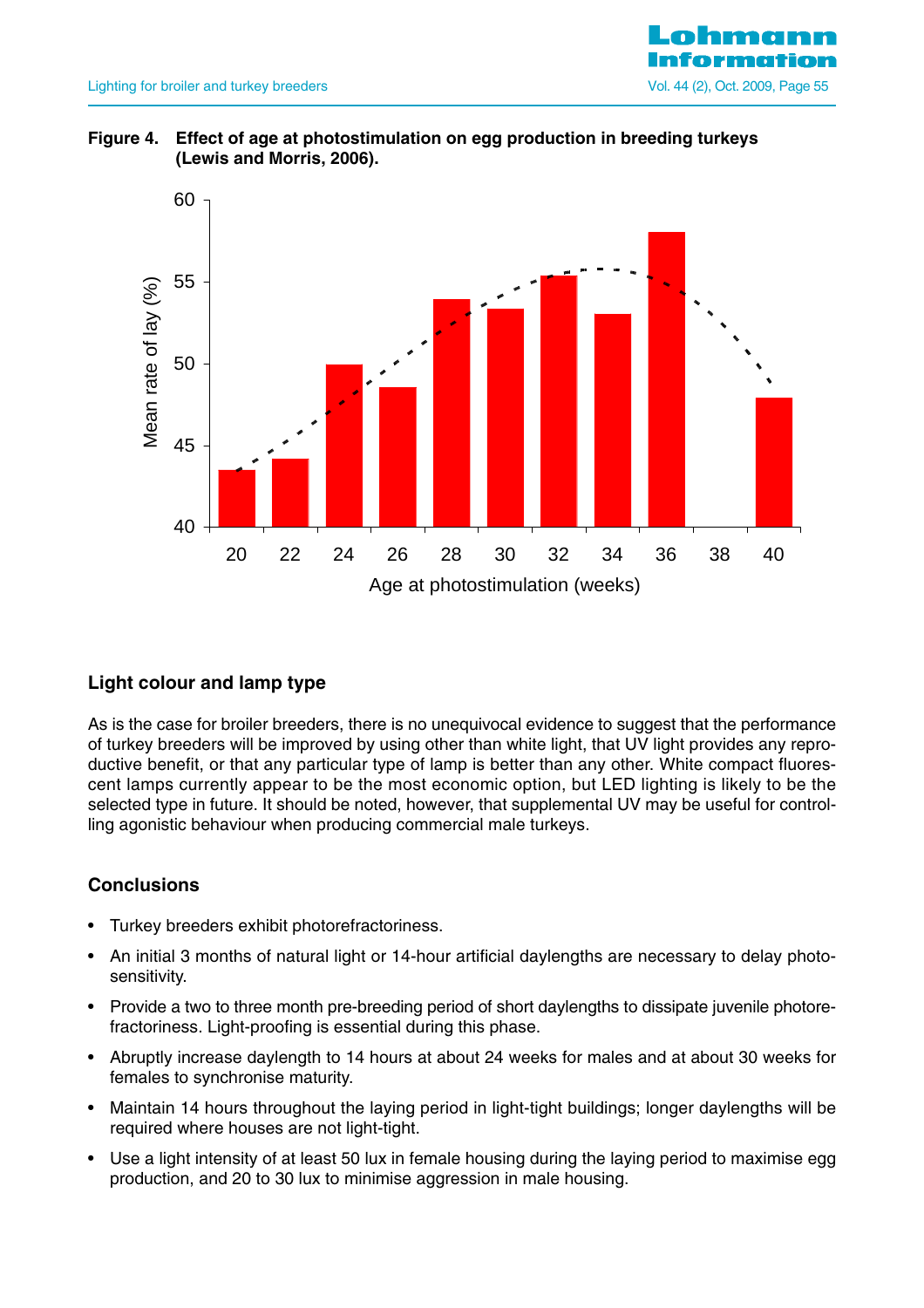**Figure 4. Effect of age at photostimulation on egg production in breeding turkeys (Lewis and Morris, 2006).**

### Light colour and lamp type

As is the case for broiler breeders, there is no unequivocal evidence to suggest that the performance of turkey breeders will be improved by using other than white light, that UV light provides any reproductive benefit, or that any particular type of lamp is better than any other. White compact fluorescent lamps currently appear to be the most economic option, but LED lighting is likely to be the selected type in future. It should be noted, however, that supplemental UV may be useful for controlling agonistic behaviour when producing commercial male turkeys.

### Conclusions

- Turkey breeders exhibit photorefractoriness.
- An initial 3 months of natural light or 14-hour artificial daylengths are necessary to delay photosensitivity.
- Provide a two to three month pre-breeding period of short daylengths to dissipate juvenile photorefractoriness. Light-proofing is essential during this phase.
- Abruptly increase daylength to 14 hours at about 24 weeks for males and at about 30 weeks for females to synchronise maturity.
- Maintain 14 hours throughout the laying period in light-tight buildings; longer daylengths will be required where houses are not light-tight.
- Use a light intensity of at least 50 lux in female housing during the laying period to maximise egg production, and 20 to 30 lux to minimise aggression in male housing.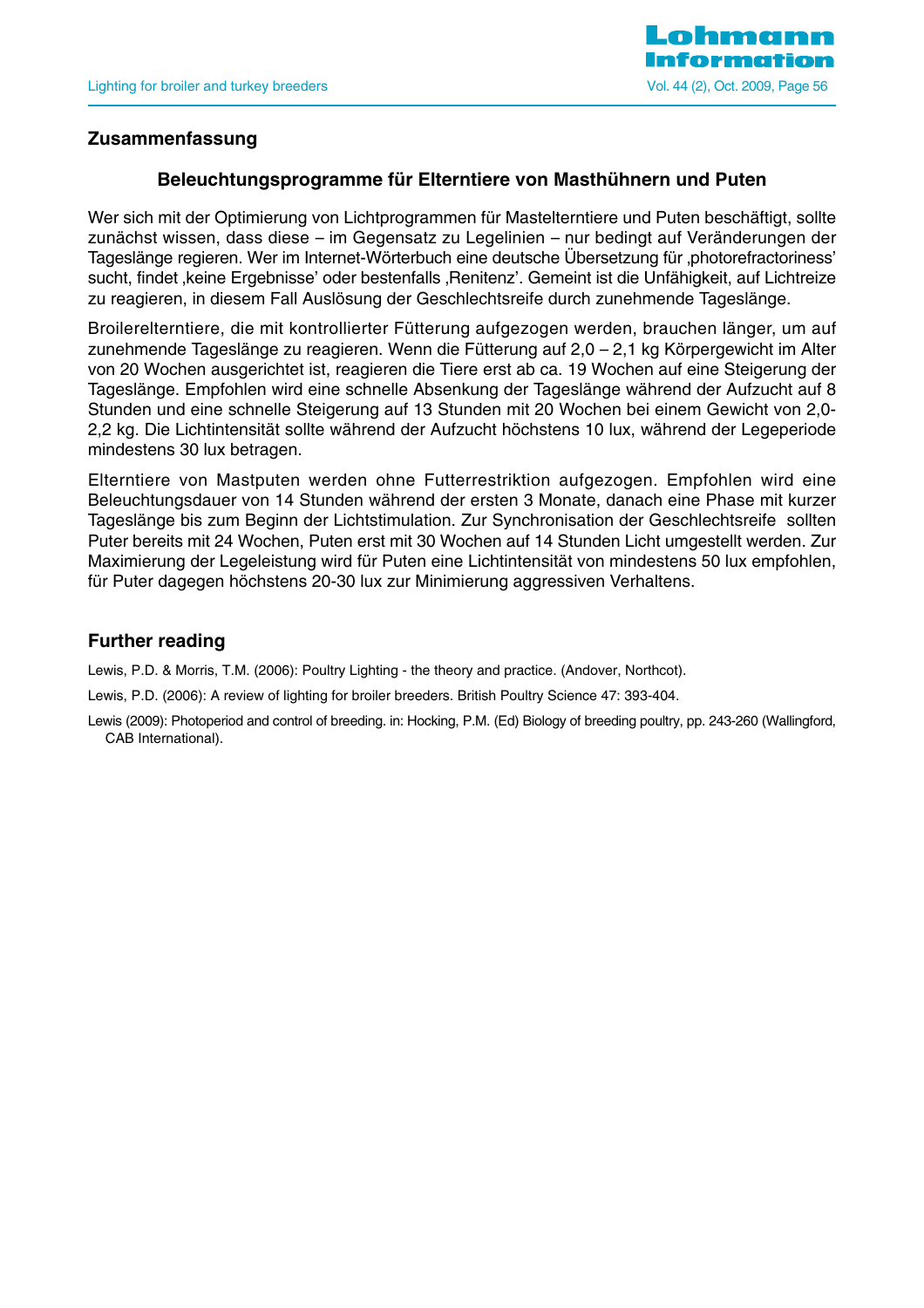## Zusammenfassung

### Beleuchtungsprogramme für Elterntiere von Masthühnern und Puten

Wer sich mit der Optimierung von Lichtprogrammen für Mastelterntiere und Puten beschäftigt, sollte zunächst wissen, dass diese – im Gegensatz zu Legelinien – nur bedingt auf Veränderungen der Tageslänge regieren. Wer im Internet-Wörterbuch eine deutsche Übersetzung für ‚photorefractoriness' sucht, findet ‚keine Ergebnisse' oder bestenfalls ‚Renitenz'. Gemeint ist die Unfähigkeit, auf Lichtreize zu reagieren, in diesem Fall Auslösung der Geschlechtsreife durch zunehmende Tageslänge.

Broilerelterntiere, die mit kontrollierter Fütterung aufgezogen werden, brauchen länger, um auf zunehmende Tageslänge zu reagieren. Wenn die Fütterung auf 2,0 – 2,1 kg Körpergewicht im Alter von 20 Wochen ausgerichtet ist, reagieren die Tiere erst ab ca. 19 Wochen auf eine Steigerung der Tageslänge. Empfohlen wird eine schnelle Absenkung der Tageslänge während der Aufzucht auf 8 Stunden und eine schnelle Steigerung auf 13 Stunden mit 20 Wochen bei einem Gewicht von 2,0-2,2 kg. Die Lichtintensität sollte während der Aufzucht höchstens 10 lux, während der Legeperiode mindestens 30 lux betragen.

Elterntiere von Mastputen werden ohne Futterrestriktion aufgezogen. Empfohlen wird eine Beleuchtungsdauer von 14 Stunden während der ersten 3 Monate, danach eine Phase mit kurzer Tageslänge bis zum Beginn der Lichtstimulation. Zur Synchronisation der Geschlechtsreife sollten Puter bereits mit 24 Wochen, Puten erst mit 30 Wochen auf 14 Stunden Licht umgestellt werden. Zur Maximierung der Legeleistung wird für Puten eine Lichtintensität von mindestens 50 lux empfohlen, für Puter dagegen höchstens 20-30 lux zur Minimierung aggressiven Verhaltens.

## Further reading

Lewis, P.D. & Morris, T.M. (2006): Poultry Lighting - the theory and practice. (Andover, Northcot).

Lewis, P.D. (2006): A review of lighting for broiler breeders. British Poultry Science 47: 393-404.

Lewis (2009): Photoperiod and control of breeding. in: Hocking, P.M. (Ed) Biology of breeding poultry, pp. 243-260 (Wallingford, CAB International).